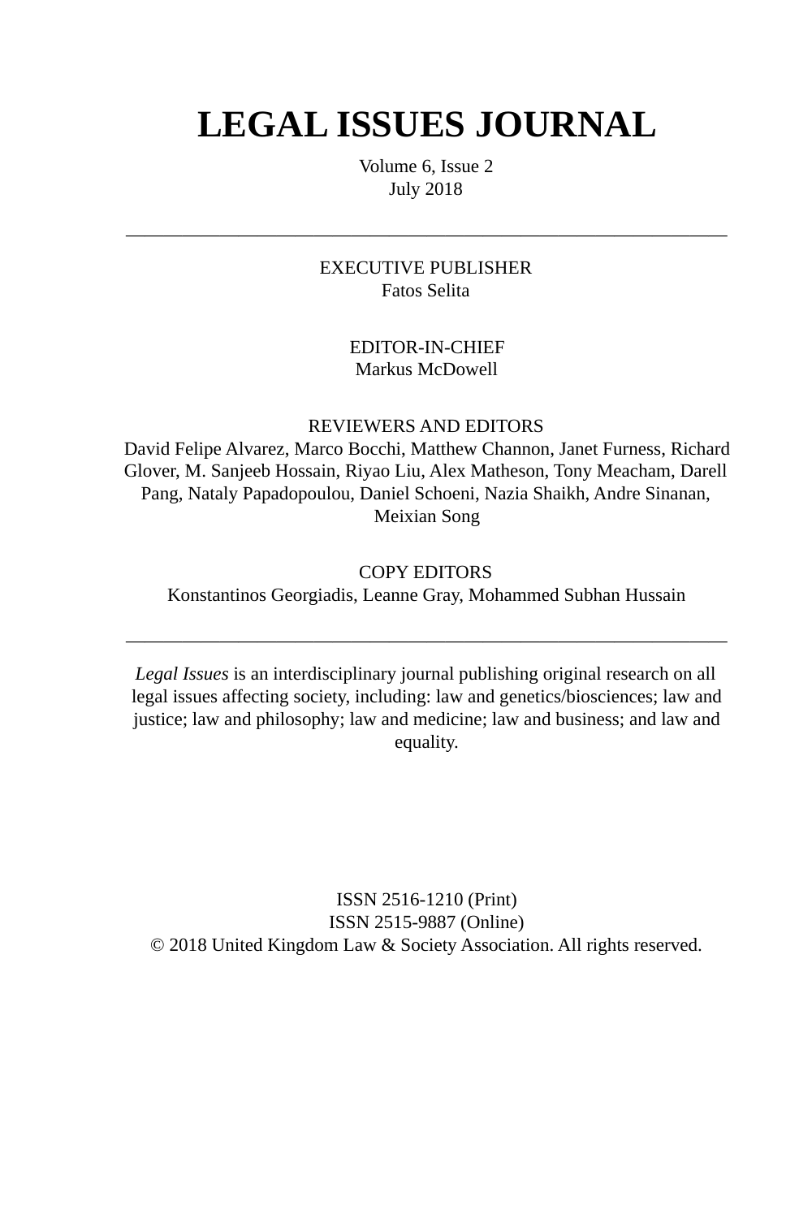# LEGAL ISSUES JOURNAL

Volume 6, Issue 2
July 2018

---

EXECUTIVE PUBLISHER
Fatos Selita

EDITOR-IN-CHIEF
Markus McDowell

REVIEWERS AND EDITORS
David Felipe Alvarez, Marco Bocchi, Matthew Channon, Janet Furness, Richard Glover, M. Sanjeeb Hossain, Riyao Liu, Alex Matheson, Tony Meacham, Darell Pang, Nataly Papadopoulou, Daniel Schoeni, Nazia Shaikh, Andre Sinanan, Meixian Song

COPY EDITORS
Konstantinos Georgiadis, Leanne Gray, Mohammed Subhan Hussain

---

*Legal Issues* is an interdisciplinary journal publishing original research on all legal issues affecting society, including: law and genetics/biosciences; law and justice; law and philosophy; law and medicine; law and business; and law and equality.

ISSN 2516-1210 (Print)
ISSN 2515-9887 (Online)
© 2018 United Kingdom Law & Society Association. All rights reserved.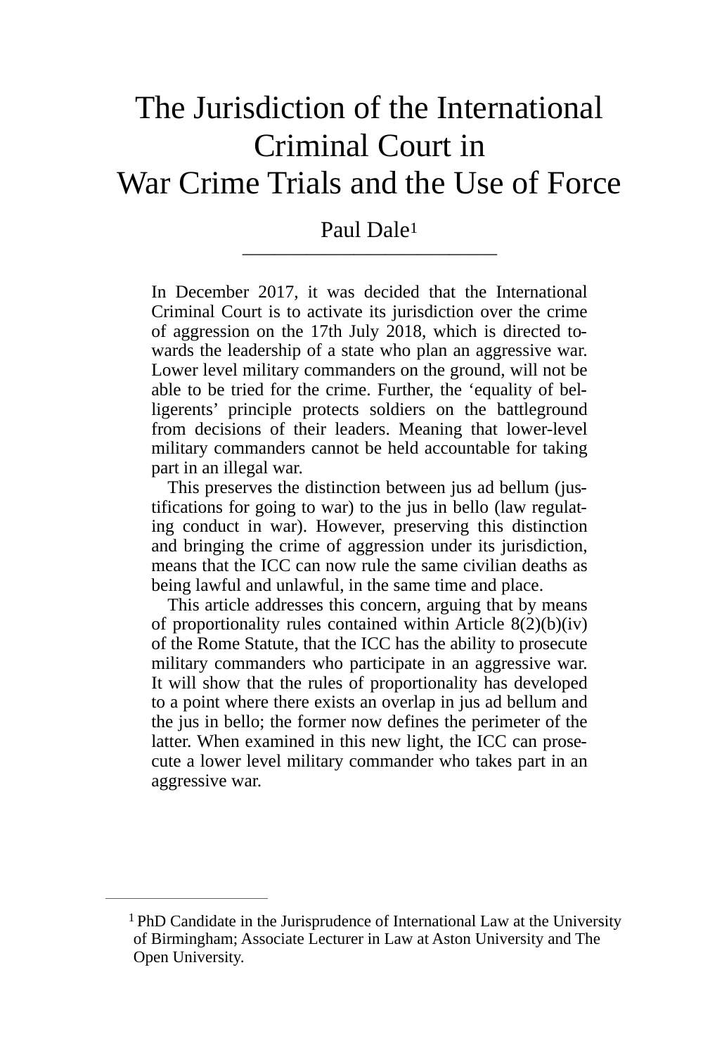# The Jurisdiction of the International Criminal Court in War Crime Trials and the Use of Force

Paul Dale[1]

In December 2017, it was decided that the International Criminal Court is to activate its jurisdiction over the crime of aggression on the 17th July 2018, which is directed towards the leadership of a state who plan an aggressive war. Lower level military commanders on the ground, will not be able to be tried for the crime. Further, the 'equality of belligerents' principle protects soldiers on the battleground from decisions of their leaders. Meaning that lower-level military commanders cannot be held accountable for taking part in an illegal war.

This preserves the distinction between jus ad bellum (justifications for going to war) to the jus in bello (law regulating conduct in war). However, preserving this distinction and bringing the crime of aggression under its jurisdiction, means that the ICC can now rule the same civilian deaths as being lawful and unlawful, in the same time and place.

This article addresses this concern, arguing that by means of proportionality rules contained within Article 8(2)(b)(iv) of the Rome Statute, that the ICC has the ability to prosecute military commanders who participate in an aggressive war. It will show that the rules of proportionality has developed to a point where there exists an overlap in jus ad bellum and the jus in bello; the former now defines the perimeter of the latter. When examined in this new light, the ICC can prosecute a lower level military commander who takes part in an aggressive war.

---

[1] PhD Candidate in the Jurisprudence of International Law at the University of Birmingham; Associate Lecturer in Law at Aston University and The Open University.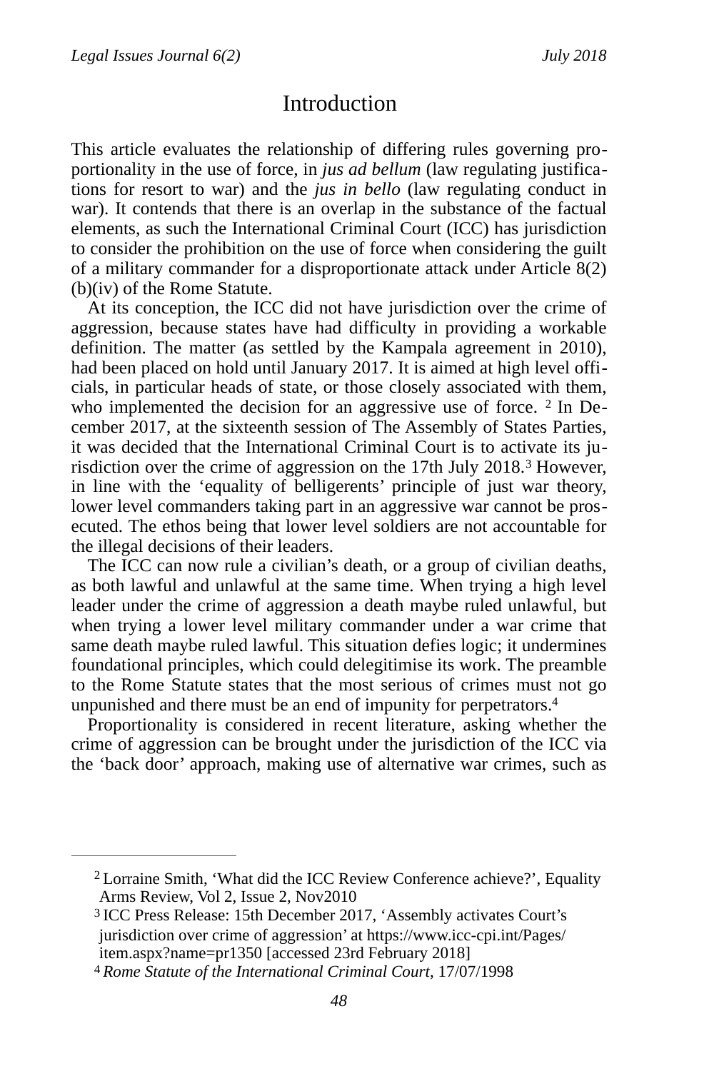# Introduction

This article evaluates the relationship of differing rules governing proportionality in the use of force, in *jus ad bellum* (law regulating justifications for resort to war) and the *jus in bello* (law regulating conduct in war). It contends that there is an overlap in the substance of the factual elements, as such the International Criminal Court (ICC) has jurisdiction to consider the prohibition on the use of force when considering the guilt of a military commander for a disproportionate attack under Article 8(2)(b)(iv) of the Rome Statute.

At its conception, the ICC did not have jurisdiction over the crime of aggression, because states have had difficulty in providing a workable definition. The matter (as settled by the Kampala agreement in 2010), had been placed on hold until January 2017. It is aimed at high level officials, in particular heads of state, or those closely associated with them, who implemented the decision for an aggressive use of force. [2] In December 2017, at the sixteenth session of The Assembly of States Parties, it was decided that the International Criminal Court is to activate its jurisdiction over the crime of aggression on the 17th July 2018.[3] However, in line with the 'equality of belligerents' principle of just war theory, lower level commanders taking part in an aggressive war cannot be prosecuted. The ethos being that lower level soldiers are not accountable for the illegal decisions of their leaders.

The ICC can now rule a civilian's death, or a group of civilian deaths, as both lawful and unlawful at the same time. When trying a high level leader under the crime of aggression a death maybe ruled unlawful, but when trying a lower level military commander under a war crime that same death maybe ruled lawful. This situation defies logic; it undermines foundational principles, which could delegitimise its work. The preamble to the Rome Statute states that the most serious of crimes must not go unpunished and there must be an end of impunity for perpetrators.[4]

Proportionality is considered in recent literature, asking whether the crime of aggression can be brought under the jurisdiction of the ICC via the 'back door' approach, making use of alternative war crimes, such as

---

[2] Lorraine Smith, 'What did the ICC Review Conference achieve?', Equality Arms Review, Vol 2, Issue 2, Nov2010

[3] ICC Press Release: 15th December 2017, 'Assembly activates Court's jurisdiction over crime of aggression' at https://www.icc-cpi.int/Pages/item.aspx?name=pr1350 [accessed 23rd February 2018]

[4] *Rome Statute of the International Criminal Court*, 17/07/1998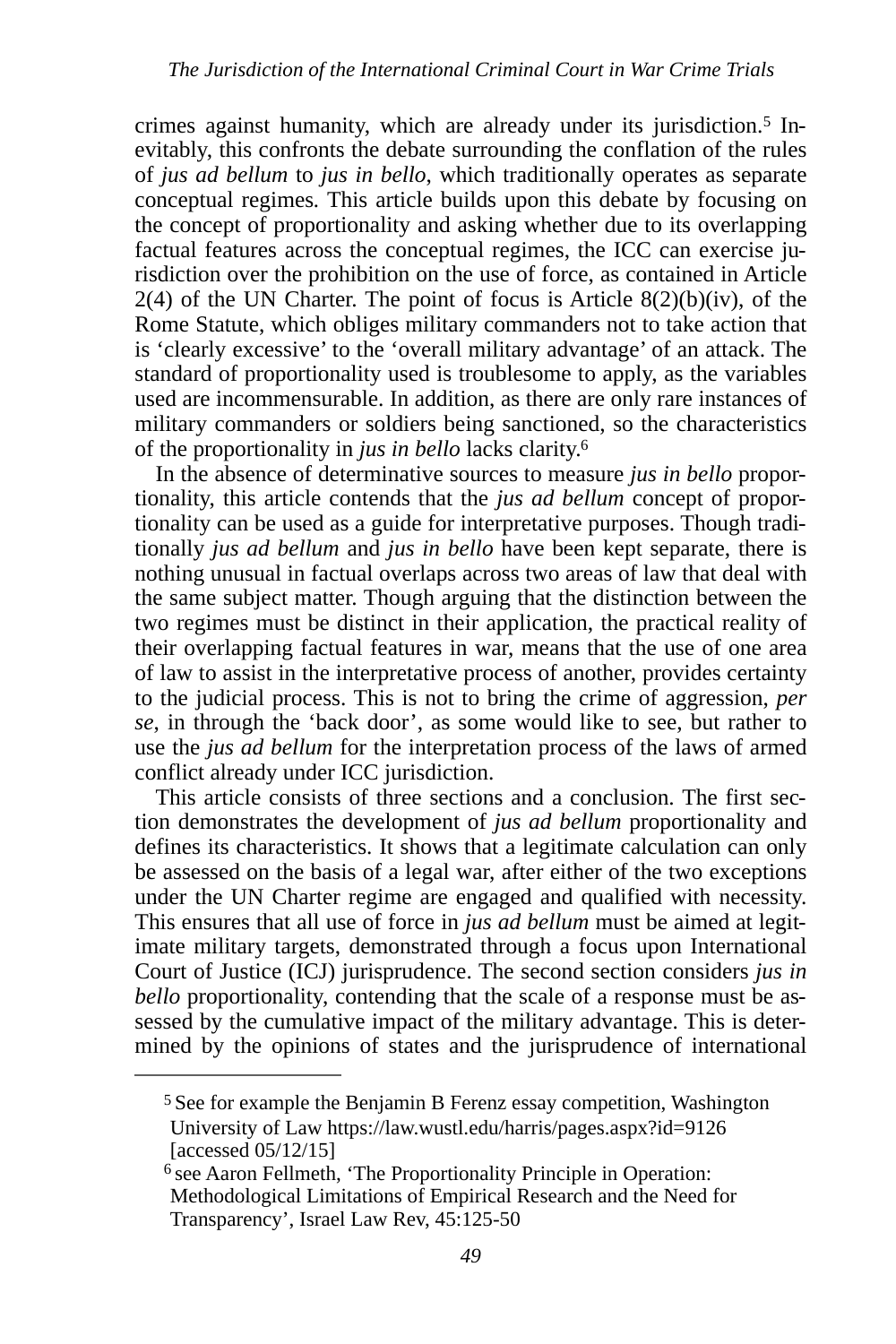crimes against humanity, which are already under its jurisdiction.[5] Inevitably, this confronts the debate surrounding the conflation of the rules of *jus ad bellum* to *jus in bello*, which traditionally operates as separate conceptual regimes. This article builds upon this debate by focusing on the concept of proportionality and asking whether due to its overlapping factual features across the conceptual regimes, the ICC can exercise jurisdiction over the prohibition on the use of force, as contained in Article 2(4) of the UN Charter. The point of focus is Article 8(2)(b)(iv), of the Rome Statute, which obliges military commanders not to take action that is 'clearly excessive' to the 'overall military advantage' of an attack. The standard of proportionality used is troublesome to apply, as the variables used are incommensurable. In addition, as there are only rare instances of military commanders or soldiers being sanctioned, so the characteristics of the proportionality in *jus in bello* lacks clarity.[6]

In the absence of determinative sources to measure *jus in bello* proportionality, this article contends that the *jus ad bellum* concept of proportionality can be used as a guide for interpretative purposes. Though traditionally *jus ad bellum* and *jus in bello* have been kept separate, there is nothing unusual in factual overlaps across two areas of law that deal with the same subject matter. Though arguing that the distinction between the two regimes must be distinct in their application, the practical reality of their overlapping factual features in war, means that the use of one area of law to assist in the interpretative process of another, provides certainty to the judicial process. This is not to bring the crime of aggression, *per se*, in through the 'back door', as some would like to see, but rather to use the *jus ad bellum* for the interpretation process of the laws of armed conflict already under ICC jurisdiction.

This article consists of three sections and a conclusion. The first section demonstrates the development of *jus ad bellum* proportionality and defines its characteristics. It shows that a legitimate calculation can only be assessed on the basis of a legal war, after either of the two exceptions under the UN Charter regime are engaged and qualified with necessity. This ensures that all use of force in *jus ad bellum* must be aimed at legitimate military targets, demonstrated through a focus upon International Court of Justice (ICJ) jurisprudence. The second section considers *jus in bello* proportionality, contending that the scale of a response must be assessed by the cumulative impact of the military advantage. This is determined by the opinions of states and the jurisprudence of international

---

[5] See for example the Benjamin B Ferenz essay competition, Washington University of Law https://law.wustl.edu/harris/pages.aspx?id=9126 [accessed 05/12/15]

[6] see Aaron Fellmeth, 'The Proportionality Principle in Operation: Methodological Limitations of Empirical Research and the Need for Transparency', Israel Law Rev, 45:125-50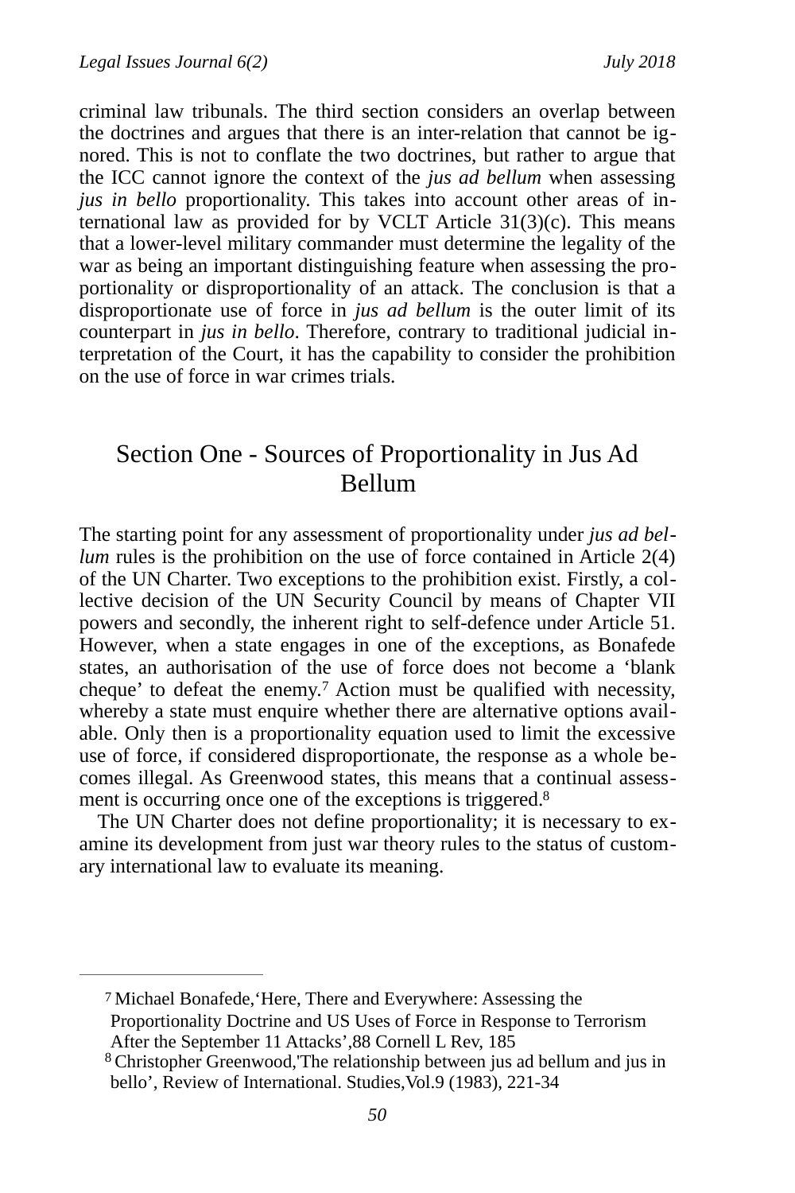criminal law tribunals. The third section considers an overlap between the doctrines and argues that there is an inter-relation that cannot be ignored. This is not to conflate the two doctrines, but rather to argue that the ICC cannot ignore the context of the *jus ad bellum* when assessing *jus in bello* proportionality. This takes into account other areas of international law as provided for by VCLT Article 31(3)(c). This means that a lower-level military commander must determine the legality of the war as being an important distinguishing feature when assessing the proportionality or disproportionality of an attack. The conclusion is that a disproportionate use of force in *jus ad bellum* is the outer limit of its counterpart in *jus in bello*. Therefore, contrary to traditional judicial interpretation of the Court, it has the capability to consider the prohibition on the use of force in war crimes trials.

## Section One - Sources of Proportionality in Jus Ad Bellum

The starting point for any assessment of proportionality under *jus ad bellum* rules is the prohibition on the use of force contained in Article 2(4) of the UN Charter. Two exceptions to the prohibition exist. Firstly, a collective decision of the UN Security Council by means of Chapter VII powers and secondly, the inherent right to self-defence under Article 51. However, when a state engages in one of the exceptions, as Bonafede states, an authorisation of the use of force does not become a 'blank cheque' to defeat the enemy.[7] Action must be qualified with necessity, whereby a state must enquire whether there are alternative options available. Only then is a proportionality equation used to limit the excessive use of force, if considered disproportionate, the response as a whole becomes illegal. As Greenwood states, this means that a continual assessment is occurring once one of the exceptions is triggered.[8]

The UN Charter does not define proportionality; it is necessary to examine its development from just war theory rules to the status of customary international law to evaluate its meaning.

---

[7] Michael Bonafede,'Here, There and Everywhere: Assessing the Proportionality Doctrine and US Uses of Force in Response to Terrorism After the September 11 Attacks',88 Cornell L Rev, 185

[8] Christopher Greenwood,'The relationship between jus ad bellum and jus in bello', Review of International. Studies,Vol.9 (1983), 221-34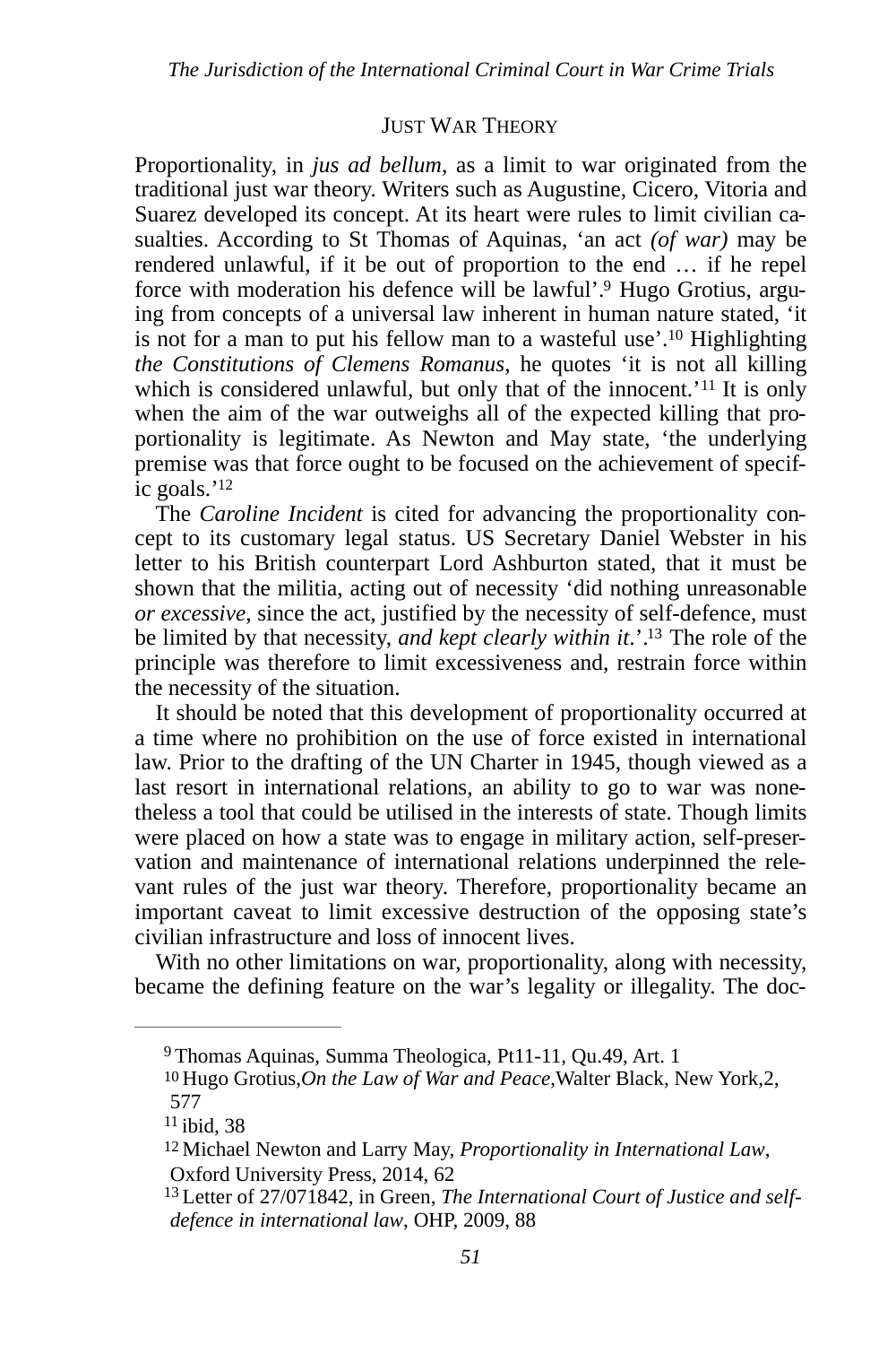## Just War Theory

Proportionality, in *jus ad bellum*, as a limit to war originated from the traditional just war theory. Writers such as Augustine, Cicero, Vitoria and Suarez developed its concept. At its heart were rules to limit civilian casualties. According to St Thomas of Aquinas, 'an act *(of war)* may be rendered unlawful, if it be out of proportion to the end … if he repel force with moderation his defence will be lawful'.[9] Hugo Grotius, arguing from concepts of a universal law inherent in human nature stated, 'it is not for a man to put his fellow man to a wasteful use'.[10] Highlighting *the Constitutions of Clemens Romanus*, he quotes 'it is not all killing which is considered unlawful, but only that of the innocent.'[11] It is only when the aim of the war outweighs all of the expected killing that proportionality is legitimate. As Newton and May state, 'the underlying premise was that force ought to be focused on the achievement of specific goals.'[12]

The *Caroline Incident* is cited for advancing the proportionality concept to its customary legal status. US Secretary Daniel Webster in his letter to his British counterpart Lord Ashburton stated, that it must be shown that the militia, acting out of necessity 'did nothing unreasonable *or excessive*, since the act, justified by the necessity of self-defence, must be limited by that necessity, *and kept clearly within it.*'.[13] The role of the principle was therefore to limit excessiveness and, restrain force within the necessity of the situation.

It should be noted that this development of proportionality occurred at a time where no prohibition on the use of force existed in international law. Prior to the drafting of the UN Charter in 1945, though viewed as a last resort in international relations, an ability to go to war was nonetheless a tool that could be utilised in the interests of state. Though limits were placed on how a state was to engage in military action, self-preservation and maintenance of international relations underpinned the relevant rules of the just war theory. Therefore, proportionality became an important caveat to limit excessive destruction of the opposing state's civilian infrastructure and loss of innocent lives.

With no other limitations on war, proportionality, along with necessity, became the defining feature on the war's legality or illegality. The doc-

---

[9] Thomas Aquinas, Summa Theologica, Pt11-11, Qu.49, Art. 1

[10] Hugo Grotius,*On the Law of War and Peace*,Walter Black, New York,2, 577

[11] ibid, 38

[12] Michael Newton and Larry May, *Proportionality in International Law*, Oxford University Press, 2014, 62

[13] Letter of 27/071842, in Green, *The International Court of Justice and self-defence in international law*, OHP, 2009, 88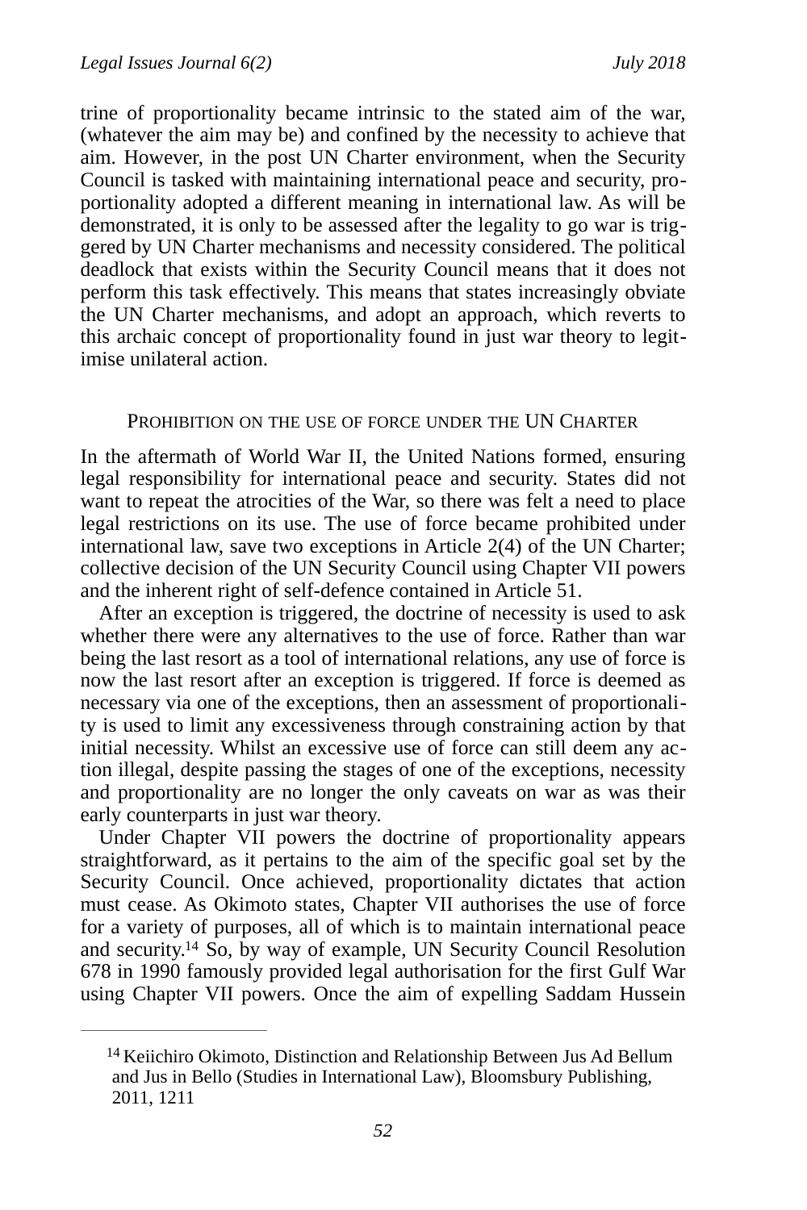trine of proportionality became intrinsic to the stated aim of the war, (whatever the aim may be) and confined by the necessity to achieve that aim. However, in the post UN Charter environment, when the Security Council is tasked with maintaining international peace and security, proportionality adopted a different meaning in international law. As will be demonstrated, it is only to be assessed after the legality to go war is triggered by UN Charter mechanisms and necessity considered. The political deadlock that exists within the Security Council means that it does not perform this task effectively. This means that states increasingly obviate the UN Charter mechanisms, and adopt an approach, which reverts to this archaic concept of proportionality found in just war theory to legitimise unilateral action.

## Prohibition on the use of force under the UN Charter

In the aftermath of World War II, the United Nations formed, ensuring legal responsibility for international peace and security. States did not want to repeat the atrocities of the War, so there was felt a need to place legal restrictions on its use. The use of force became prohibited under international law, save two exceptions in Article 2(4) of the UN Charter; collective decision of the UN Security Council using Chapter VII powers and the inherent right of self-defence contained in Article 51.

After an exception is triggered, the doctrine of necessity is used to ask whether there were any alternatives to the use of force. Rather than war being the last resort as a tool of international relations, any use of force is now the last resort after an exception is triggered. If force is deemed as necessary via one of the exceptions, then an assessment of proportionality is used to limit any excessiveness through constraining action by that initial necessity. Whilst an excessive use of force can still deem any action illegal, despite passing the stages of one of the exceptions, necessity and proportionality are no longer the only caveats on war as was their early counterparts in just war theory.

Under Chapter VII powers the doctrine of proportionality appears straightforward, as it pertains to the aim of the specific goal set by the Security Council. Once achieved, proportionality dictates that action must cease. As Okimoto states, Chapter VII authorises the use of force for a variety of purposes, all of which is to maintain international peace and security.[14] So, by way of example, UN Security Council Resolution 678 in 1990 famously provided legal authorisation for the first Gulf War using Chapter VII powers. Once the aim of expelling Saddam Hussein

---

[14] Keiichiro Okimoto, Distinction and Relationship Between Jus Ad Bellum and Jus in Bello (Studies in International Law), Bloomsbury Publishing, 2011, 1211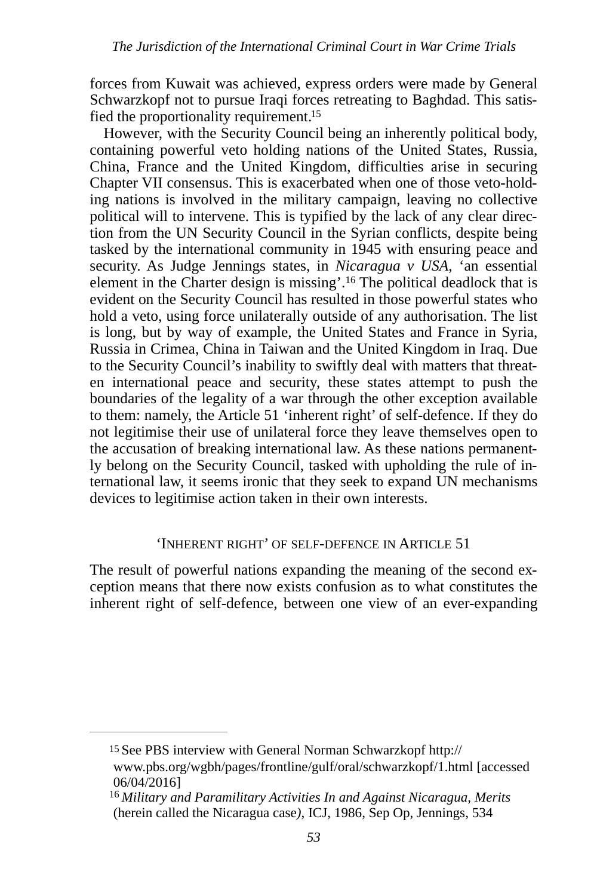forces from Kuwait was achieved, express orders were made by General Schwarzkopf not to pursue Iraqi forces retreating to Baghdad. This satisfied the proportionality requirement.[15]

However, with the Security Council being an inherently political body, containing powerful veto holding nations of the United States, Russia, China, France and the United Kingdom, difficulties arise in securing Chapter VII consensus. This is exacerbated when one of those veto-holding nations is involved in the military campaign, leaving no collective political will to intervene. This is typified by the lack of any clear direction from the UN Security Council in the Syrian conflicts, despite being tasked by the international community in 1945 with ensuring peace and security. As Judge Jennings states, in *Nicaragua v USA*, 'an essential element in the Charter design is missing'.[16] The political deadlock that is evident on the Security Council has resulted in those powerful states who hold a veto, using force unilaterally outside of any authorisation. The list is long, but by way of example, the United States and France in Syria, Russia in Crimea, China in Taiwan and the United Kingdom in Iraq. Due to the Security Council's inability to swiftly deal with matters that threaten international peace and security, these states attempt to push the boundaries of the legality of a war through the other exception available to them: namely, the Article 51 'inherent right' of self-defence. If they do not legitimise their use of unilateral force they leave themselves open to the accusation of breaking international law. As these nations permanently belong on the Security Council, tasked with upholding the rule of international law, it seems ironic that they seek to expand UN mechanisms devices to legitimise action taken in their own interests.

## 'Inherent right' of self-defence in Article 51

The result of powerful nations expanding the meaning of the second exception means that there now exists confusion as to what constitutes the inherent right of self-defence, between one view of an ever-expanding

---

[15] See PBS interview with General Norman Schwarzkopf http://www.pbs.org/wgbh/pages/frontline/gulf/oral/schwarzkopf/1.html [accessed 06/04/2016]

[16] *Military and Paramilitary Activities In and Against Nicaragua, Merits* (herein called the Nicaragua case), ICJ, 1986, Sep Op, Jennings, 534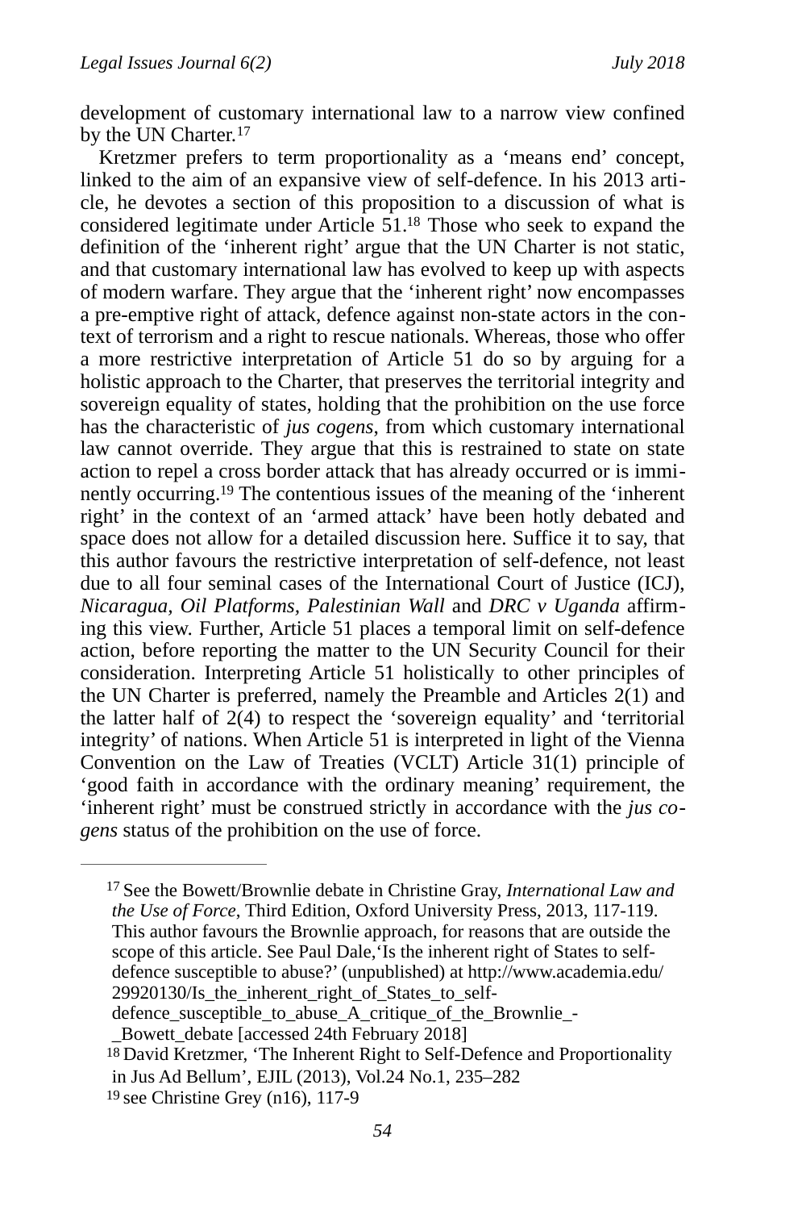development of customary international law to a narrow view confined by the UN Charter.[17]

Kretzmer prefers to term proportionality as a 'means end' concept, linked to the aim of an expansive view of self-defence. In his 2013 article, he devotes a section of this proposition to a discussion of what is considered legitimate under Article 51.[18] Those who seek to expand the definition of the 'inherent right' argue that the UN Charter is not static, and that customary international law has evolved to keep up with aspects of modern warfare. They argue that the 'inherent right' now encompasses a pre-emptive right of attack, defence against non-state actors in the context of terrorism and a right to rescue nationals. Whereas, those who offer a more restrictive interpretation of Article 51 do so by arguing for a holistic approach to the Charter, that preserves the territorial integrity and sovereign equality of states, holding that the prohibition on the use force has the characteristic of *jus cogens*, from which customary international law cannot override. They argue that this is restrained to state on state action to repel a cross border attack that has already occurred or is imminently occurring.[19] The contentious issues of the meaning of the 'inherent right' in the context of an 'armed attack' have been hotly debated and space does not allow for a detailed discussion here. Suffice it to say, that this author favours the restrictive interpretation of self-defence, not least due to all four seminal cases of the International Court of Justice (ICJ), *Nicaragua*, *Oil Platforms*, *Palestinian Wall* and *DRC v Uganda* affirming this view. Further, Article 51 places a temporal limit on self-defence action, before reporting the matter to the UN Security Council for their consideration. Interpreting Article 51 holistically to other principles of the UN Charter is preferred, namely the Preamble and Articles 2(1) and the latter half of 2(4) to respect the 'sovereign equality' and 'territorial integrity' of nations. When Article 51 is interpreted in light of the Vienna Convention on the Law of Treaties (VCLT) Article 31(1) principle of 'good faith in accordance with the ordinary meaning' requirement, the 'inherent right' must be construed strictly in accordance with the *jus cogens* status of the prohibition on the use of force.

---

[17] See the Bowett/Brownlie debate in Christine Gray, *International Law and the Use of Force*, Third Edition, Oxford University Press, 2013, 117-119. This author favours the Brownlie approach, for reasons that are outside the scope of this article. See Paul Dale,'Is the inherent right of States to self-defence susceptible to abuse?' (unpublished) at http://www.academia.edu/29920130/Is_the_inherent_right_of_States_to_self-defence_susceptible_to_abuse_A_critique_of_the_Brownlie_-_Bowett_debate [accessed 24th February 2018]

[18] David Kretzmer, 'The Inherent Right to Self-Defence and Proportionality in Jus Ad Bellum', EJIL (2013), Vol.24 No.1, 235–282

[19] see Christine Grey (n16), 117-9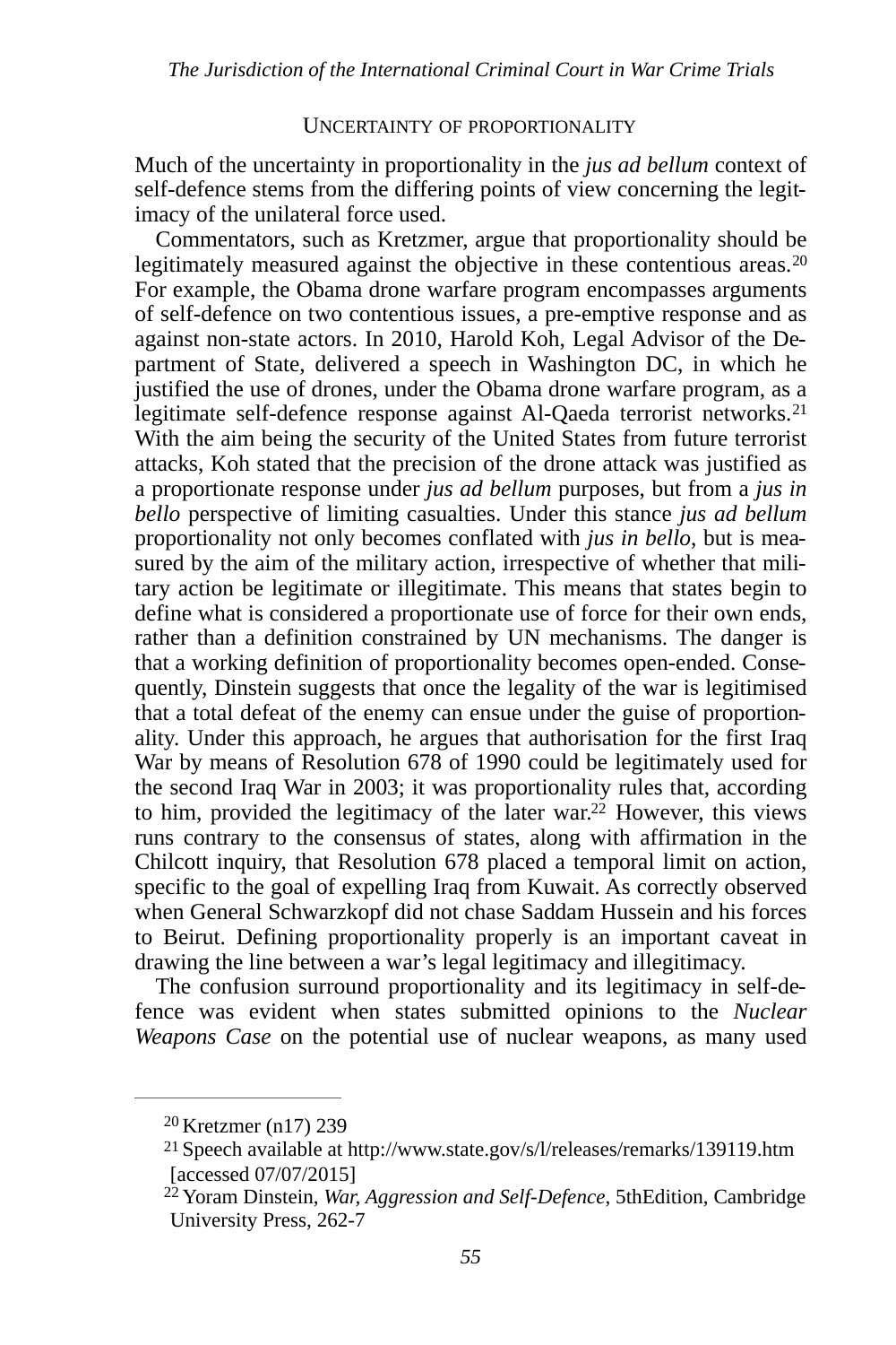## UNCERTAINTY OF PROPORTIONALITY

Much of the uncertainty in proportionality in the *jus ad bellum* context of self-defence stems from the differing points of view concerning the legitimacy of the unilateral force used.

Commentators, such as Kretzmer, argue that proportionality should be legitimately measured against the objective in these contentious areas.[20] For example, the Obama drone warfare program encompasses arguments of self-defence on two contentious issues, a pre-emptive response and as against non-state actors. In 2010, Harold Koh, Legal Advisor of the Department of State, delivered a speech in Washington DC, in which he justified the use of drones, under the Obama drone warfare program, as a legitimate self-defence response against Al-Qaeda terrorist networks.[21] With the aim being the security of the United States from future terrorist attacks, Koh stated that the precision of the drone attack was justified as a proportionate response under *jus ad bellum* purposes, but from a *jus in bello* perspective of limiting casualties. Under this stance *jus ad bellum* proportionality not only becomes conflated with *jus in bello*, but is measured by the aim of the military action, irrespective of whether that military action be legitimate or illegitimate. This means that states begin to define what is considered a proportionate use of force for their own ends, rather than a definition constrained by UN mechanisms. The danger is that a working definition of proportionality becomes open-ended. Consequently, Dinstein suggests that once the legality of the war is legitimised that a total defeat of the enemy can ensue under the guise of proportionality. Under this approach, he argues that authorisation for the first Iraq War by means of Resolution 678 of 1990 could be legitimately used for the second Iraq War in 2003; it was proportionality rules that, according to him, provided the legitimacy of the later war.[22] However, this views runs contrary to the consensus of states, along with affirmation in the Chilcott inquiry, that Resolution 678 placed a temporal limit on action, specific to the goal of expelling Iraq from Kuwait. As correctly observed when General Schwarzkopf did not chase Saddam Hussein and his forces to Beirut. Defining proportionality properly is an important caveat in drawing the line between a war's legal legitimacy and illegitimacy.

The confusion surround proportionality and its legitimacy in self-defence was evident when states submitted opinions to the *Nuclear Weapons Case* on the potential use of nuclear weapons, as many used

---

[20] Kretzmer (n17) 239

[21] Speech available at http://www.state.gov/s/l/releases/remarks/139119.htm [accessed 07/07/2015]

[22] Yoram Dinstein, *War, Aggression and Self-Defence*, 5thEdition, Cambridge University Press, 262-7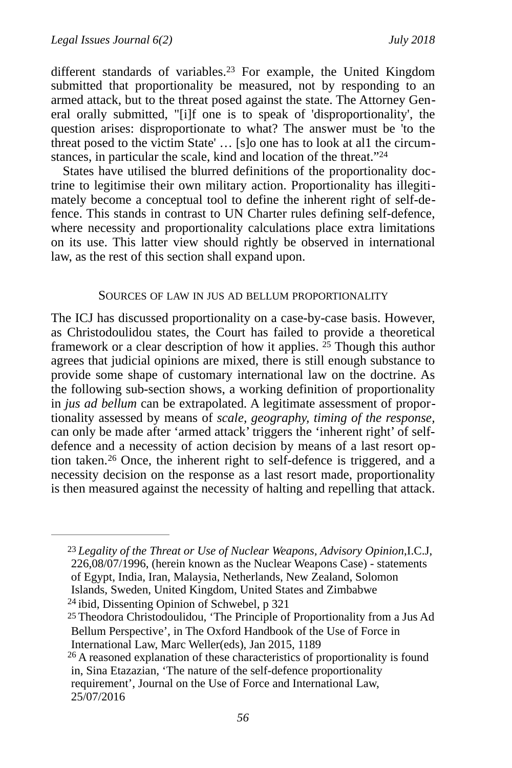different standards of variables.[23] For example, the United Kingdom submitted that proportionality be measured, not by responding to an armed attack, but to the threat posed against the state. The Attorney General orally submitted, "[i]f one is to speak of 'disproportionality', the question arises: disproportionate to what? The answer must be 'to the threat posed to the victim State' … [s]o one has to look at al1 the circumstances, in particular the scale, kind and location of the threat."[24]

States have utilised the blurred definitions of the proportionality doctrine to legitimise their own military action. Proportionality has illegitimately become a conceptual tool to define the inherent right of self-defence. This stands in contrast to UN Charter rules defining self-defence, where necessity and proportionality calculations place extra limitations on its use. This latter view should rightly be observed in international law, as the rest of this section shall expand upon.

### Sources of law in jus ad bellum proportionality

The ICJ has discussed proportionality on a case-by-case basis. However, as Christodoulidou states, the Court has failed to provide a theoretical framework or a clear description of how it applies. [25] Though this author agrees that judicial opinions are mixed, there is still enough substance to provide some shape of customary international law on the doctrine. As the following sub-section shows, a working definition of proportionality in *jus ad bellum* can be extrapolated. A legitimate assessment of proportionality assessed by means of *scale, geography, timing of the response*, can only be made after 'armed attack' triggers the 'inherent right' of self-defence and a necessity of action decision by means of a last resort option taken.[26] Once, the inherent right to self-defence is triggered, and a necessity decision on the response as a last resort made, proportionality is then measured against the necessity of halting and repelling that attack.

---

[23] *Legality of the Threat or Use of Nuclear Weapons, Advisory Opinion*,I.C.J, 226,08/07/1996, (herein known as the Nuclear Weapons Case) - statements of Egypt, India, Iran, Malaysia, Netherlands, New Zealand, Solomon Islands, Sweden, United Kingdom, United States and Zimbabwe

[24] ibid, Dissenting Opinion of Schwebel, p 321

[25] Theodora Christodoulidou, 'The Principle of Proportionality from a Jus Ad Bellum Perspective', in The Oxford Handbook of the Use of Force in International Law, Marc Weller(eds), Jan 2015, 1189

[26] A reasoned explanation of these characteristics of proportionality is found in, Sina Etazazian, 'The nature of the self-defence proportionality requirement', Journal on the Use of Force and International Law, 25/07/2016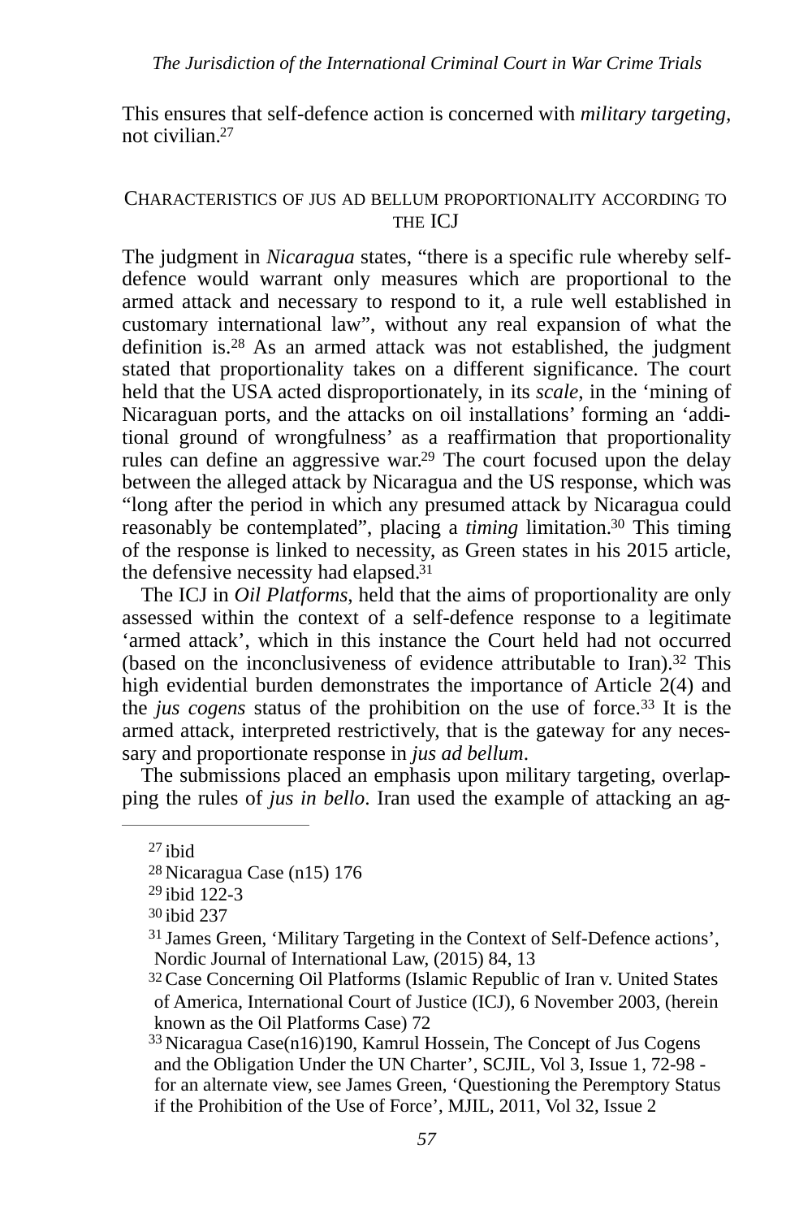This ensures that self-defence action is concerned with *military targeting*, not civilian.[27]

## CHARACTERISTICS OF JUS AD BELLUM PROPORTIONALITY ACCORDING TO THE ICJ

The judgment in *Nicaragua* states, "there is a specific rule whereby self-defence would warrant only measures which are proportional to the armed attack and necessary to respond to it, a rule well established in customary international law", without any real expansion of what the definition is.[28] As an armed attack was not established, the judgment stated that proportionality takes on a different significance. The court held that the USA acted disproportionately, in its *scale*, in the 'mining of Nicaraguan ports, and the attacks on oil installations' forming an 'additional ground of wrongfulness' as a reaffirmation that proportionality rules can define an aggressive war.[29] The court focused upon the delay between the alleged attack by Nicaragua and the US response, which was "long after the period in which any presumed attack by Nicaragua could reasonably be contemplated", placing a *timing* limitation.[30] This timing of the response is linked to necessity, as Green states in his 2015 article, the defensive necessity had elapsed.[31]

The ICJ in *Oil Platforms*, held that the aims of proportionality are only assessed within the context of a self-defence response to a legitimate 'armed attack', which in this instance the Court held had not occurred (based on the inconclusiveness of evidence attributable to Iran).[32] This high evidential burden demonstrates the importance of Article 2(4) and the *jus cogens* status of the prohibition on the use of force.[33] It is the armed attack, interpreted restrictively, that is the gateway for any necessary and proportionate response in *jus ad bellum*.

The submissions placed an emphasis upon military targeting, overlapping the rules of *jus in bello*. Iran used the example of attacking an ag-

---

[27] ibid

[28] Nicaragua Case (n15) 176

[29] ibid 122-3

[30] ibid 237

[31] James Green, 'Military Targeting in the Context of Self-Defence actions', Nordic Journal of International Law, (2015) 84, 13

[32] Case Concerning Oil Platforms (Islamic Republic of Iran v. United States of America, International Court of Justice (ICJ), 6 November 2003, (herein known as the Oil Platforms Case) 72

[33] Nicaragua Case(n16)190, Kamrul Hossein, The Concept of Jus Cogens and the Obligation Under the UN Charter', SCJIL, Vol 3, Issue 1, 72-98 - for an alternate view, see James Green, 'Questioning the Peremptory Status if the Prohibition of the Use of Force', MJIL, 2011, Vol 32, Issue 2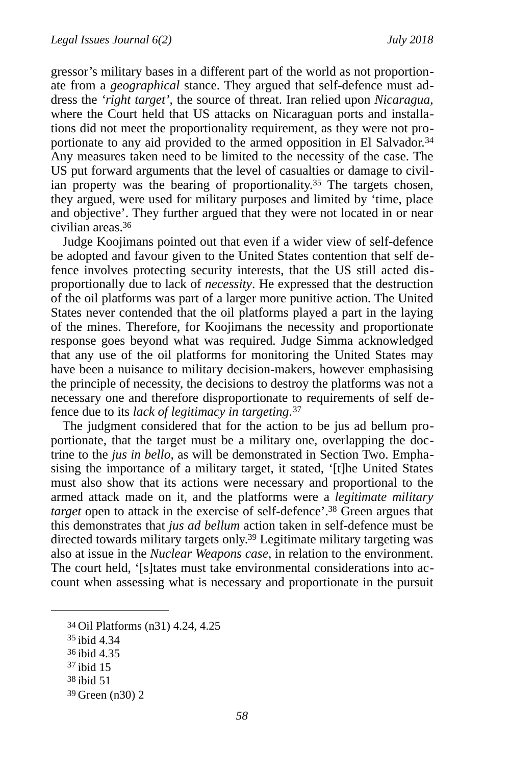gressor's military bases in a different part of the world as not proportionate from a *geographical* stance. They argued that self-defence must address the *'right target'*, the source of threat. Iran relied upon *Nicaragua*, where the Court held that US attacks on Nicaraguan ports and installations did not meet the proportionality requirement, as they were not proportionate to any aid provided to the armed opposition in El Salvador.[34] Any measures taken need to be limited to the necessity of the case. The US put forward arguments that the level of casualties or damage to civilian property was the bearing of proportionality.[35] The targets chosen, they argued, were used for military purposes and limited by 'time, place and objective'. They further argued that they were not located in or near civilian areas.[36]

Judge Koojimans pointed out that even if a wider view of self-defence be adopted and favour given to the United States contention that self defence involves protecting security interests, that the US still acted disproportionally due to lack of *necessity*. He expressed that the destruction of the oil platforms was part of a larger more punitive action. The United States never contended that the oil platforms played a part in the laying of the mines. Therefore, for Koojimans the necessity and proportionate response goes beyond what was required. Judge Simma acknowledged that any use of the oil platforms for monitoring the United States may have been a nuisance to military decision-makers, however emphasising the principle of necessity, the decisions to destroy the platforms was not a necessary one and therefore disproportionate to requirements of self defence due to its *lack of legitimacy in targeting*.[37]

The judgment considered that for the action to be jus ad bellum proportionate, that the target must be a military one, overlapping the doctrine to the *jus in bello*, as will be demonstrated in Section Two. Emphasising the importance of a military target, it stated, '[t]he United States must also show that its actions were necessary and proportional to the armed attack made on it, and the platforms were a *legitimate military target* open to attack in the exercise of self-defence'.[38] Green argues that this demonstrates that *jus ad bellum* action taken in self-defence must be directed towards military targets only.[39] Legitimate military targeting was also at issue in the *Nuclear Weapons case*, in relation to the environment. The court held, '[s]tates must take environmental considerations into account when assessing what is necessary and proportionate in the pursuit

---

34 Oil Platforms (n31) 4.24, 4.25

35 ibid 4.34

36 ibid 4.35

37 ibid 15

38 ibid 51

39 Green (n30) 2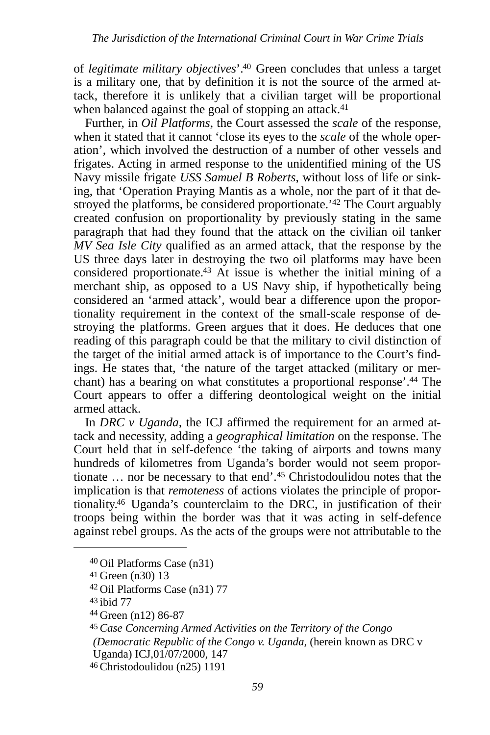of *legitimate military objectives*'.[40] Green concludes that unless a target is a military one, that by definition it is not the source of the armed attack, therefore it is unlikely that a civilian target will be proportional when balanced against the goal of stopping an attack.[41]

Further, in *Oil Platforms*, the Court assessed the *scale* of the response, when it stated that it cannot 'close its eyes to the *scale* of the whole operation', which involved the destruction of a number of other vessels and frigates. Acting in armed response to the unidentified mining of the US Navy missile frigate *USS Samuel B Roberts*, without loss of life or sinking, that 'Operation Praying Mantis as a whole, nor the part of it that destroyed the platforms, be considered proportionate.'[42] The Court arguably created confusion on proportionality by previously stating in the same paragraph that had they found that the attack on the civilian oil tanker *MV Sea Isle City* qualified as an armed attack, that the response by the US three days later in destroying the two oil platforms may have been considered proportionate.[43] At issue is whether the initial mining of a merchant ship, as opposed to a US Navy ship, if hypothetically being considered an 'armed attack', would bear a difference upon the proportionality requirement in the context of the small-scale response of destroying the platforms. Green argues that it does. He deduces that one reading of this paragraph could be that the military to civil distinction of the target of the initial armed attack is of importance to the Court's findings. He states that, 'the nature of the target attacked (military or merchant) has a bearing on what constitutes a proportional response'.[44] The Court appears to offer a differing deontological weight on the initial armed attack.

In *DRC v Uganda*, the ICJ affirmed the requirement for an armed attack and necessity, adding a *geographical limitation* on the response. The Court held that in self-defence 'the taking of airports and towns many hundreds of kilometres from Uganda's border would not seem proportionate … nor be necessary to that end'.[45] Christodoulidou notes that the implication is that *remoteness* of actions violates the principle of proportionality.[46] Uganda's counterclaim to the DRC, in justification of their troops being within the border was that it was acting in self-defence against rebel groups. As the acts of the groups were not attributable to the

---

[40] Oil Platforms Case (n31)

[41] Green (n30) 13

[42] Oil Platforms Case (n31) 77

[43] ibid 77

[44] Green (n12) 86-87

[45] *Case Concerning Armed Activities on the Territory of the Congo (Democratic Republic of the Congo v. Uganda,* (herein known as DRC v Uganda) ICJ,01/07/2000, 147

[46] Christodoulidou (n25) 1191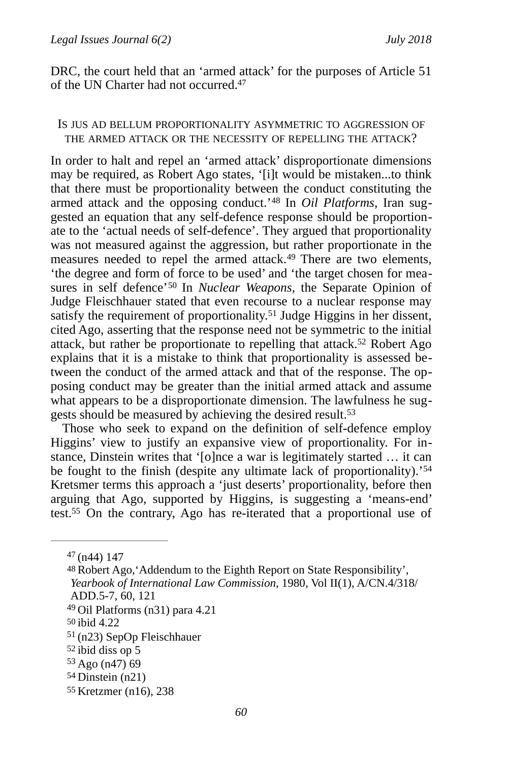DRC, the court held that an 'armed attack' for the purposes of Article 51 of the UN Charter had not occurred.[47]

### IS JUS AD BELLUM PROPORTIONALITY ASYMMETRIC TO AGGRESSION OF THE ARMED ATTACK OR THE NECESSITY OF REPELLING THE ATTACK?

In order to halt and repel an 'armed attack' disproportionate dimensions may be required, as Robert Ago states, '[i]t would be mistaken...to think that there must be proportionality between the conduct constituting the armed attack and the opposing conduct.'[48] In *Oil Platforms*, Iran suggested an equation that any self-defence response should be proportionate to the 'actual needs of self-defence'. They argued that proportionality was not measured against the aggression, but rather proportionate in the measures needed to repel the armed attack.[49] There are two elements, 'the degree and form of force to be used' and 'the target chosen for measures in self defence'[50] In *Nuclear Weapons*, the Separate Opinion of Judge Fleischhauer stated that even recourse to a nuclear response may satisfy the requirement of proportionality.[51] Judge Higgins in her dissent, cited Ago, asserting that the response need not be symmetric to the initial attack, but rather be proportionate to repelling that attack.[52] Robert Ago explains that it is a mistake to think that proportionality is assessed between the conduct of the armed attack and that of the response. The opposing conduct may be greater than the initial armed attack and assume what appears to be a disproportionate dimension. The lawfulness he suggests should be measured by achieving the desired result.[53]

Those who seek to expand on the definition of self-defence employ Higgins' view to justify an expansive view of proportionality. For instance, Dinstein writes that '[o]nce a war is legitimately started … it can be fought to the finish (despite any ultimate lack of proportionality).'[54] Kretsmer terms this approach a 'just deserts' proportionality, before then arguing that Ago, supported by Higgins, is suggesting a 'means-end' test.[55] On the contrary, Ago has re-iterated that a proportional use of

---

[47] (n44) 147

[48] Robert Ago,'Addendum to the Eighth Report on State Responsibility', *Yearbook of International Law Commission*, 1980, Vol II(1), A/CN.4/318/ ADD.5-7, 60, 121

[49] Oil Platforms (n31) para 4.21

[50] ibid 4.22

[51] (n23) SepOp Fleischhauer

[52] ibid diss op 5

[53] Ago (n47) 69

[54] Dinstein (n21)

[55] Kretzmer (n16), 238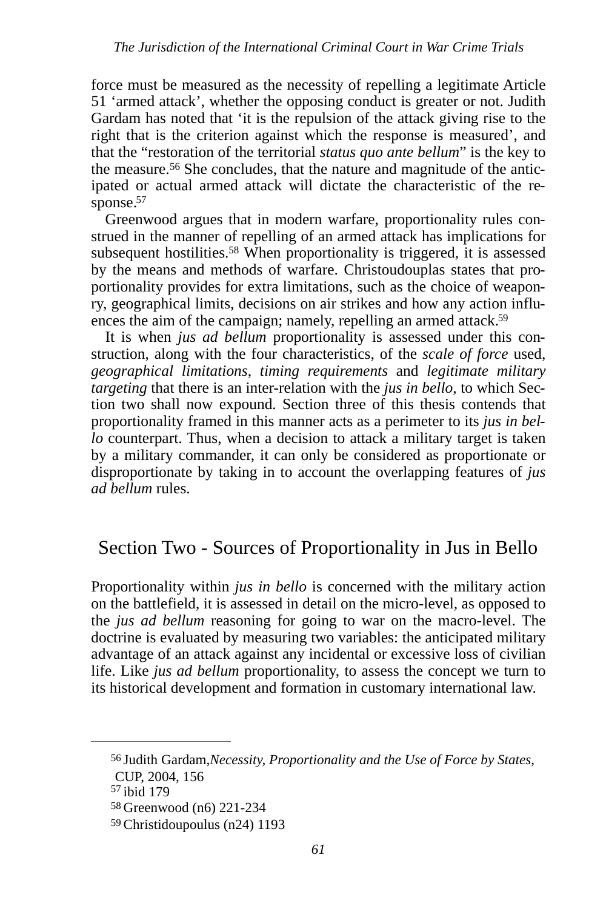force must be measured as the necessity of repelling a legitimate Article 51 'armed attack', whether the opposing conduct is greater or not. Judith Gardam has noted that 'it is the repulsion of the attack giving rise to the right that is the criterion against which the response is measured', and that the "restoration of the territorial *status quo ante bellum*" is the key to the measure.[56] She concludes, that the nature and magnitude of the anticipated or actual armed attack will dictate the characteristic of the response.[57]

Greenwood argues that in modern warfare, proportionality rules construed in the manner of repelling of an armed attack has implications for subsequent hostilities.[58] When proportionality is triggered, it is assessed by the means and methods of warfare. Christoudouplas states that proportionality provides for extra limitations, such as the choice of weaponry, geographical limits, decisions on air strikes and how any action influences the aim of the campaign; namely, repelling an armed attack.[59]

It is when *jus ad bellum* proportionality is assessed under this construction, along with the four characteristics, of the *scale of force* used, *geographical limitations*, *timing requirements* and *legitimate military targeting* that there is an inter-relation with the *jus in bello*, to which Section two shall now expound. Section three of this thesis contends that proportionality framed in this manner acts as a perimeter to its *jus in bello* counterpart. Thus, when a decision to attack a military target is taken by a military commander, it can only be considered as proportionate or disproportionate by taking in to account the overlapping features of *jus ad bellum* rules.

## Section Two - Sources of Proportionality in Jus in Bello

Proportionality within *jus in bello* is concerned with the military action on the battlefield, it is assessed in detail on the micro-level, as opposed to the *jus ad bellum* reasoning for going to war on the macro-level. The doctrine is evaluated by measuring two variables: the anticipated military advantage of an attack against any incidental or excessive loss of civilian life. Like *jus ad bellum* proportionality, to assess the concept we turn to its historical development and formation in customary international law.

---

[56] Judith Gardam,*Necessity, Proportionality and the Use of Force by States*, CUP, 2004, 156

[57] ibid 179

[58] Greenwood (n6) 221-234

[59] Christidoupoulus (n24) 1193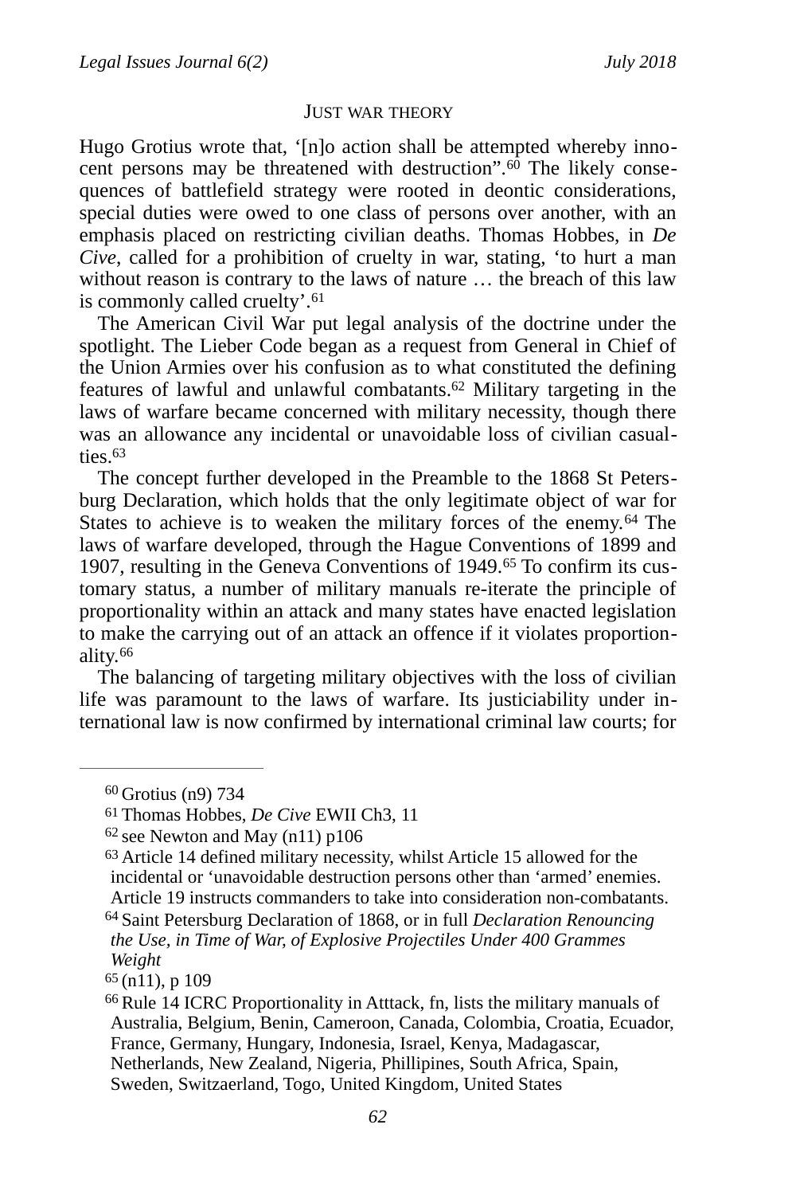## JUST WAR THEORY

Hugo Grotius wrote that, '[n]o action shall be attempted whereby innocent persons may be threatened with destruction".[60] The likely consequences of battlefield strategy were rooted in deontic considerations, special duties were owed to one class of persons over another, with an emphasis placed on restricting civilian deaths. Thomas Hobbes, in *De Cive*, called for a prohibition of cruelty in war, stating, 'to hurt a man without reason is contrary to the laws of nature … the breach of this law is commonly called cruelty'.[61]

The American Civil War put legal analysis of the doctrine under the spotlight. The Lieber Code began as a request from General in Chief of the Union Armies over his confusion as to what constituted the defining features of lawful and unlawful combatants.[62] Military targeting in the laws of warfare became concerned with military necessity, though there was an allowance any incidental or unavoidable loss of civilian casualties.[63]

The concept further developed in the Preamble to the 1868 St Petersburg Declaration, which holds that the only legitimate object of war for States to achieve is to weaken the military forces of the enemy.[64] The laws of warfare developed, through the Hague Conventions of 1899 and 1907, resulting in the Geneva Conventions of 1949.[65] To confirm its customary status, a number of military manuals re-iterate the principle of proportionality within an attack and many states have enacted legislation to make the carrying out of an attack an offence if it violates proportionality.[66]

The balancing of targeting military objectives with the loss of civilian life was paramount to the laws of warfare. Its justiciability under international law is now confirmed by international criminal law courts; for

---

[60] Grotius (n9) 734

[61] Thomas Hobbes, *De Cive* EWII Ch3, 11

[62] see Newton and May (n11) p106

[63] Article 14 defined military necessity, whilst Article 15 allowed for the incidental or 'unavoidable destruction persons other than 'armed' enemies. Article 19 instructs commanders to take into consideration non-combatants.

[64] Saint Petersburg Declaration of 1868, or in full *Declaration Renouncing the Use, in Time of War, of Explosive Projectiles Under 400 Grammes Weight*

[65] (n11), p 109

[66] Rule 14 ICRC Proportionality in Atttack, fn, lists the military manuals of Australia, Belgium, Benin, Cameroon, Canada, Colombia, Croatia, Ecuador, France, Germany, Hungary, Indonesia, Israel, Kenya, Madagascar, Netherlands, New Zealand, Nigeria, Phillipines, South Africa, Spain, Sweden, Switzaerland, Togo, United Kingdom, United States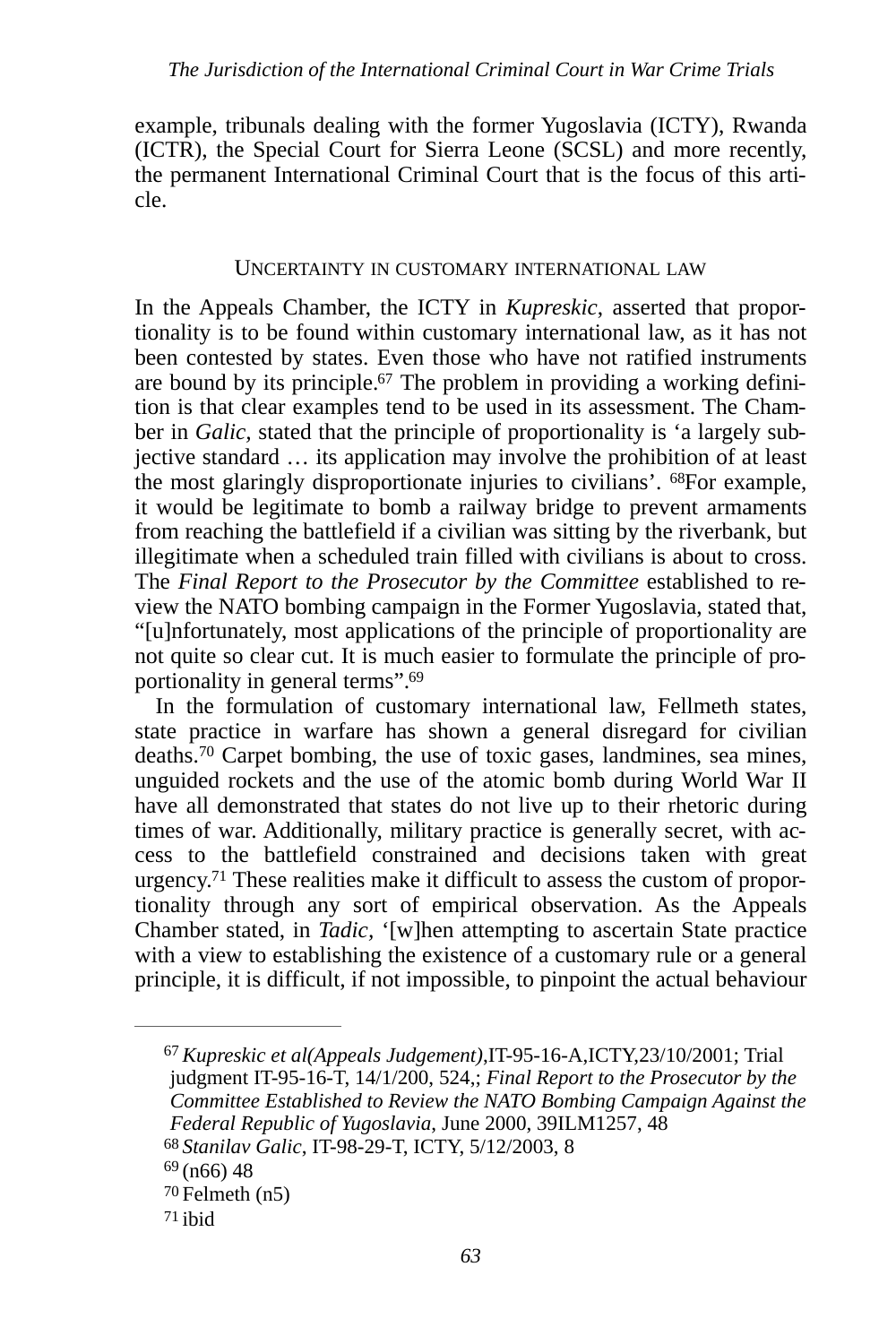example, tribunals dealing with the former Yugoslavia (ICTY), Rwanda (ICTR), the Special Court for Sierra Leone (SCSL) and more recently, the permanent International Criminal Court that is the focus of this article.

## UNCERTAINTY IN CUSTOMARY INTERNATIONAL LAW

In the Appeals Chamber, the ICTY in *Kupreskic*, asserted that proportionality is to be found within customary international law, as it has not been contested by states. Even those who have not ratified instruments are bound by its principle.[67] The problem in providing a working definition is that clear examples tend to be used in its assessment. The Chamber in *Galic*, stated that the principle of proportionality is 'a largely subjective standard … its application may involve the prohibition of at least the most glaringly disproportionate injuries to civilians'. [68]For example, it would be legitimate to bomb a railway bridge to prevent armaments from reaching the battlefield if a civilian was sitting by the riverbank, but illegitimate when a scheduled train filled with civilians is about to cross. The *Final Report to the Prosecutor by the Committee* established to review the NATO bombing campaign in the Former Yugoslavia, stated that, "[u]nfortunately, most applications of the principle of proportionality are not quite so clear cut. It is much easier to formulate the principle of proportionality in general terms".[69]

In the formulation of customary international law, Fellmeth states, state practice in warfare has shown a general disregard for civilian deaths.[70] Carpet bombing, the use of toxic gases, landmines, sea mines, unguided rockets and the use of the atomic bomb during World War II have all demonstrated that states do not live up to their rhetoric during times of war. Additionally, military practice is generally secret, with access to the battlefield constrained and decisions taken with great urgency.[71] These realities make it difficult to assess the custom of proportionality through any sort of empirical observation. As the Appeals Chamber stated, in *Tadic*, '[w]hen attempting to ascertain State practice with a view to establishing the existence of a customary rule or a general principle, it is difficult, if not impossible, to pinpoint the actual behaviour

---

[67] *Kupreskic et al(Appeals Judgement)*,IT-95-16-A,ICTY,23/10/2001; Trial judgment IT-95-16-T, 14/1/200, 524,; *Final Report to the Prosecutor by the Committee Established to Review the NATO Bombing Campaign Against the Federal Republic of Yugoslavia*, June 2000, 39ILM1257, 48

[68] *Stanilav Galic*, IT-98-29-T, ICTY, 5/12/2003, 8

[69] (n66) 48

[70] Felmeth (n5)

[71] ibid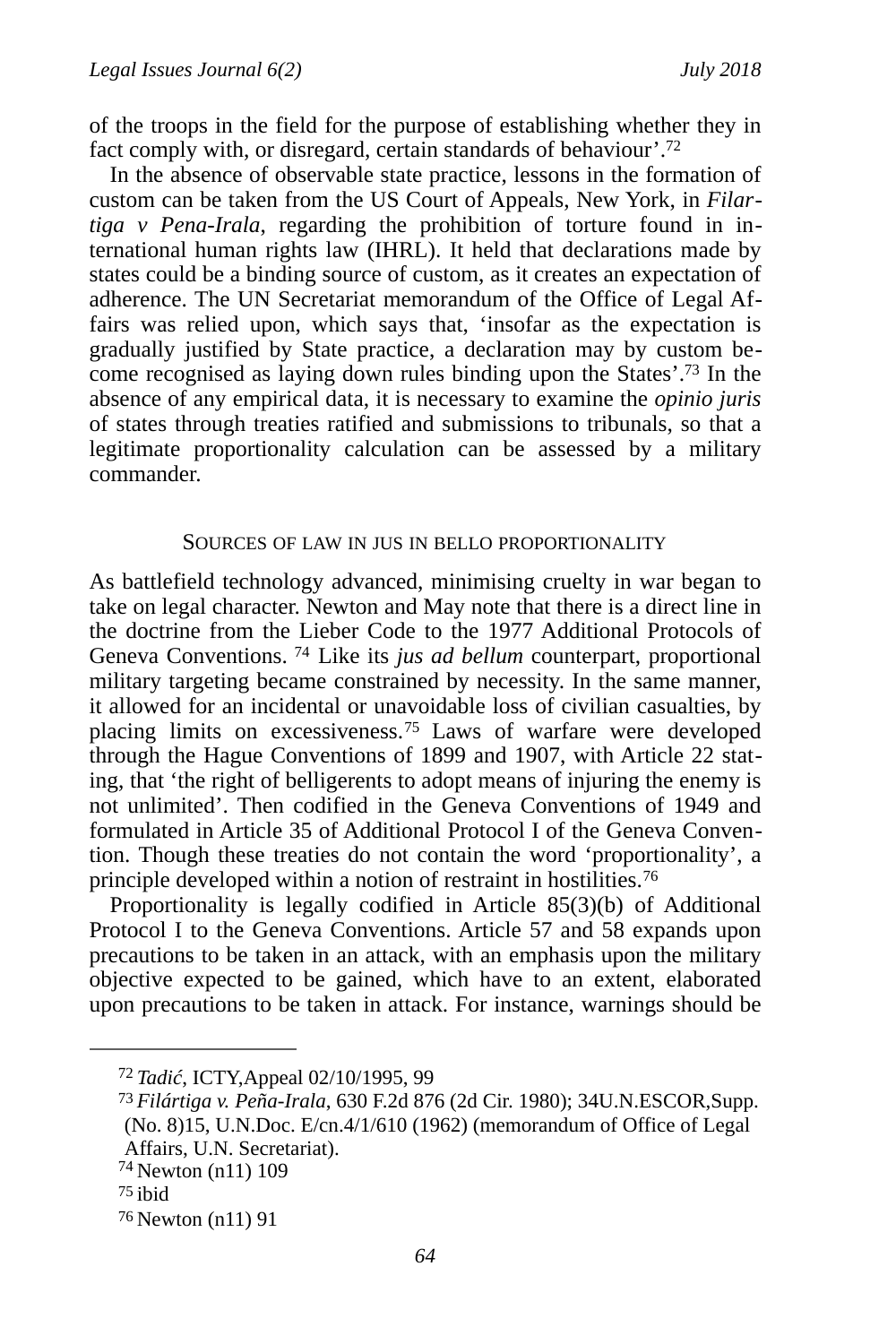of the troops in the field for the purpose of establishing whether they in fact comply with, or disregard, certain standards of behaviour'.[72]

In the absence of observable state practice, lessons in the formation of custom can be taken from the US Court of Appeals, New York, in *Filartiga v Pena-Irala*, regarding the prohibition of torture found in international human rights law (IHRL). It held that declarations made by states could be a binding source of custom, as it creates an expectation of adherence. The UN Secretariat memorandum of the Office of Legal Affairs was relied upon, which says that, 'insofar as the expectation is gradually justified by State practice, a declaration may by custom become recognised as laying down rules binding upon the States'.[73] In the absence of any empirical data, it is necessary to examine the *opinio juris* of states through treaties ratified and submissions to tribunals, so that a legitimate proportionality calculation can be assessed by a military commander.

## SOURCES OF LAW IN JUS IN BELLO PROPORTIONALITY

As battlefield technology advanced, minimising cruelty in war began to take on legal character. Newton and May note that there is a direct line in the doctrine from the Lieber Code to the 1977 Additional Protocols of Geneva Conventions. [74] Like its *jus ad bellum* counterpart, proportional military targeting became constrained by necessity. In the same manner, it allowed for an incidental or unavoidable loss of civilian casualties, by placing limits on excessiveness.[75] Laws of warfare were developed through the Hague Conventions of 1899 and 1907, with Article 22 stating, that 'the right of belligerents to adopt means of injuring the enemy is not unlimited'. Then codified in the Geneva Conventions of 1949 and formulated in Article 35 of Additional Protocol I of the Geneva Convention. Though these treaties do not contain the word 'proportionality', a principle developed within a notion of restraint in hostilities.[76]

Proportionality is legally codified in Article 85(3)(b) of Additional Protocol I to the Geneva Conventions. Article 57 and 58 expands upon precautions to be taken in an attack, with an emphasis upon the military objective expected to be gained, which have to an extent, elaborated upon precautions to be taken in attack. For instance, warnings should be

---

[72] *Tadić*, ICTY,Appeal 02/10/1995, 99

[73] *Filártiga v. Peña-Irala*, 630 F.2d 876 (2d Cir. 1980); 34U.N.ESCOR,Supp. (No. 8)15, U.N.Doc. E/cn.4/1/610 (1962) (memorandum of Office of Legal Affairs, U.N. Secretariat).

[74] Newton (n11) 109

[75] ibid

[76] Newton (n11) 91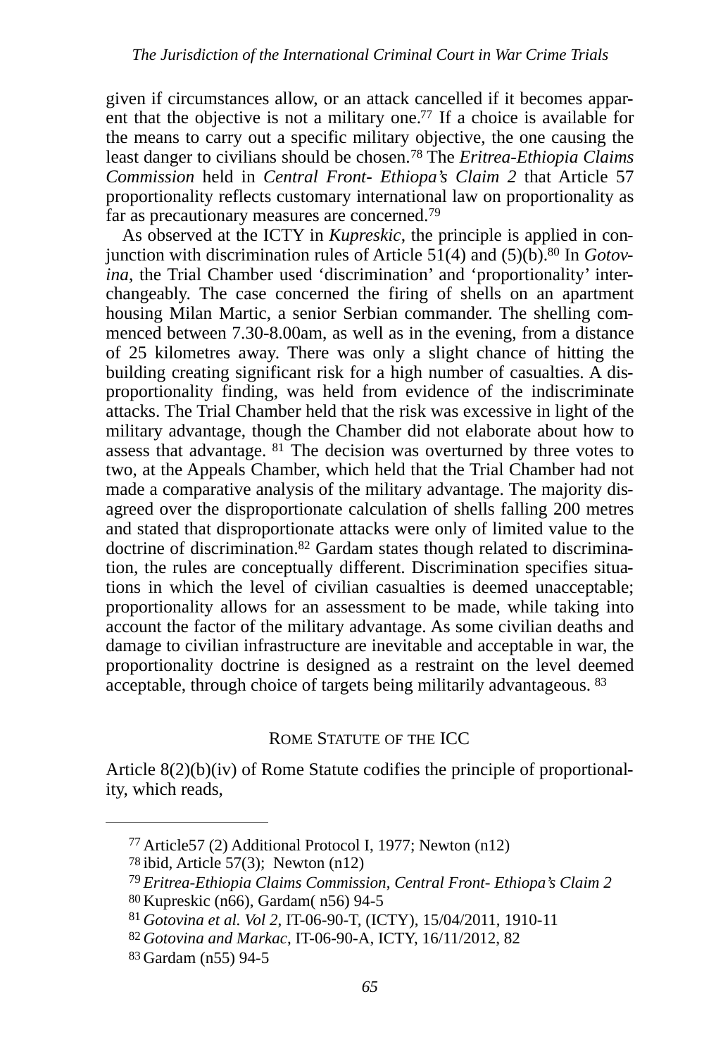given if circumstances allow, or an attack cancelled if it becomes apparent that the objective is not a military one.[77] If a choice is available for the means to carry out a specific military objective, the one causing the least danger to civilians should be chosen.[78] The *Eritrea-Ethiopia Claims Commission* held in *Central Front- Ethiopa's Claim 2* that Article 57 proportionality reflects customary international law on proportionality as far as precautionary measures are concerned.[79]

As observed at the ICTY in *Kupreskic*, the principle is applied in conjunction with discrimination rules of Article 51(4) and (5)(b).[80] In *Gotovina*, the Trial Chamber used 'discrimination' and 'proportionality' interchangeably. The case concerned the firing of shells on an apartment housing Milan Martic, a senior Serbian commander. The shelling commenced between 7.30-8.00am, as well as in the evening, from a distance of 25 kilometres away. There was only a slight chance of hitting the building creating significant risk for a high number of casualties. A disproportionality finding, was held from evidence of the indiscriminate attacks. The Trial Chamber held that the risk was excessive in light of the military advantage, though the Chamber did not elaborate about how to assess that advantage. [81] The decision was overturned by three votes to two, at the Appeals Chamber, which held that the Trial Chamber had not made a comparative analysis of the military advantage. The majority disagreed over the disproportionate calculation of shells falling 200 metres and stated that disproportionate attacks were only of limited value to the doctrine of discrimination.[82] Gardam states though related to discrimination, the rules are conceptually different. Discrimination specifies situations in which the level of civilian casualties is deemed unacceptable; proportionality allows for an assessment to be made, while taking into account the factor of the military advantage. As some civilian deaths and damage to civilian infrastructure are inevitable and acceptable in war, the proportionality doctrine is designed as a restraint on the level deemed acceptable, through choice of targets being militarily advantageous. [83]

## Rome Statute of the ICC

Article 8(2)(b)(iv) of Rome Statute codifies the principle of proportionality, which reads,

---

[77] Article57 (2) Additional Protocol I, 1977; Newton (n12)

[78] ibid, Article 57(3); Newton (n12)

[79] *Eritrea-Ethiopia Claims Commission*, *Central Front- Ethiopa's Claim 2*

[80] Kupreskic (n66), Gardam( n56) 94-5

[81] *Gotovina et al. Vol 2*, IT-06-90-T, (ICTY), 15/04/2011, 1910-11

[82] *Gotovina and Markac*, IT-06-90-A, ICTY, 16/11/2012, 82

[83] Gardam (n55) 94-5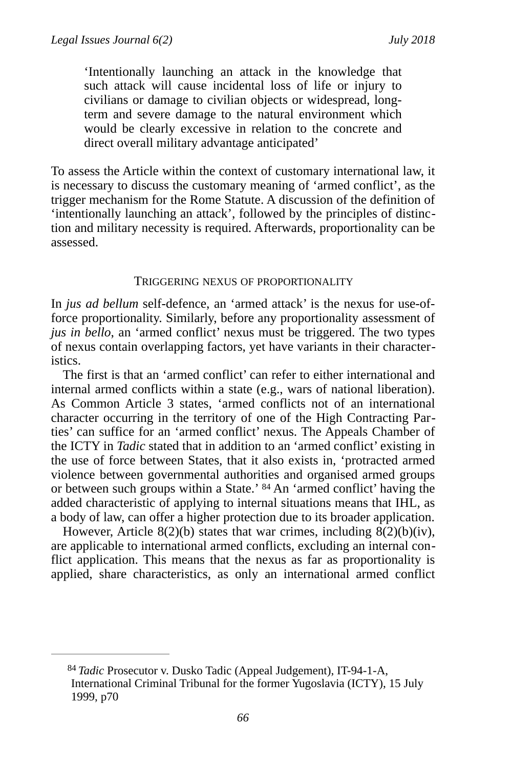> 'Intentionally launching an attack in the knowledge that such attack will cause incidental loss of life or injury to civilians or damage to civilian objects or widespread, long-term and severe damage to the natural environment which would be clearly excessive in relation to the concrete and direct overall military advantage anticipated'

To assess the Article within the context of customary international law, it is necessary to discuss the customary meaning of 'armed conflict', as the trigger mechanism for the Rome Statute. A discussion of the definition of 'intentionally launching an attack', followed by the principles of distinction and military necessity is required. Afterwards, proportionality can be assessed.

## TRIGGERING NEXUS OF PROPORTIONALITY

In *jus ad bellum* self-defence, an 'armed attack' is the nexus for use-of-force proportionality. Similarly, before any proportionality assessment of *jus in bello*, an 'armed conflict' nexus must be triggered. The two types of nexus contain overlapping factors, yet have variants in their characteristics.

The first is that an 'armed conflict' can refer to either international and internal armed conflicts within a state (e.g., wars of national liberation). As Common Article 3 states, 'armed conflicts not of an international character occurring in the territory of one of the High Contracting Parties' can suffice for an 'armed conflict' nexus. The Appeals Chamber of the ICTY in *Tadic* stated that in addition to an 'armed conflict' existing in the use of force between States, that it also exists in, 'protracted armed violence between governmental authorities and organised armed groups or between such groups within a State.' [84] An 'armed conflict' having the added characteristic of applying to internal situations means that IHL, as a body of law, can offer a higher protection due to its broader application.

However, Article 8(2)(b) states that war crimes, including 8(2)(b)(iv), are applicable to international armed conflicts, excluding an internal conflict application. This means that the nexus as far as proportionality is applied, share characteristics, as only an international armed conflict

---

[84] *Tadic* Prosecutor v. Dusko Tadic (Appeal Judgement), IT-94-1-A, International Criminal Tribunal for the former Yugoslavia (ICTY), 15 July 1999, p70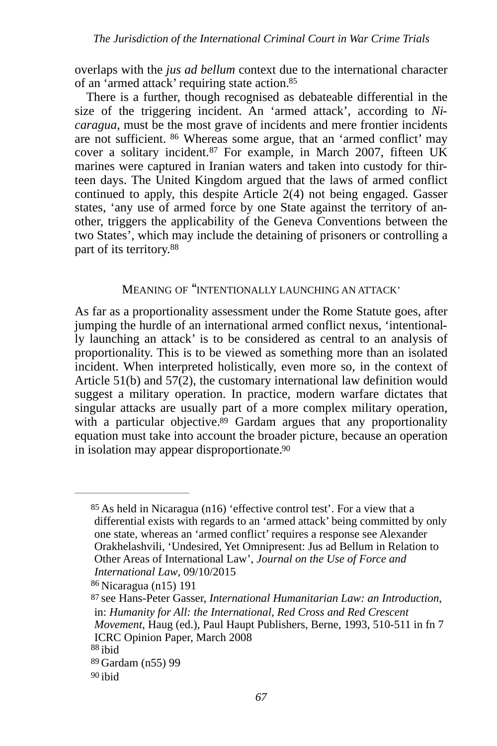overlaps with the *jus ad bellum* context due to the international character of an 'armed attack' requiring state action.[85]

There is a further, though recognised as debateable differential in the size of the triggering incident. An 'armed attack', according to *Nicaragua*, must be the most grave of incidents and mere frontier incidents are not sufficient. [86] Whereas some argue, that an 'armed conflict' may cover a solitary incident.[87] For example, in March 2007, fifteen UK marines were captured in Iranian waters and taken into custody for thirteen days. The United Kingdom argued that the laws of armed conflict continued to apply, this despite Article 2(4) not being engaged. Gasser states, 'any use of armed force by one State against the territory of another, triggers the applicability of the Geneva Conventions between the two States', which may include the detaining of prisoners or controlling a part of its territory.[88]

## MEANING OF "INTENTIONALLY LAUNCHING AN ATTACK'

As far as a proportionality assessment under the Rome Statute goes, after jumping the hurdle of an international armed conflict nexus, 'intentionally launching an attack' is to be considered as central to an analysis of proportionality. This is to be viewed as something more than an isolated incident. When interpreted holistically, even more so, in the context of Article 51(b) and 57(2), the customary international law definition would suggest a military operation. In practice, modern warfare dictates that singular attacks are usually part of a more complex military operation, with a particular objective.[89] Gardam argues that any proportionality equation must take into account the broader picture, because an operation in isolation may appear disproportionate.[90]

---

[85] As held in Nicaragua (n16) 'effective control test'. For a view that a differential exists with regards to an 'armed attack' being committed by only one state, whereas an 'armed conflict' requires a response see Alexander Orakhelashvili, 'Undesired, Yet Omnipresent: Jus ad Bellum in Relation to Other Areas of International Law', *Journal on the Use of Force and International Law*, 09/10/2015

[86] Nicaragua (n15) 191

[87] see Hans-Peter Gasser, *International Humanitarian Law: an Introduction*, in: *Humanity for All: the International, Red Cross and Red Crescent Movement*, Haug (ed.), Paul Haupt Publishers, Berne, 1993, 510-511 in fn 7 ICRC Opinion Paper, March 2008

[88] ibid

[89] Gardam (n55) 99

[90] ibid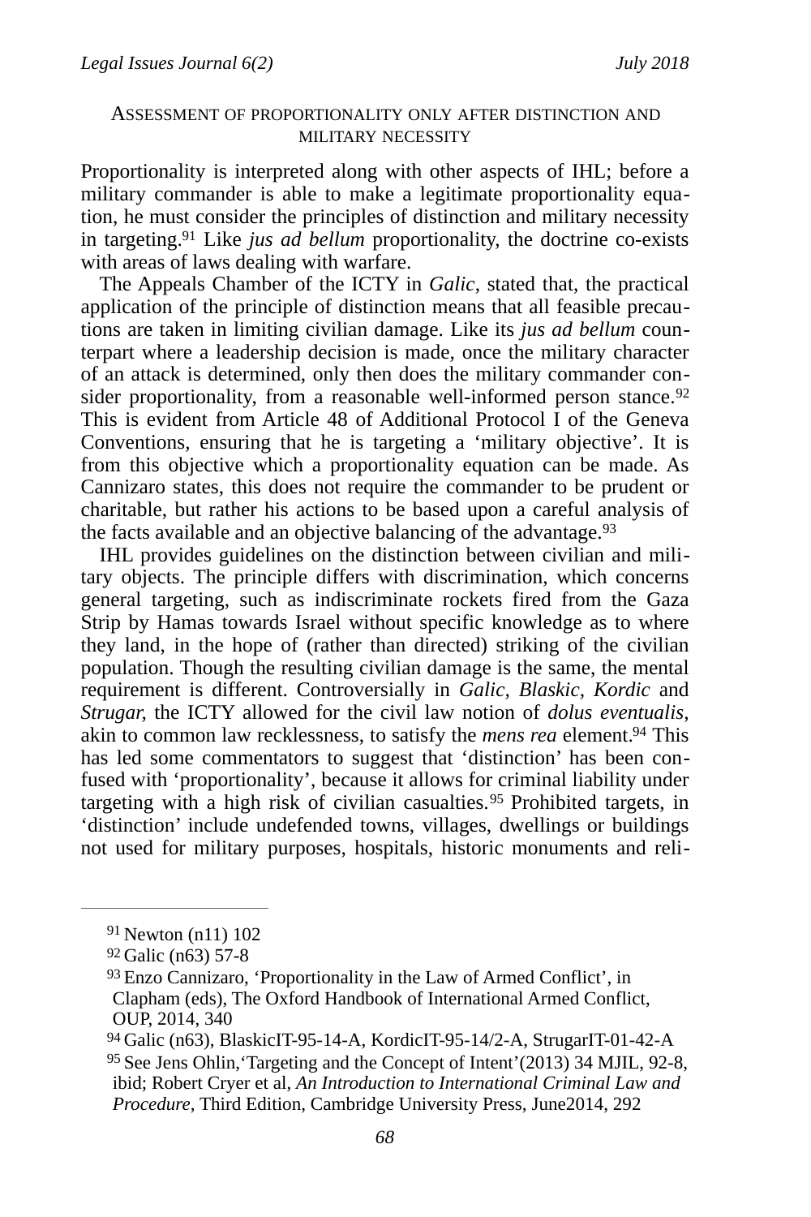### Assessment of proportionality only after distinction and military necessity

Proportionality is interpreted along with other aspects of IHL; before a military commander is able to make a legitimate proportionality equation, he must consider the principles of distinction and military necessity in targeting.[91] Like *jus ad bellum* proportionality, the doctrine co-exists with areas of laws dealing with warfare.

The Appeals Chamber of the ICTY in *Galic*, stated that, the practical application of the principle of distinction means that all feasible precautions are taken in limiting civilian damage. Like its *jus ad bellum* counterpart where a leadership decision is made, once the military character of an attack is determined, only then does the military commander consider proportionality, from a reasonable well-informed person stance.[92] This is evident from Article 48 of Additional Protocol I of the Geneva Conventions, ensuring that he is targeting a 'military objective'. It is from this objective which a proportionality equation can be made. As Cannizaro states, this does not require the commander to be prudent or charitable, but rather his actions to be based upon a careful analysis of the facts available and an objective balancing of the advantage.[93]

IHL provides guidelines on the distinction between civilian and military objects. The principle differs with discrimination, which concerns general targeting, such as indiscriminate rockets fired from the Gaza Strip by Hamas towards Israel without specific knowledge as to where they land, in the hope of (rather than directed) striking of the civilian population. Though the resulting civilian damage is the same, the mental requirement is different. Controversially in *Galic, Blaskic, Kordic* and *Strugar,* the ICTY allowed for the civil law notion of *dolus eventualis*, akin to common law recklessness, to satisfy the *mens rea* element.[94] This has led some commentators to suggest that 'distinction' has been confused with 'proportionality', because it allows for criminal liability under targeting with a high risk of civilian casualties.[95] Prohibited targets, in 'distinction' include undefended towns, villages, dwellings or buildings not used for military purposes, hospitals, historic monuments and reli-

---

[91] Newton (n11) 102

[92] Galic (n63) 57-8

[93] Enzo Cannizaro, 'Proportionality in the Law of Armed Conflict', in Clapham (eds), The Oxford Handbook of International Armed Conflict, OUP, 2014, 340

[94] Galic (n63), BlaskicIT-95-14-A, KordicIT-95-14/2-A, StrugarIT-01-42-A

[95] See Jens Ohlin,'Targeting and the Concept of Intent'(2013) 34 MJIL, 92-8, ibid; Robert Cryer et al, *An Introduction to International Criminal Law and Procedure,* Third Edition, Cambridge University Press, June2014, 292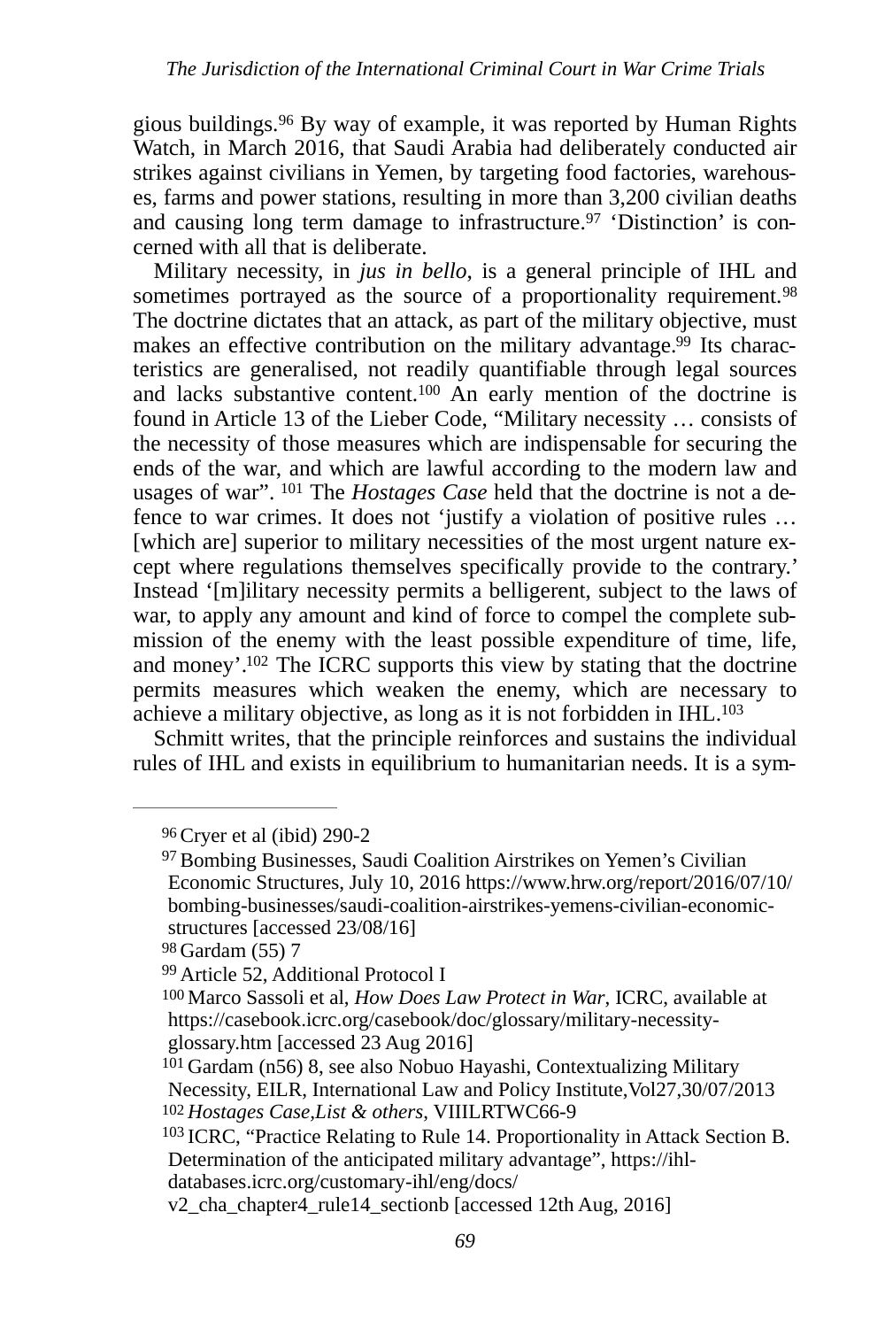gious buildings.[96] By way of example, it was reported by Human Rights Watch, in March 2016, that Saudi Arabia had deliberately conducted air strikes against civilians in Yemen, by targeting food factories, warehouses, farms and power stations, resulting in more than 3,200 civilian deaths and causing long term damage to infrastructure.[97] 'Distinction' is concerned with all that is deliberate.

Military necessity, in *jus in bello*, is a general principle of IHL and sometimes portrayed as the source of a proportionality requirement.[98] The doctrine dictates that an attack, as part of the military objective, must makes an effective contribution on the military advantage.[99] Its characteristics are generalised, not readily quantifiable through legal sources and lacks substantive content.[100] An early mention of the doctrine is found in Article 13 of the Lieber Code, "Military necessity … consists of the necessity of those measures which are indispensable for securing the ends of the war, and which are lawful according to the modern law and usages of war". [101] The *Hostages Case* held that the doctrine is not a defence to war crimes. It does not 'justify a violation of positive rules … [which are] superior to military necessities of the most urgent nature except where regulations themselves specifically provide to the contrary.' Instead '[m]ilitary necessity permits a belligerent, subject to the laws of war, to apply any amount and kind of force to compel the complete submission of the enemy with the least possible expenditure of time, life, and money'.[102] The ICRC supports this view by stating that the doctrine permits measures which weaken the enemy, which are necessary to achieve a military objective, as long as it is not forbidden in IHL.[103]

Schmitt writes, that the principle reinforces and sustains the individual rules of IHL and exists in equilibrium to humanitarian needs. It is a sym-

---

[96] Cryer et al (ibid) 290-2

[97] Bombing Businesses, Saudi Coalition Airstrikes on Yemen's Civilian Economic Structures, July 10, 2016 https://www.hrw.org/report/2016/07/10/bombing-businesses/saudi-coalition-airstrikes-yemens-civilian-economic-structures [accessed 23/08/16]

[98] Gardam (55) 7

[99] Article 52, Additional Protocol I

[100] Marco Sassoli et al, *How Does Law Protect in War*, ICRC, available at https://casebook.icrc.org/casebook/doc/glossary/military-necessity-glossary.htm [accessed 23 Aug 2016]

[101] Gardam (n56) 8, see also Nobuo Hayashi, Contextualizing Military Necessity, EILR, International Law and Policy Institute,Vol27,30/07/2013

[102] *Hostages Case,List & others*, VIIILRTWC66-9

[103] ICRC, "Practice Relating to Rule 14. Proportionality in Attack Section B. Determination of the anticipated military advantage", https://ihl-databases.icrc.org/customary-ihl/eng/docs/v2_cha_chapter4_rule14_sectionb [accessed 12th Aug, 2016]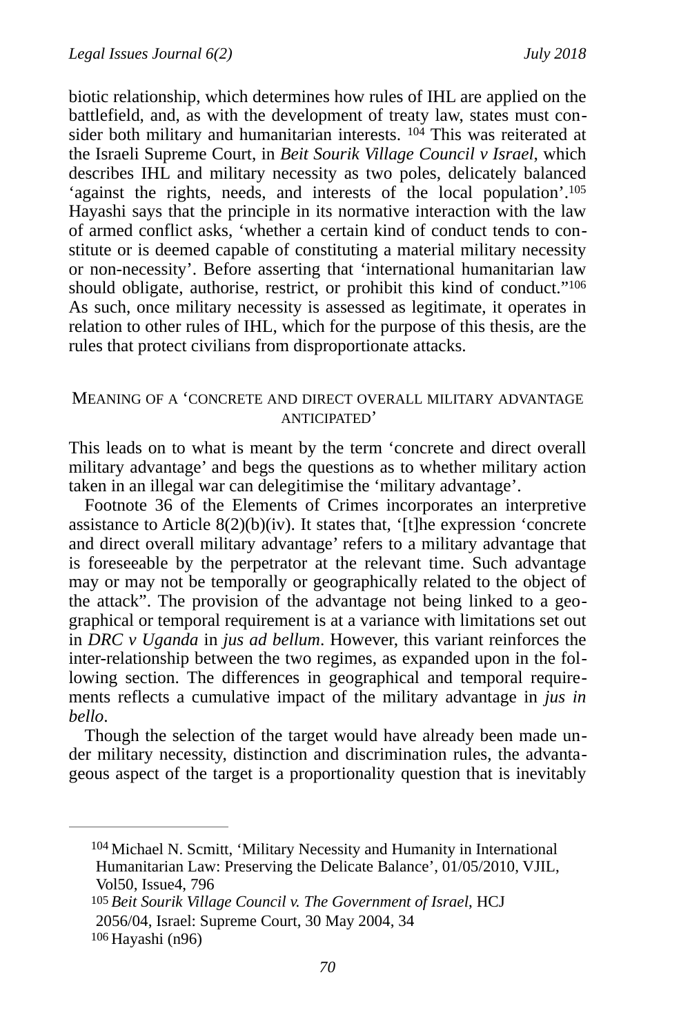biotic relationship, which determines how rules of IHL are applied on the battlefield, and, as with the development of treaty law, states must consider both military and humanitarian interests. [104] This was reiterated at the Israeli Supreme Court, in *Beit Sourik Village Council v Israel*, which describes IHL and military necessity as two poles, delicately balanced 'against the rights, needs, and interests of the local population'.[105] Hayashi says that the principle in its normative interaction with the law of armed conflict asks, 'whether a certain kind of conduct tends to constitute or is deemed capable of constituting a material military necessity or non-necessity'. Before asserting that 'international humanitarian law should obligate, authorise, restrict, or prohibit this kind of conduct."[106] As such, once military necessity is assessed as legitimate, it operates in relation to other rules of IHL, which for the purpose of this thesis, are the rules that protect civilians from disproportionate attacks.

## Meaning of a 'concrete and direct overall military advantage anticipated'

This leads on to what is meant by the term 'concrete and direct overall military advantage' and begs the questions as to whether military action taken in an illegal war can delegitimise the 'military advantage'.

Footnote 36 of the Elements of Crimes incorporates an interpretive assistance to Article 8(2)(b)(iv). It states that, '[t]he expression 'concrete and direct overall military advantage' refers to a military advantage that is foreseeable by the perpetrator at the relevant time. Such advantage may or may not be temporally or geographically related to the object of the attack". The provision of the advantage not being linked to a geographical or temporal requirement is at a variance with limitations set out in *DRC v Uganda* in *jus ad bellum*. However, this variant reinforces the inter-relationship between the two regimes, as expanded upon in the following section. The differences in geographical and temporal requirements reflects a cumulative impact of the military advantage in *jus in bello*.

Though the selection of the target would have already been made under military necessity, distinction and discrimination rules, the advantageous aspect of the target is a proportionality question that is inevitably

---

[104] Michael N. Scmitt, 'Military Necessity and Humanity in International Humanitarian Law: Preserving the Delicate Balance', 01/05/2010, VJIL, Vol50, Issue4, 796

[105] *Beit Sourik Village Council v. The Government of Israel*, HCJ 2056/04, Israel: Supreme Court, 30 May 2004, 34

[106] Hayashi (n96)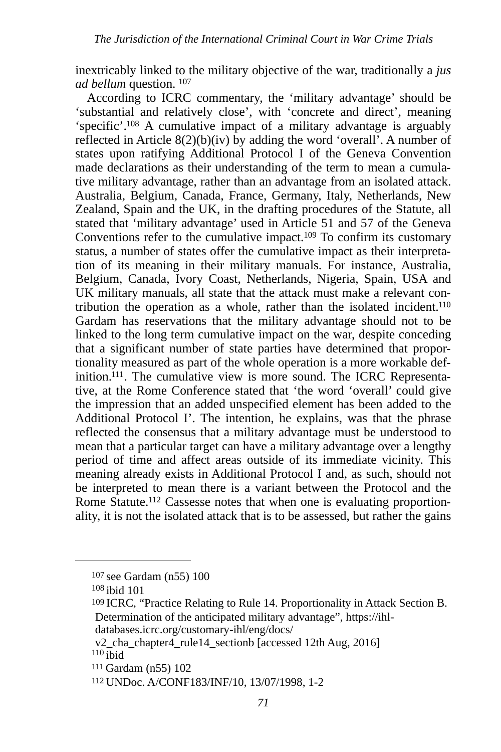inextricably linked to the military objective of the war, traditionally a *jus ad bellum* question. [107]

According to ICRC commentary, the 'military advantage' should be 'substantial and relatively close', with 'concrete and direct', meaning 'specific'.[108] A cumulative impact of a military advantage is arguably reflected in Article 8(2)(b)(iv) by adding the word 'overall'. A number of states upon ratifying Additional Protocol I of the Geneva Convention made declarations as their understanding of the term to mean a cumulative military advantage, rather than an advantage from an isolated attack. Australia, Belgium, Canada, France, Germany, Italy, Netherlands, New Zealand, Spain and the UK, in the drafting procedures of the Statute, all stated that 'military advantage' used in Article 51 and 57 of the Geneva Conventions refer to the cumulative impact.[109] To confirm its customary status, a number of states offer the cumulative impact as their interpretation of its meaning in their military manuals. For instance, Australia, Belgium, Canada, Ivory Coast, Netherlands, Nigeria, Spain, USA and UK military manuals, all state that the attack must make a relevant contribution the operation as a whole, rather than the isolated incident.[110] Gardam has reservations that the military advantage should not to be linked to the long term cumulative impact on the war, despite conceding that a significant number of state parties have determined that proportionality measured as part of the whole operation is a more workable definition.[111]. The cumulative view is more sound. The ICRC Representative, at the Rome Conference stated that 'the word 'overall' could give the impression that an added unspecified element has been added to the Additional Protocol I'. The intention, he explains, was that the phrase reflected the consensus that a military advantage must be understood to mean that a particular target can have a military advantage over a lengthy period of time and affect areas outside of its immediate vicinity. This meaning already exists in Additional Protocol I and, as such, should not be interpreted to mean there is a variant between the Protocol and the Rome Statute.[112] Cassesse notes that when one is evaluating proportionality, it is not the isolated attack that is to be assessed, but rather the gains

---

[107] see Gardam (n55) 100

[108] ibid 101

[109] ICRC, "Practice Relating to Rule 14. Proportionality in Attack Section B. Determination of the anticipated military advantage", https://ihl-databases.icrc.org/customary-ihl/eng/docs/v2_cha_chapter4_rule14_sectionb [accessed 12th Aug, 2016]

[110] ibid

[111] Gardam (n55) 102

[112] UNDoc. A/CONF183/INF/10, 13/07/1998, 1-2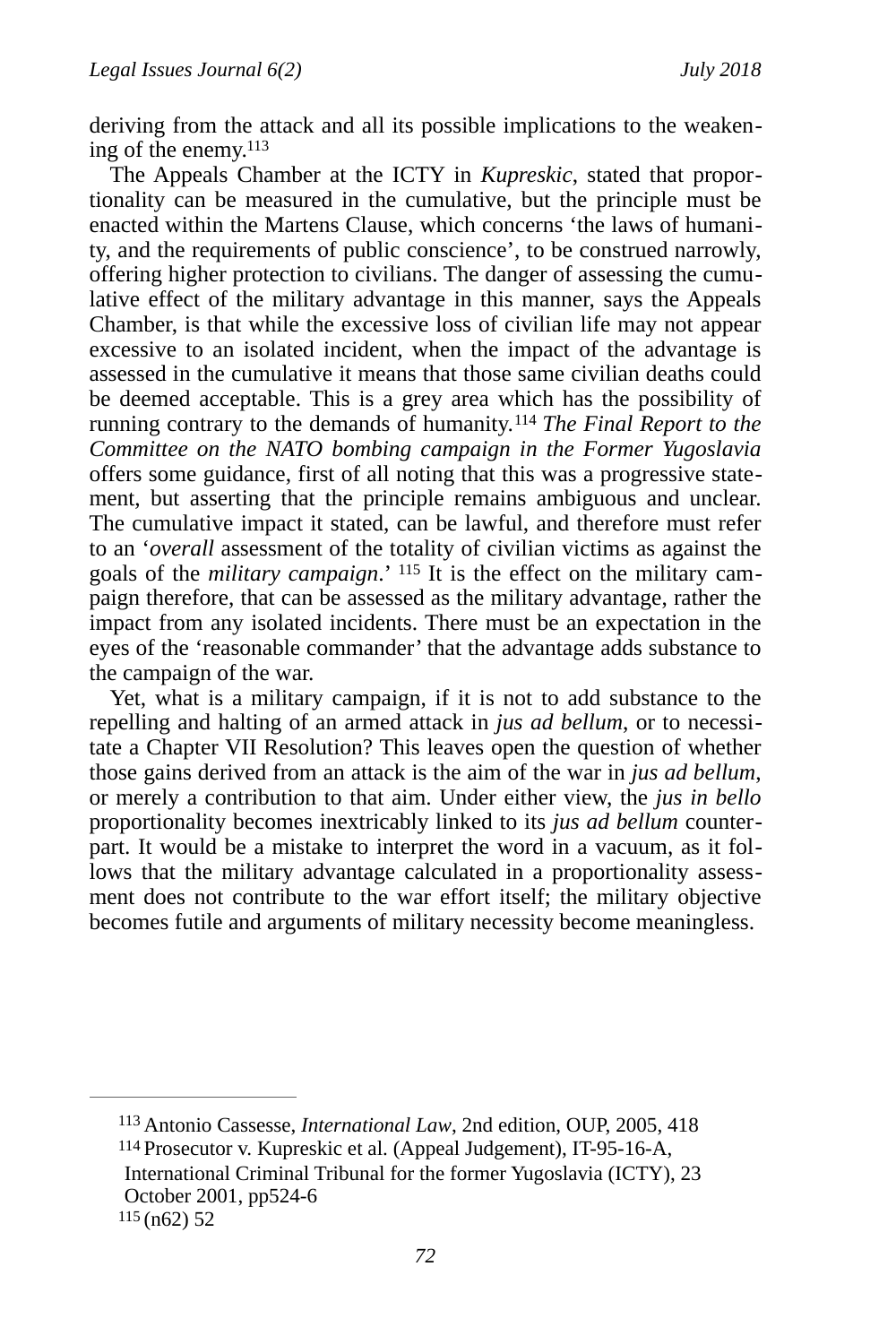deriving from the attack and all its possible implications to the weakening of the enemy.[113]

The Appeals Chamber at the ICTY in *Kupreskic*, stated that proportionality can be measured in the cumulative, but the principle must be enacted within the Martens Clause, which concerns 'the laws of humanity, and the requirements of public conscience', to be construed narrowly, offering higher protection to civilians. The danger of assessing the cumulative effect of the military advantage in this manner, says the Appeals Chamber, is that while the excessive loss of civilian life may not appear excessive to an isolated incident, when the impact of the advantage is assessed in the cumulative it means that those same civilian deaths could be deemed acceptable. This is a grey area which has the possibility of running contrary to the demands of humanity.[114] *The Final Report to the Committee on the NATO bombing campaign in the Former Yugoslavia* offers some guidance, first of all noting that this was a progressive statement, but asserting that the principle remains ambiguous and unclear. The cumulative impact it stated, can be lawful, and therefore must refer to an '*overall* assessment of the totality of civilian victims as against the goals of the *military campaign*.' [115] It is the effect on the military campaign therefore, that can be assessed as the military advantage, rather the impact from any isolated incidents. There must be an expectation in the eyes of the 'reasonable commander' that the advantage adds substance to the campaign of the war.

Yet, what is a military campaign, if it is not to add substance to the repelling and halting of an armed attack in *jus ad bellum*, or to necessitate a Chapter VII Resolution? This leaves open the question of whether those gains derived from an attack is the aim of the war in *jus ad bellum*, or merely a contribution to that aim. Under either view, the *jus in bello* proportionality becomes inextricably linked to its *jus ad bellum* counterpart. It would be a mistake to interpret the word in a vacuum, as it follows that the military advantage calculated in a proportionality assessment does not contribute to the war effort itself; the military objective becomes futile and arguments of military necessity become meaningless.

---

[113] Antonio Cassesse, *International Law*, 2nd edition, OUP, 2005, 418

[114] Prosecutor v. Kupreskic et al. (Appeal Judgement), IT-95-16-A, International Criminal Tribunal for the former Yugoslavia (ICTY), 23 October 2001, pp524-6

[115] (n62) 52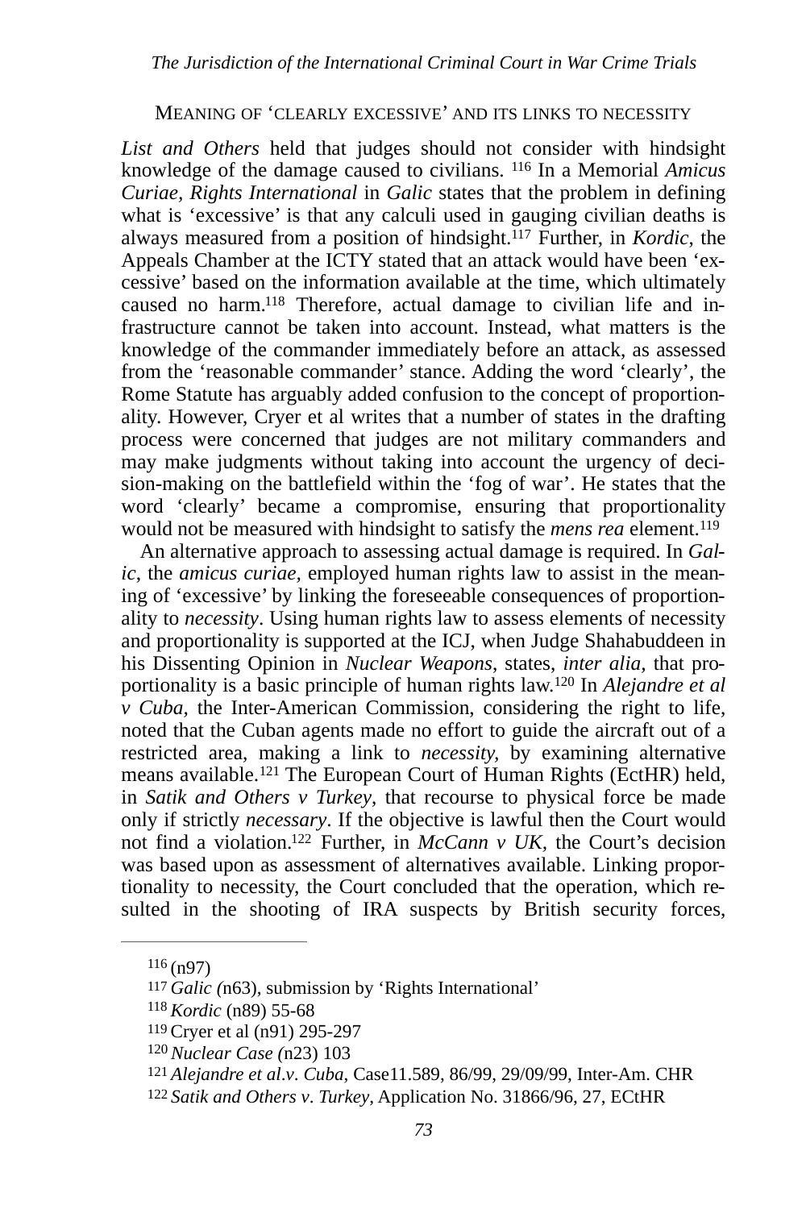MEANING OF 'CLEARLY EXCESSIVE' AND ITS LINKS TO NECESSITY

*List and Others* held that judges should not consider with hindsight knowledge of the damage caused to civilians. [116] In a Memorial *Amicus Curiae, Rights International* in *Galic* states that the problem in defining what is 'excessive' is that any calculi used in gauging civilian deaths is always measured from a position of hindsight.[117] Further, in *Kordic*, the Appeals Chamber at the ICTY stated that an attack would have been 'excessive' based on the information available at the time, which ultimately caused no harm.[118] Therefore, actual damage to civilian life and infrastructure cannot be taken into account. Instead, what matters is the knowledge of the commander immediately before an attack, as assessed from the 'reasonable commander' stance. Adding the word 'clearly', the Rome Statute has arguably added confusion to the concept of proportionality. However, Cryer et al writes that a number of states in the drafting process were concerned that judges are not military commanders and may make judgments without taking into account the urgency of decision-making on the battlefield within the 'fog of war'. He states that the word 'clearly' became a compromise, ensuring that proportionality would not be measured with hindsight to satisfy the *mens rea* element.[119]

An alternative approach to assessing actual damage is required. In *Galic*, the *amicus curiae,* employed human rights law to assist in the meaning of 'excessive' by linking the foreseeable consequences of proportionality to *necessity*. Using human rights law to assess elements of necessity and proportionality is supported at the ICJ, when Judge Shahabuddeen in his Dissenting Opinion in *Nuclear Weapons*, states, *inter alia,* that proportionality is a basic principle of human rights law.[120] In *Alejandre et al v Cuba,* the Inter-American Commission, considering the right to life, noted that the Cuban agents made no effort to guide the aircraft out of a restricted area, making a link to *necessity,* by examining alternative means available.[121] The European Court of Human Rights (EctHR) held, in *Satik and Others v Turkey*, that recourse to physical force be made only if strictly *necessary*. If the objective is lawful then the Court would not find a violation.[122] Further, in *McCann v UK*, the Court's decision was based upon as assessment of alternatives available. Linking proportionality to necessity, the Court concluded that the operation, which resulted in the shooting of IRA suspects by British security forces,

---

[116] (n97)

[117] *Galic (*n63), submission by 'Rights International'

[118] *Kordic* (n89) 55-68

[119] Cryer et al (n91) 295-297

[120] *Nuclear Case (*n23) 103

[121] *Alejandre et al.v. Cuba*, Case11.589, 86/99, 29/09/99, Inter-Am. CHR

[122] *Satik and Others v. Turkey*, Application No. 31866/96, 27, ECtHR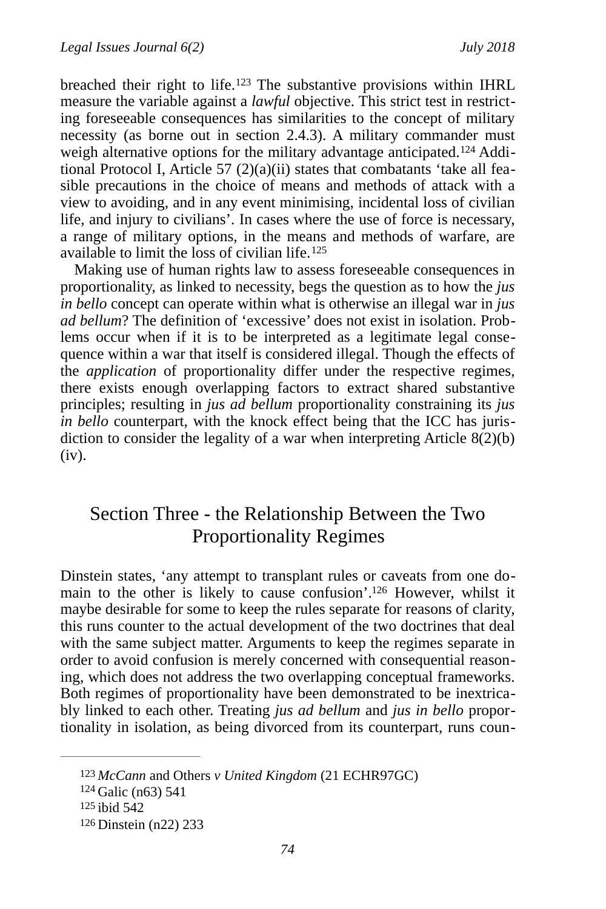breached their right to life.[123] The substantive provisions within IHRL measure the variable against a *lawful* objective. This strict test in restricting foreseeable consequences has similarities to the concept of military necessity (as borne out in section 2.4.3). A military commander must weigh alternative options for the military advantage anticipated.[124] Additional Protocol I, Article 57 (2)(a)(ii) states that combatants 'take all feasible precautions in the choice of means and methods of attack with a view to avoiding, and in any event minimising, incidental loss of civilian life, and injury to civilians'. In cases where the use of force is necessary, a range of military options, in the means and methods of warfare, are available to limit the loss of civilian life.[125]

Making use of human rights law to assess foreseeable consequences in proportionality, as linked to necessity, begs the question as to how the *jus in bello* concept can operate within what is otherwise an illegal war in *jus ad bellum*? The definition of 'excessive' does not exist in isolation. Problems occur when if it is to be interpreted as a legitimate legal consequence within a war that itself is considered illegal. Though the effects of the *application* of proportionality differ under the respective regimes, there exists enough overlapping factors to extract shared substantive principles; resulting in *jus ad bellum* proportionality constraining its *jus in bello* counterpart, with the knock effect being that the ICC has jurisdiction to consider the legality of a war when interpreting Article 8(2)(b)(iv).

## Section Three - the Relationship Between the Two Proportionality Regimes

Dinstein states, 'any attempt to transplant rules or caveats from one domain to the other is likely to cause confusion'.[126] However, whilst it maybe desirable for some to keep the rules separate for reasons of clarity, this runs counter to the actual development of the two doctrines that deal with the same subject matter. Arguments to keep the regimes separate in order to avoid confusion is merely concerned with consequential reasoning, which does not address the two overlapping conceptual frameworks. Both regimes of proportionality have been demonstrated to be inextricably linked to each other. Treating *jus ad bellum* and *jus in bello* proportionality in isolation, as being divorced from its counterpart, runs coun-

---

[123] *McCann* and Others *v United Kingdom* (21 ECHR97GC)

[124] Galic (n63) 541

[125] ibid 542

[126] Dinstein (n22) 233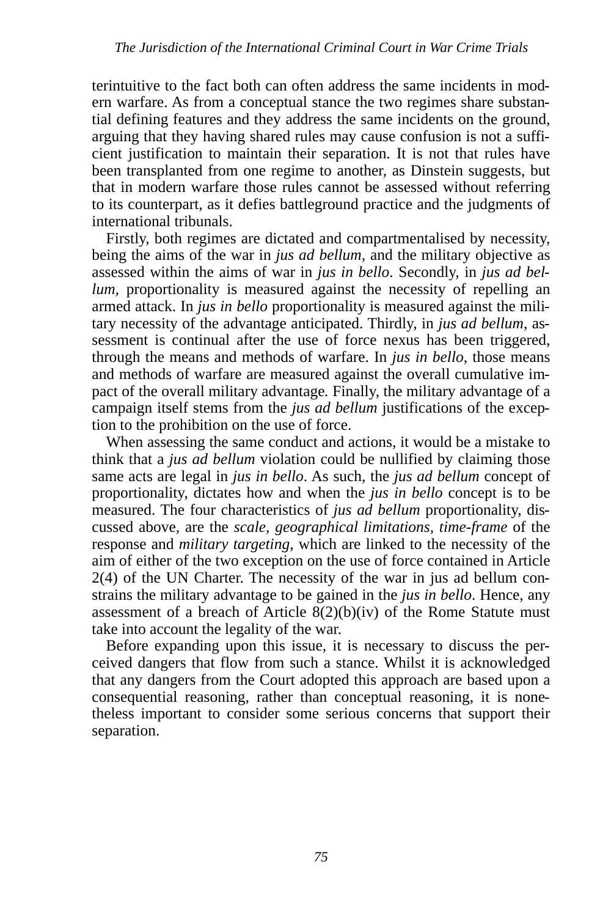terintuitive to the fact both can often address the same incidents in modern warfare. As from a conceptual stance the two regimes share substantial defining features and they address the same incidents on the ground, arguing that they having shared rules may cause confusion is not a sufficient justification to maintain their separation. It is not that rules have been transplanted from one regime to another, as Dinstein suggests, but that in modern warfare those rules cannot be assessed without referring to its counterpart, as it defies battleground practice and the judgments of international tribunals.

Firstly, both regimes are dictated and compartmentalised by necessity, being the aims of the war in *jus ad bellum*, and the military objective as assessed within the aims of war in *jus in bello*. Secondly, in *jus ad bellum,* proportionality is measured against the necessity of repelling an armed attack. In *jus in bello* proportionality is measured against the military necessity of the advantage anticipated. Thirdly, in *jus ad bellum*, assessment is continual after the use of force nexus has been triggered, through the means and methods of warfare. In *jus in bello*, those means and methods of warfare are measured against the overall cumulative impact of the overall military advantage. Finally, the military advantage of a campaign itself stems from the *jus ad bellum* justifications of the exception to the prohibition on the use of force.

When assessing the same conduct and actions, it would be a mistake to think that a *jus ad bellum* violation could be nullified by claiming those same acts are legal in *jus in bello*. As such, the *jus ad bellum* concept of proportionality, dictates how and when the *jus in bello* concept is to be measured. The four characteristics of *jus ad bellum* proportionality, discussed above, are the *scale*, *geographical limitations*, *time-frame* of the response and *military targeting*, which are linked to the necessity of the aim of either of the two exception on the use of force contained in Article 2(4) of the UN Charter. The necessity of the war in jus ad bellum constrains the military advantage to be gained in the *jus in bello*. Hence, any assessment of a breach of Article 8(2)(b)(iv) of the Rome Statute must take into account the legality of the war.

Before expanding upon this issue, it is necessary to discuss the perceived dangers that flow from such a stance. Whilst it is acknowledged that any dangers from the Court adopted this approach are based upon a consequential reasoning, rather than conceptual reasoning, it is nonetheless important to consider some serious concerns that support their separation.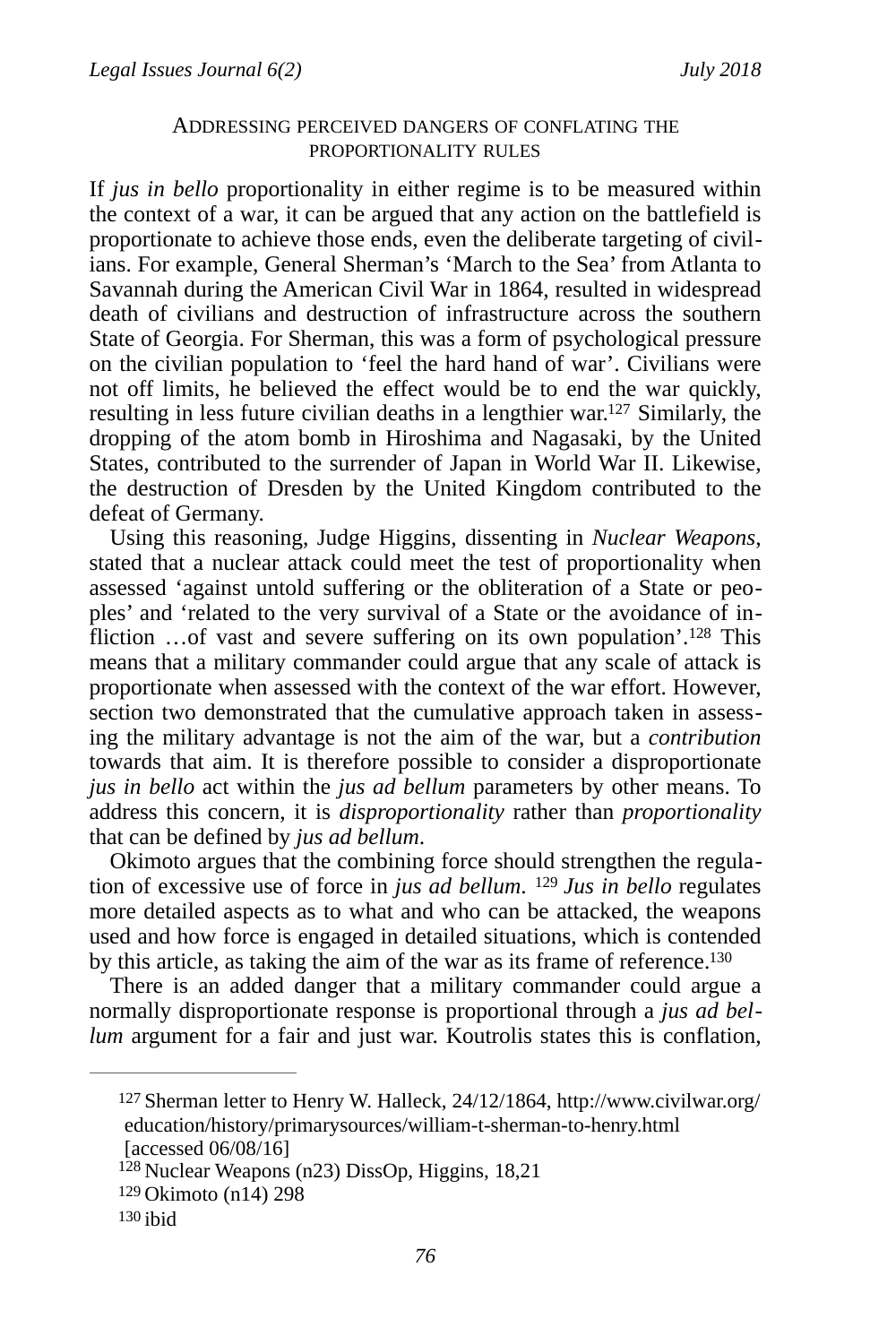### Addressing perceived dangers of conflating the proportionality rules

If *jus in bello* proportionality in either regime is to be measured within the context of a war, it can be argued that any action on the battlefield is proportionate to achieve those ends, even the deliberate targeting of civilians. For example, General Sherman's 'March to the Sea' from Atlanta to Savannah during the American Civil War in 1864, resulted in widespread death of civilians and destruction of infrastructure across the southern State of Georgia. For Sherman, this was a form of psychological pressure on the civilian population to 'feel the hard hand of war'. Civilians were not off limits, he believed the effect would be to end the war quickly, resulting in less future civilian deaths in a lengthier war.[127] Similarly, the dropping of the atom bomb in Hiroshima and Nagasaki, by the United States, contributed to the surrender of Japan in World War II. Likewise, the destruction of Dresden by the United Kingdom contributed to the defeat of Germany.

Using this reasoning, Judge Higgins, dissenting in *Nuclear Weapons*, stated that a nuclear attack could meet the test of proportionality when assessed 'against untold suffering or the obliteration of a State or peoples' and 'related to the very survival of a State or the avoidance of infliction …of vast and severe suffering on its own population'.[128] This means that a military commander could argue that any scale of attack is proportionate when assessed with the context of the war effort. However, section two demonstrated that the cumulative approach taken in assessing the military advantage is not the aim of the war, but a *contribution* towards that aim. It is therefore possible to consider a disproportionate *jus in bello* act within the *jus ad bellum* parameters by other means. To address this concern, it is *disproportionality* rather than *proportionality* that can be defined by *jus ad bellum*.

Okimoto argues that the combining force should strengthen the regulation of excessive use of force in *jus ad bellum*. [129] *Jus in bello* regulates more detailed aspects as to what and who can be attacked, the weapons used and how force is engaged in detailed situations, which is contended by this article, as taking the aim of the war as its frame of reference.[130]

There is an added danger that a military commander could argue a normally disproportionate response is proportional through a *jus ad bellum* argument for a fair and just war. Koutrolis states this is conflation,

---

[127] Sherman letter to Henry W. Halleck, 24/12/1864, http://www.civilwar.org/education/history/primarysources/william-t-sherman-to-henry.html [accessed 06/08/16]

[128] Nuclear Weapons (n23) DissOp, Higgins, 18,21

[129] Okimoto (n14) 298

[130] ibid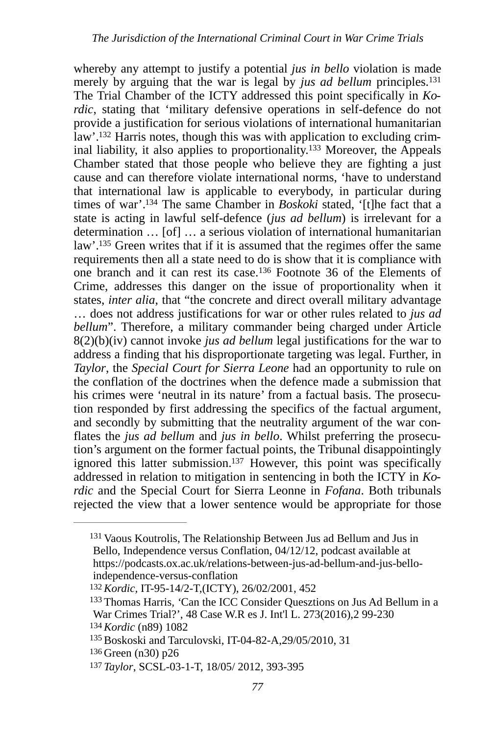whereby any attempt to justify a potential *jus in bello* violation is made merely by arguing that the war is legal by *jus ad bellum* principles.[131] The Trial Chamber of the ICTY addressed this point specifically in *Kordic*, stating that 'military defensive operations in self-defence do not provide a justification for serious violations of international humanitarian law'.[132] Harris notes, though this was with application to excluding criminal liability, it also applies to proportionality.[133] Moreover, the Appeals Chamber stated that those people who believe they are fighting a just cause and can therefore violate international norms, 'have to understand that international law is applicable to everybody, in particular during times of war'.[134] The same Chamber in *Boskoki* stated, '[t]he fact that a state is acting in lawful self-defence (*jus ad bellum*) is irrelevant for a determination … [of] … a serious violation of international humanitarian law'.[135] Green writes that if it is assumed that the regimes offer the same requirements then all a state need to do is show that it is compliance with one branch and it can rest its case.[136] Footnote 36 of the Elements of Crime, addresses this danger on the issue of proportionality when it states, *inter alia*, that "the concrete and direct overall military advantage … does not address justifications for war or other rules related to *jus ad bellum*". Therefore, a military commander being charged under Article 8(2)(b)(iv) cannot invoke *jus ad bellum* legal justifications for the war to address a finding that his disproportionate targeting was legal. Further, in *Taylor*, the *Special Court for Sierra Leone* had an opportunity to rule on the conflation of the doctrines when the defence made a submission that his crimes were 'neutral in its nature' from a factual basis. The prosecution responded by first addressing the specifics of the factual argument, and secondly by submitting that the neutrality argument of the war conflates the *jus ad bellum* and *jus in bello*. Whilst preferring the prosecution's argument on the former factual points, the Tribunal disappointingly ignored this latter submission.[137] However, this point was specifically addressed in relation to mitigation in sentencing in both the ICTY in *Kordic* and the Special Court for Sierra Leonne in *Fofana*. Both tribunals rejected the view that a lower sentence would be appropriate for those

---

[131] Vaous Koutrolis, The Relationship Between Jus ad Bellum and Jus in Bello, Independence versus Conflation, 04/12/12, podcast available at https://podcasts.ox.ac.uk/relations-between-jus-ad-bellum-and-jus-bello-independence-versus-conflation

[132] *Kordic*, IT-95-14/2-T,(ICTY), 26/02/2001, 452

[133] Thomas Harris, 'Can the ICC Consider Quesztions on Jus Ad Bellum in a War Crimes Trial?', 48 Case W.R es J. Int'l L. 273(2016),2 99-230

[134] *Kordic* (n89) 1082

[135] Boskoski and Tarculovski, IT-04-82-A,29/05/2010, 31

[136] Green (n30) p26

[137] *Taylor*, SCSL-03-1-T, 18/05/ 2012, 393-395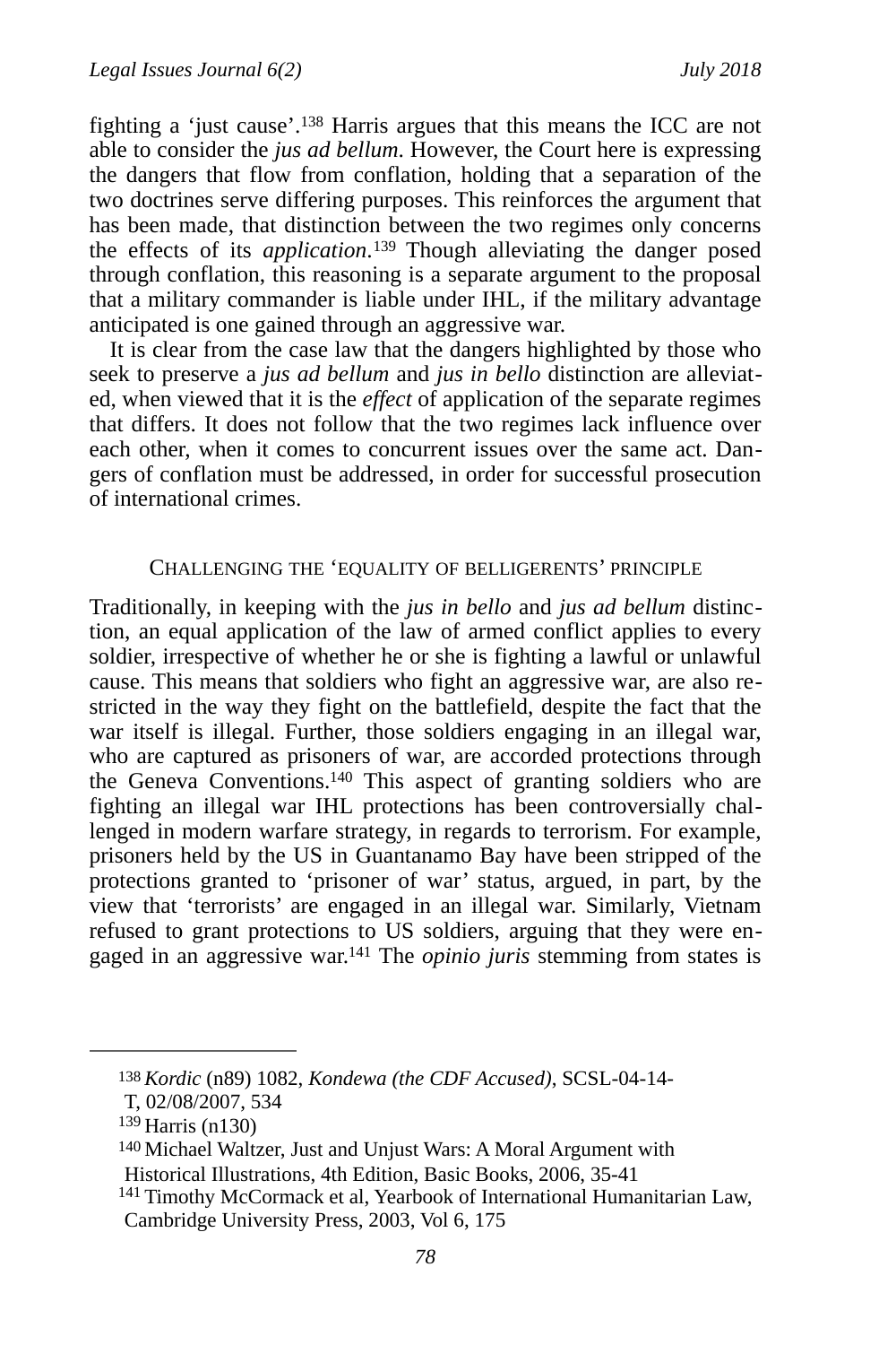fighting a 'just cause'.[138] Harris argues that this means the ICC are not able to consider the *jus ad bellum*. However, the Court here is expressing the dangers that flow from conflation, holding that a separation of the two doctrines serve differing purposes. This reinforces the argument that has been made, that distinction between the two regimes only concerns the effects of its *application*.[139] Though alleviating the danger posed through conflation, this reasoning is a separate argument to the proposal that a military commander is liable under IHL, if the military advantage anticipated is one gained through an aggressive war.

It is clear from the case law that the dangers highlighted by those who seek to preserve a *jus ad bellum* and *jus in bello* distinction are alleviated, when viewed that it is the *effect* of application of the separate regimes that differs. It does not follow that the two regimes lack influence over each other, when it comes to concurrent issues over the same act. Dangers of conflation must be addressed, in order for successful prosecution of international crimes.

### Challenging the 'equality of belligerents' principle

Traditionally, in keeping with the *jus in bello* and *jus ad bellum* distinction, an equal application of the law of armed conflict applies to every soldier, irrespective of whether he or she is fighting a lawful or unlawful cause. This means that soldiers who fight an aggressive war, are also restricted in the way they fight on the battlefield, despite the fact that the war itself is illegal. Further, those soldiers engaging in an illegal war, who are captured as prisoners of war, are accorded protections through the Geneva Conventions.[140] This aspect of granting soldiers who are fighting an illegal war IHL protections has been controversially challenged in modern warfare strategy, in regards to terrorism. For example, prisoners held by the US in Guantanamo Bay have been stripped of the protections granted to 'prisoner of war' status, argued, in part, by the view that 'terrorists' are engaged in an illegal war. Similarly, Vietnam refused to grant protections to US soldiers, arguing that they were engaged in an aggressive war.[141] The *opinio juris* stemming from states is

---

[138] *Kordic* (n89) 1082, *Kondewa (the CDF Accused)*, SCSL-04-14-T, 02/08/2007, 534

[139] Harris (n130)

[140] Michael Waltzer, Just and Unjust Wars: A Moral Argument with Historical Illustrations, 4th Edition, Basic Books, 2006, 35-41

[141] Timothy McCormack et al, Yearbook of International Humanitarian Law, Cambridge University Press, 2003, Vol 6, 175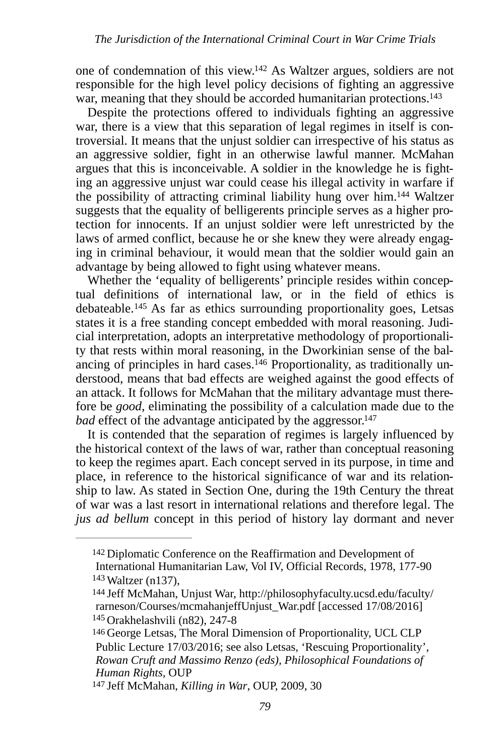one of condemnation of this view.[142] As Waltzer argues, soldiers are not responsible for the high level policy decisions of fighting an aggressive war, meaning that they should be accorded humanitarian protections.[143]

Despite the protections offered to individuals fighting an aggressive war, there is a view that this separation of legal regimes in itself is controversial. It means that the unjust soldier can irrespective of his status as an aggressive soldier, fight in an otherwise lawful manner. McMahan argues that this is inconceivable. A soldier in the knowledge he is fighting an aggressive unjust war could cease his illegal activity in warfare if the possibility of attracting criminal liability hung over him.[144] Waltzer suggests that the equality of belligerents principle serves as a higher protection for innocents. If an unjust soldier were left unrestricted by the laws of armed conflict, because he or she knew they were already engaging in criminal behaviour, it would mean that the soldier would gain an advantage by being allowed to fight using whatever means.

Whether the 'equality of belligerents' principle resides within conceptual definitions of international law, or in the field of ethics is debateable.[145] As far as ethics surrounding proportionality goes, Letsas states it is a free standing concept embedded with moral reasoning. Judicial interpretation, adopts an interpretative methodology of proportionality that rests within moral reasoning, in the Dworkinian sense of the balancing of principles in hard cases.[146] Proportionality, as traditionally understood, means that bad effects are weighed against the good effects of an attack. It follows for McMahan that the military advantage must therefore be *good*, eliminating the possibility of a calculation made due to the *bad* effect of the advantage anticipated by the aggressor.[147]

It is contended that the separation of regimes is largely influenced by the historical context of the laws of war, rather than conceptual reasoning to keep the regimes apart. Each concept served in its purpose, in time and place, in reference to the historical significance of war and its relationship to law. As stated in Section One, during the 19th Century the threat of war was a last resort in international relations and therefore legal. The *jus ad bellum* concept in this period of history lay dormant and never

---

[142] Diplomatic Conference on the Reaffirmation and Development of International Humanitarian Law, Vol IV, Official Records, 1978, 177-90

[143] Waltzer (n137),

[144] Jeff McMahan, Unjust War, http://philosophyfaculty.ucsd.edu/faculty/rarneson/Courses/mcmahanjeffUnjust_War.pdf [accessed 17/08/2016]

[145] Orakhelashvili (n82), 247-8

[146] George Letsas, The Moral Dimension of Proportionality, UCL CLP Public Lecture 17/03/2016; see also Letsas, 'Rescuing Proportionality', *Rowan Cruft and Massimo Renzo (eds), Philosophical Foundations of Human Rights*, OUP

[147] Jeff McMahan, *Killing in War*, OUP, 2009, 30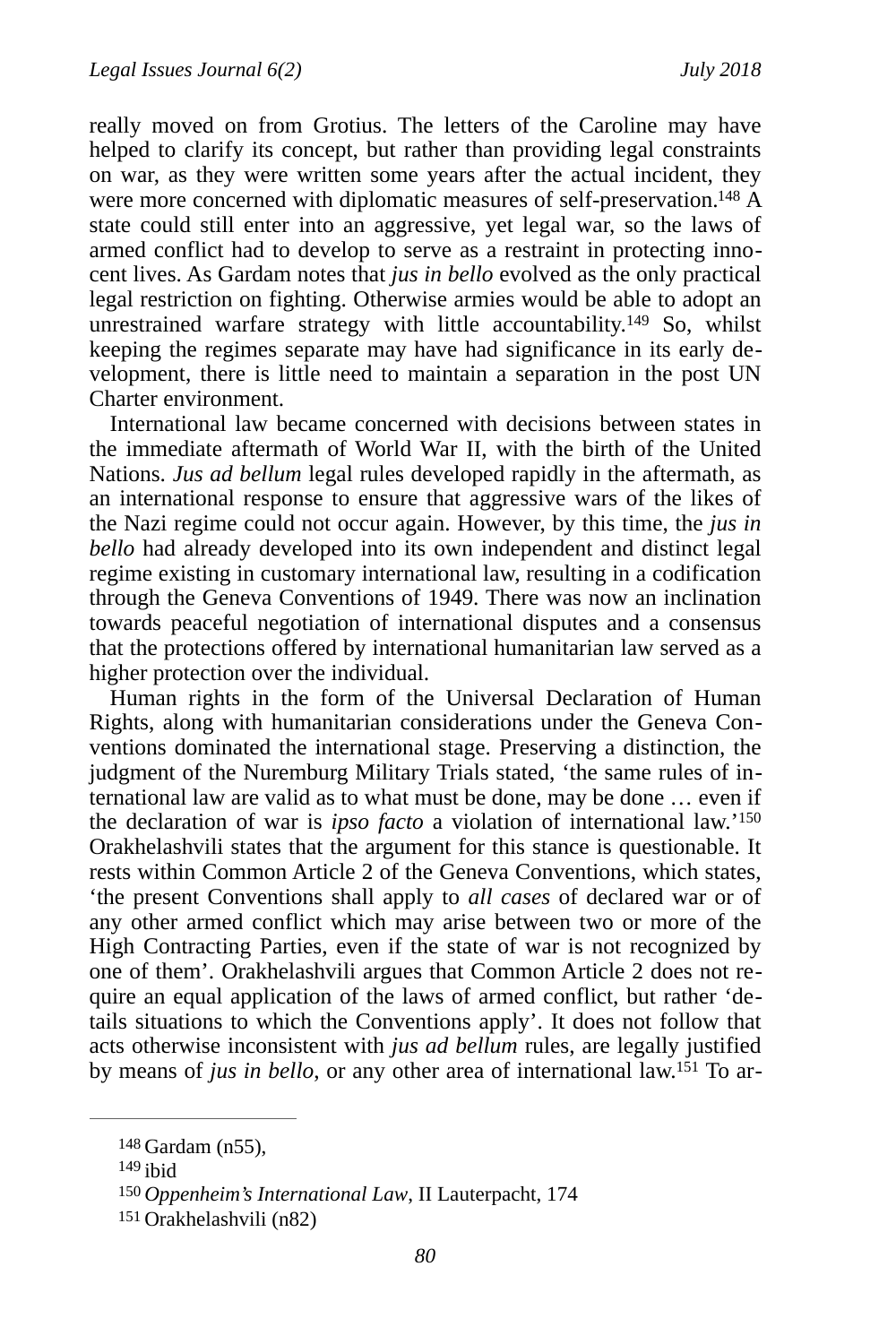really moved on from Grotius. The letters of the Caroline may have helped to clarify its concept, but rather than providing legal constraints on war, as they were written some years after the actual incident, they were more concerned with diplomatic measures of self-preservation.[148] A state could still enter into an aggressive, yet legal war, so the laws of armed conflict had to develop to serve as a restraint in protecting innocent lives. As Gardam notes that *jus in bello* evolved as the only practical legal restriction on fighting. Otherwise armies would be able to adopt an unrestrained warfare strategy with little accountability.[149] So, whilst keeping the regimes separate may have had significance in its early development, there is little need to maintain a separation in the post UN Charter environment.

International law became concerned with decisions between states in the immediate aftermath of World War II, with the birth of the United Nations. *Jus ad bellum* legal rules developed rapidly in the aftermath, as an international response to ensure that aggressive wars of the likes of the Nazi regime could not occur again. However, by this time, the *jus in bello* had already developed into its own independent and distinct legal regime existing in customary international law, resulting in a codification through the Geneva Conventions of 1949. There was now an inclination towards peaceful negotiation of international disputes and a consensus that the protections offered by international humanitarian law served as a higher protection over the individual.

Human rights in the form of the Universal Declaration of Human Rights, along with humanitarian considerations under the Geneva Conventions dominated the international stage. Preserving a distinction, the judgment of the Nuremburg Military Trials stated, 'the same rules of international law are valid as to what must be done, may be done … even if the declaration of war is *ipso facto* a violation of international law.'[150] Orakhelashvili states that the argument for this stance is questionable. It rests within Common Article 2 of the Geneva Conventions, which states, 'the present Conventions shall apply to *all cases* of declared war or of any other armed conflict which may arise between two or more of the High Contracting Parties, even if the state of war is not recognized by one of them'. Orakhelashvili argues that Common Article 2 does not require an equal application of the laws of armed conflict, but rather 'details situations to which the Conventions apply'. It does not follow that acts otherwise inconsistent with *jus ad bellum* rules, are legally justified by means of *jus in bello*, or any other area of international law.[151] To ar-

---

[148] Gardam (n55),

[149] ibid

[150] *Oppenheim's International Law*, II Lauterpacht, 174

[151] Orakhelashvili (n82)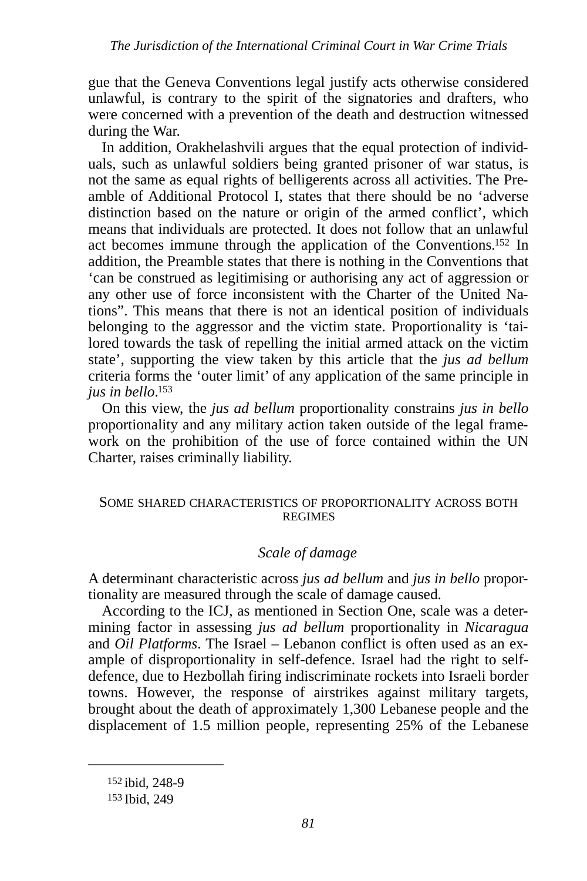gue that the Geneva Conventions legal justify acts otherwise considered unlawful, is contrary to the spirit of the signatories and drafters, who were concerned with a prevention of the death and destruction witnessed during the War.

In addition, Orakhelashvili argues that the equal protection of individuals, such as unlawful soldiers being granted prisoner of war status, is not the same as equal rights of belligerents across all activities. The Preamble of Additional Protocol I, states that there should be no 'adverse distinction based on the nature or origin of the armed conflict', which means that individuals are protected. It does not follow that an unlawful act becomes immune through the application of the Conventions.[152] In addition, the Preamble states that there is nothing in the Conventions that 'can be construed as legitimising or authorising any act of aggression or any other use of force inconsistent with the Charter of the United Nations". This means that there is not an identical position of individuals belonging to the aggressor and the victim state. Proportionality is 'tailored towards the task of repelling the initial armed attack on the victim state', supporting the view taken by this article that the *jus ad bellum* criteria forms the 'outer limit' of any application of the same principle in *jus in bello*.[153]

On this view, the *jus ad bellum* proportionality constrains *jus in bello* proportionality and any military action taken outside of the legal framework on the prohibition of the use of force contained within the UN Charter, raises criminally liability.

## Some shared characteristics of proportionality across both regimes

### *Scale of damage*

A determinant characteristic across *jus ad bellum* and *jus in bello* proportionality are measured through the scale of damage caused.

According to the ICJ, as mentioned in Section One, scale was a determining factor in assessing *jus ad bellum* proportionality in *Nicaragua* and *Oil Platforms*. The Israel – Lebanon conflict is often used as an example of disproportionality in self-defence. Israel had the right to self-defence, due to Hezbollah firing indiscriminate rockets into Israeli border towns. However, the response of airstrikes against military targets, brought about the death of approximately 1,300 Lebanese people and the displacement of 1.5 million people, representing 25% of the Lebanese

---

[152] ibid, 248-9

[153] Ibid, 249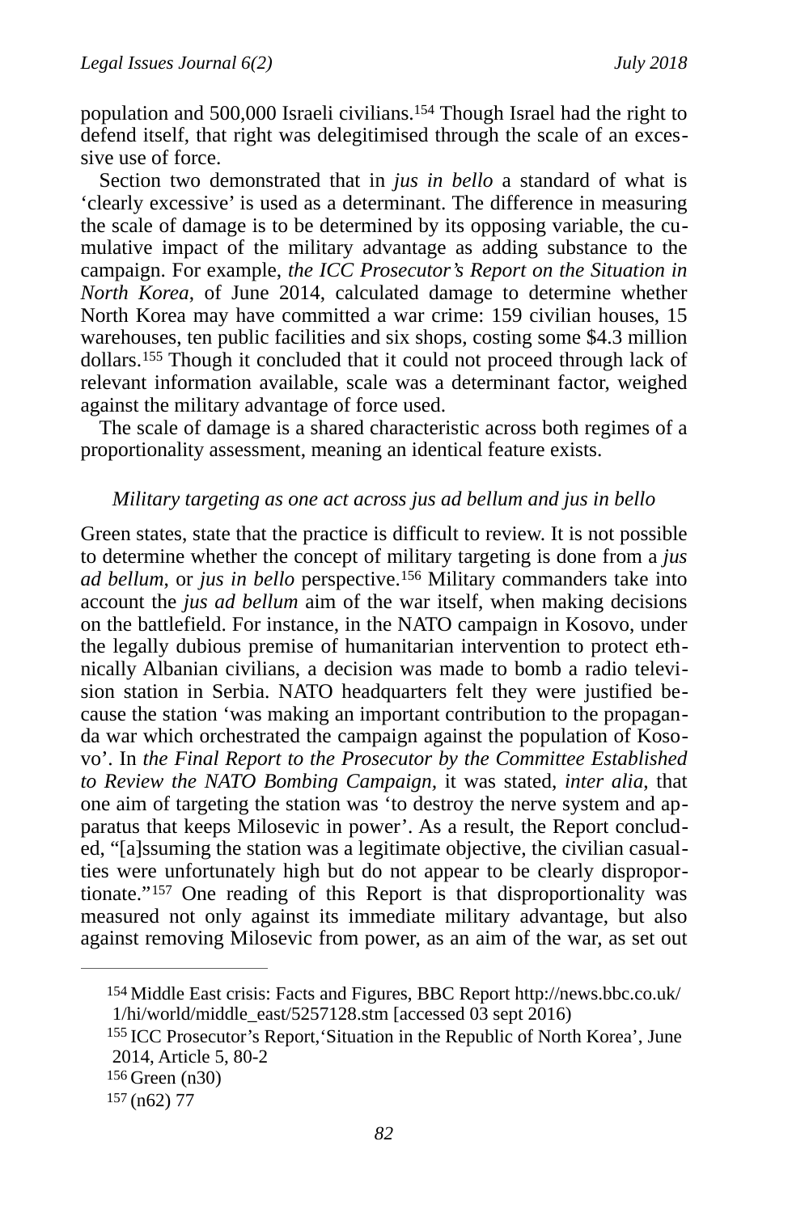population and 500,000 Israeli civilians.[154] Though Israel had the right to defend itself, that right was delegitimised through the scale of an excessive use of force.

Section two demonstrated that in *jus in bello* a standard of what is 'clearly excessive' is used as a determinant. The difference in measuring the scale of damage is to be determined by its opposing variable, the cumulative impact of the military advantage as adding substance to the campaign. For example, *the ICC Prosecutor's Report on the Situation in North Korea*, of June 2014, calculated damage to determine whether North Korea may have committed a war crime: 159 civilian houses, 15 warehouses, ten public facilities and six shops, costing some $4.3 million dollars.[155] Though it concluded that it could not proceed through lack of relevant information available, scale was a determinant factor, weighed against the military advantage of force used.

The scale of damage is a shared characteristic across both regimes of a proportionality assessment, meaning an identical feature exists.

### *Military targeting as one act across jus ad bellum and jus in bello*

Green states, state that the practice is difficult to review. It is not possible to determine whether the concept of military targeting is done from a *jus ad bellum*, or *jus in bello* perspective.[156] Military commanders take into account the *jus ad bellum* aim of the war itself, when making decisions on the battlefield. For instance, in the NATO campaign in Kosovo, under the legally dubious premise of humanitarian intervention to protect ethnically Albanian civilians, a decision was made to bomb a radio television station in Serbia. NATO headquarters felt they were justified because the station 'was making an important contribution to the propaganda war which orchestrated the campaign against the population of Kosovo'. In *the Final Report to the Prosecutor by the Committee Established to Review the NATO Bombing Campaign,* it was stated, *inter alia*, that one aim of targeting the station was 'to destroy the nerve system and apparatus that keeps Milosevic in power'. As a result, the Report concluded, "[a]ssuming the station was a legitimate objective, the civilian casualties were unfortunately high but do not appear to be clearly disproportionate."[157] One reading of this Report is that disproportionality was measured not only against its immediate military advantage, but also against removing Milosevic from power, as an aim of the war, as set out

---

[154] Middle East crisis: Facts and Figures, BBC Report http://news.bbc.co.uk/1/hi/world/middle_east/5257128.stm [accessed 03 sept 2016)

[155] ICC Prosecutor's Report,'Situation in the Republic of North Korea', June 2014, Article 5, 80-2

[156] Green (n30)

[157] (n62) 77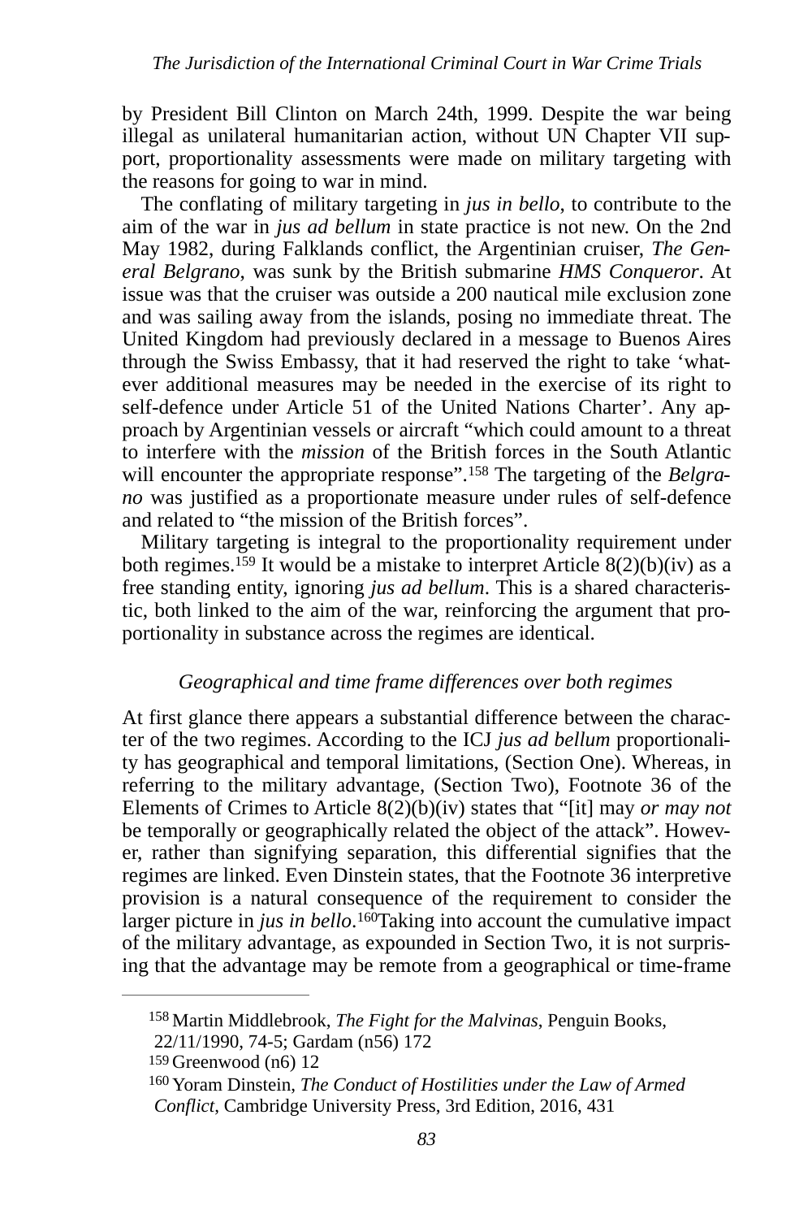by President Bill Clinton on March 24th, 1999. Despite the war being illegal as unilateral humanitarian action, without UN Chapter VII support, proportionality assessments were made on military targeting with the reasons for going to war in mind.

The conflating of military targeting in *jus in bello*, to contribute to the aim of the war in *jus ad bellum* in state practice is not new. On the 2nd May 1982, during Falklands conflict, the Argentinian cruiser, *The General Belgrano*, was sunk by the British submarine *HMS Conqueror*. At issue was that the cruiser was outside a 200 nautical mile exclusion zone and was sailing away from the islands, posing no immediate threat. The United Kingdom had previously declared in a message to Buenos Aires through the Swiss Embassy, that it had reserved the right to take 'whatever additional measures may be needed in the exercise of its right to self-defence under Article 51 of the United Nations Charter'. Any approach by Argentinian vessels or aircraft "which could amount to a threat to interfere with the *mission* of the British forces in the South Atlantic will encounter the appropriate response".[158] The targeting of the *Belgrano* was justified as a proportionate measure under rules of self-defence and related to "the mission of the British forces".

Military targeting is integral to the proportionality requirement under both regimes.[159] It would be a mistake to interpret Article 8(2)(b)(iv) as a free standing entity, ignoring *jus ad bellum*. This is a shared characteristic, both linked to the aim of the war, reinforcing the argument that proportionality in substance across the regimes are identical.

### *Geographical and time frame differences over both regimes*

At first glance there appears a substantial difference between the character of the two regimes. According to the ICJ *jus ad bellum* proportionality has geographical and temporal limitations, (Section One). Whereas, in referring to the military advantage, (Section Two), Footnote 36 of the Elements of Crimes to Article 8(2)(b)(iv) states that "[it] may *or may not* be temporally or geographically related the object of the attack". However, rather than signifying separation, this differential signifies that the regimes are linked. Even Dinstein states, that the Footnote 36 interpretive provision is a natural consequence of the requirement to consider the larger picture in *jus in bello*.[160]Taking into account the cumulative impact of the military advantage, as expounded in Section Two, it is not surprising that the advantage may be remote from a geographical or time-frame

---

[158] Martin Middlebrook, *The Fight for the Malvinas*, Penguin Books, 22/11/1990, 74-5; Gardam (n56) 172

[159] Greenwood (n6) 12

[160] Yoram Dinstein, *The Conduct of Hostilities under the Law of Armed Conflict*, Cambridge University Press, 3rd Edition, 2016, 431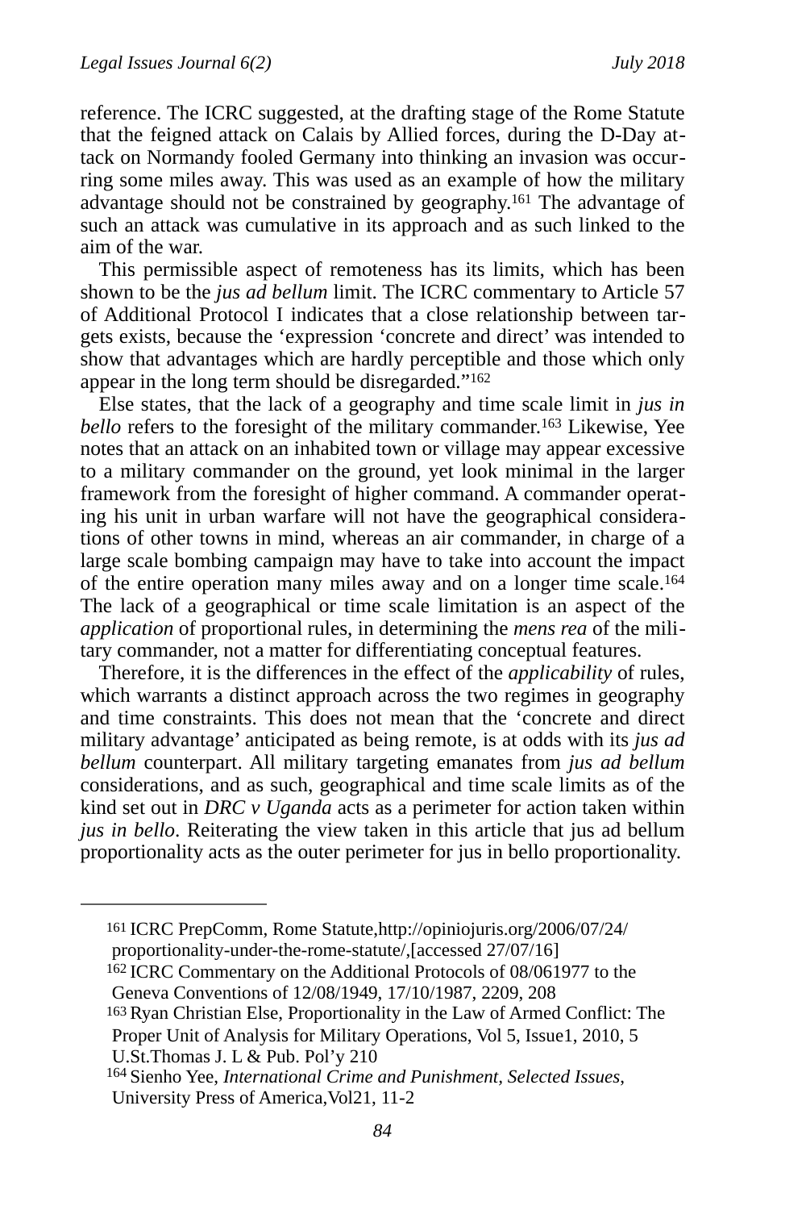reference. The ICRC suggested, at the drafting stage of the Rome Statute that the feigned attack on Calais by Allied forces, during the D-Day attack on Normandy fooled Germany into thinking an invasion was occurring some miles away. This was used as an example of how the military advantage should not be constrained by geography.[161] The advantage of such an attack was cumulative in its approach and as such linked to the aim of the war.

This permissible aspect of remoteness has its limits, which has been shown to be the *jus ad bellum* limit. The ICRC commentary to Article 57 of Additional Protocol I indicates that a close relationship between targets exists, because the 'expression 'concrete and direct' was intended to show that advantages which are hardly perceptible and those which only appear in the long term should be disregarded."[162]

Else states, that the lack of a geography and time scale limit in *jus in bello* refers to the foresight of the military commander.[163] Likewise, Yee notes that an attack on an inhabited town or village may appear excessive to a military commander on the ground, yet look minimal in the larger framework from the foresight of higher command. A commander operating his unit in urban warfare will not have the geographical considerations of other towns in mind, whereas an air commander, in charge of a large scale bombing campaign may have to take into account the impact of the entire operation many miles away and on a longer time scale.[164] The lack of a geographical or time scale limitation is an aspect of the *application* of proportional rules, in determining the *mens rea* of the military commander, not a matter for differentiating conceptual features.

Therefore, it is the differences in the effect of the *applicability* of rules, which warrants a distinct approach across the two regimes in geography and time constraints. This does not mean that the 'concrete and direct military advantage' anticipated as being remote, is at odds with its *jus ad bellum* counterpart. All military targeting emanates from *jus ad bellum* considerations, and as such, geographical and time scale limits as of the kind set out in *DRC v Uganda* acts as a perimeter for action taken within *jus in bello*. Reiterating the view taken in this article that jus ad bellum proportionality acts as the outer perimeter for jus in bello proportionality.

---

[161] ICRC PrepComm, Rome Statute,http://opiniojuris.org/2006/07/24/proportionality-under-the-rome-statute/,[accessed 27/07/16]

[162] ICRC Commentary on the Additional Protocols of 08/061977 to the Geneva Conventions of 12/08/1949, 17/10/1987, 2209, 208

[163] Ryan Christian Else, Proportionality in the Law of Armed Conflict: The Proper Unit of Analysis for Military Operations, Vol 5, Issue1, 2010, 5 U.St.Thomas J. L & Pub. Pol'y 210

[164] Sienho Yee, *International Crime and Punishment, Selected Issues*, University Press of America,Vol21, 11-2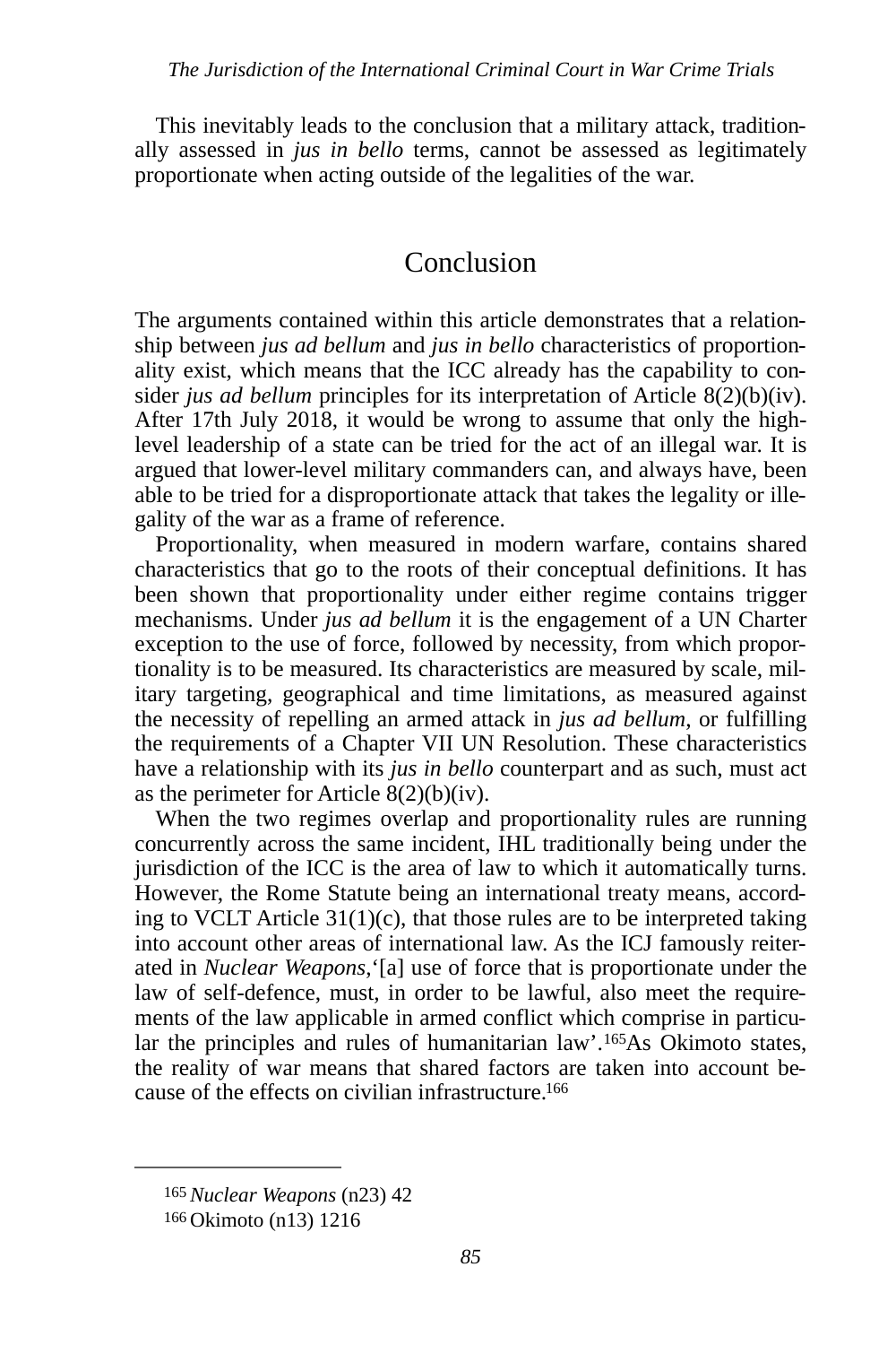This inevitably leads to the conclusion that a military attack, traditionally assessed in *jus in bello* terms, cannot be assessed as legitimately proportionate when acting outside of the legalities of the war.

## Conclusion

The arguments contained within this article demonstrates that a relationship between *jus ad bellum* and *jus in bello* characteristics of proportionality exist, which means that the ICC already has the capability to consider *jus ad bellum* principles for its interpretation of Article 8(2)(b)(iv). After 17th July 2018, it would be wrong to assume that only the high-level leadership of a state can be tried for the act of an illegal war. It is argued that lower-level military commanders can, and always have, been able to be tried for a disproportionate attack that takes the legality or illegality of the war as a frame of reference.

Proportionality, when measured in modern warfare, contains shared characteristics that go to the roots of their conceptual definitions. It has been shown that proportionality under either regime contains trigger mechanisms. Under *jus ad bellum* it is the engagement of a UN Charter exception to the use of force, followed by necessity, from which proportionality is to be measured. Its characteristics are measured by scale, military targeting, geographical and time limitations, as measured against the necessity of repelling an armed attack in *jus ad bellum*, or fulfilling the requirements of a Chapter VII UN Resolution. These characteristics have a relationship with its *jus in bello* counterpart and as such, must act as the perimeter for Article 8(2)(b)(iv).

When the two regimes overlap and proportionality rules are running concurrently across the same incident, IHL traditionally being under the jurisdiction of the ICC is the area of law to which it automatically turns. However, the Rome Statute being an international treaty means, according to VCLT Article 31(1)(c), that those rules are to be interpreted taking into account other areas of international law. As the ICJ famously reiterated in *Nuclear Weapons*,'[a] use of force that is proportionate under the law of self-defence, must, in order to be lawful, also meet the requirements of the law applicable in armed conflict which comprise in particular the principles and rules of humanitarian law'.[165]As Okimoto states, the reality of war means that shared factors are taken into account because of the effects on civilian infrastructure.[166]

---

[165] *Nuclear Weapons* (n23) 42

[166] Okimoto (n13) 1216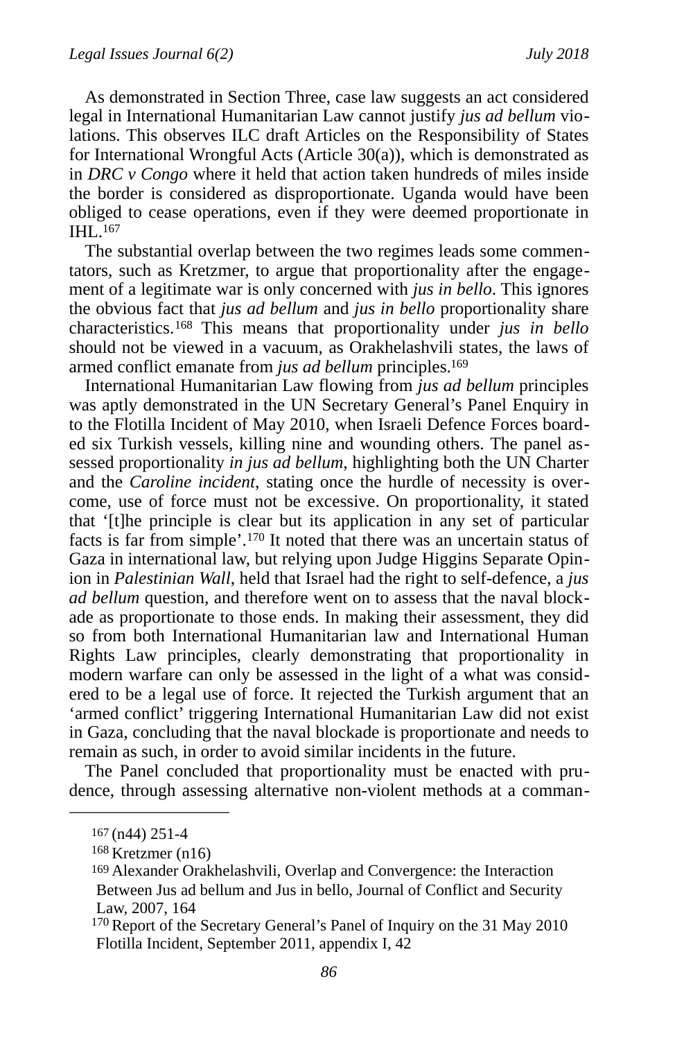As demonstrated in Section Three, case law suggests an act considered legal in International Humanitarian Law cannot justify *jus ad bellum* violations. This observes ILC draft Articles on the Responsibility of States for International Wrongful Acts (Article 30(a)), which is demonstrated as in *DRC v Congo* where it held that action taken hundreds of miles inside the border is considered as disproportionate. Uganda would have been obliged to cease operations, even if they were deemed proportionate in IHL.[167]

The substantial overlap between the two regimes leads some commentators, such as Kretzmer, to argue that proportionality after the engagement of a legitimate war is only concerned with *jus in bello*. This ignores the obvious fact that *jus ad bellum* and *jus in bello* proportionality share characteristics.[168] This means that proportionality under *jus in bello* should not be viewed in a vacuum, as Orakhelashvili states, the laws of armed conflict emanate from *jus ad bellum* principles.[169]

International Humanitarian Law flowing from *jus ad bellum* principles was aptly demonstrated in the UN Secretary General's Panel Enquiry in to the Flotilla Incident of May 2010, when Israeli Defence Forces boarded six Turkish vessels, killing nine and wounding others. The panel assessed proportionality *in jus ad bellum*, highlighting both the UN Charter and the *Caroline incident*, stating once the hurdle of necessity is overcome, use of force must not be excessive. On proportionality, it stated that '[t]he principle is clear but its application in any set of particular facts is far from simple'.[170] It noted that there was an uncertain status of Gaza in international law, but relying upon Judge Higgins Separate Opinion in *Palestinian Wall*, held that Israel had the right to self-defence, a *jus ad bellum* question, and therefore went on to assess that the naval blockade as proportionate to those ends. In making their assessment, they did so from both International Humanitarian law and International Human Rights Law principles, clearly demonstrating that proportionality in modern warfare can only be assessed in the light of a what was considered to be a legal use of force. It rejected the Turkish argument that an 'armed conflict' triggering International Humanitarian Law did not exist in Gaza, concluding that the naval blockade is proportionate and needs to remain as such, in order to avoid similar incidents in the future.

The Panel concluded that proportionality must be enacted with prudence, through assessing alternative non-violent methods at a comman-

---

[167] (n44) 251-4

[168] Kretzmer (n16)

[169] Alexander Orakhelashvili, Overlap and Convergence: the Interaction Between Jus ad bellum and Jus in bello, Journal of Conflict and Security Law, 2007, 164

[170] Report of the Secretary General's Panel of Inquiry on the 31 May 2010 Flotilla Incident, September 2011, appendix I, 42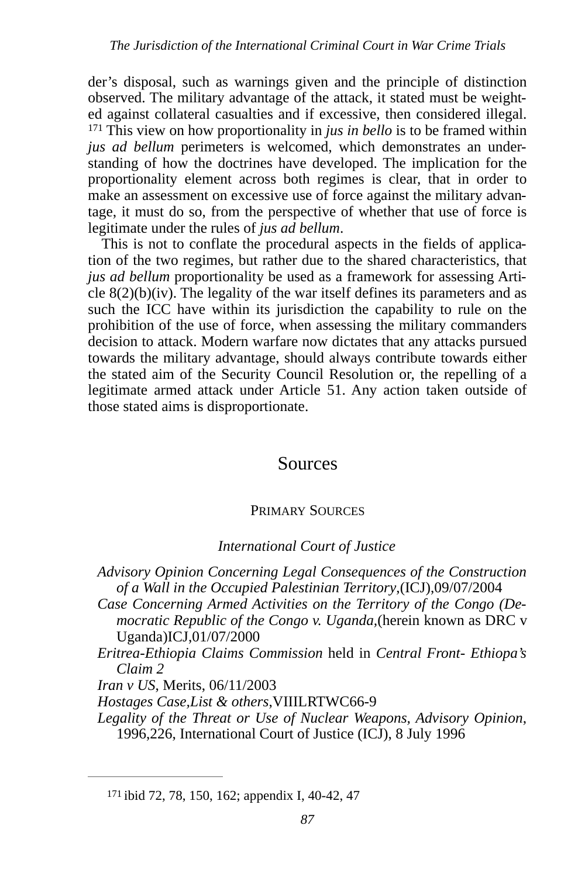der's disposal, such as warnings given and the principle of distinction observed. The military advantage of the attack, it stated must be weighted against collateral casualties and if excessive, then considered illegal. [171] This view on how proportionality in *jus in bello* is to be framed within *jus ad bellum* perimeters is welcomed, which demonstrates an understanding of how the doctrines have developed. The implication for the proportionality element across both regimes is clear, that in order to make an assessment on excessive use of force against the military advantage, it must do so, from the perspective of whether that use of force is legitimate under the rules of *jus ad bellum*.

This is not to conflate the procedural aspects in the fields of application of the two regimes, but rather due to the shared characteristics, that *jus ad bellum* proportionality be used as a framework for assessing Article 8(2)(b)(iv). The legality of the war itself defines its parameters and as such the ICC have within its jurisdiction the capability to rule on the prohibition of the use of force, when assessing the military commanders decision to attack. Modern warfare now dictates that any attacks pursued towards the military advantage, should always contribute towards either the stated aim of the Security Council Resolution or, the repelling of a legitimate armed attack under Article 51. Any action taken outside of those stated aims is disproportionate.

# Sources

## Primary Sources

### *International Court of Justice*

*Advisory Opinion Concerning Legal Consequences of the Construction of a Wall in the Occupied Palestinian Territory*,(ICJ),09/07/2004

*Case Concerning Armed Activities on the Territory of the Congo (Democratic Republic of the Congo v. Uganda*,(herein known as DRC v Uganda)ICJ,01/07/2000

*Eritrea-Ethiopia Claims Commission* held in *Central Front- Ethiopa's Claim 2*

*Iran v US*, Merits, 06/11/2003

*Hostages Case,List & others*,VIIILRTWC66-9

*Legality of the Threat or Use of Nuclear Weapons, Advisory Opinion*, 1996,226, International Court of Justice (ICJ), 8 July 1996

---

[171] ibid 72, 78, 150, 162; appendix I, 40-42, 47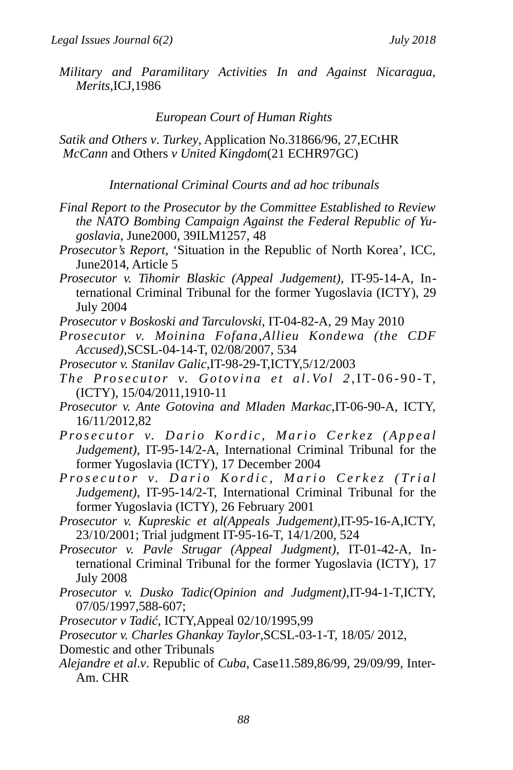*Military and Paramilitary Activities In and Against Nicaragua, Merits*,ICJ,1986

*European Court of Human Rights*

*Satik and Others v. Turkey*, Application No.31866/96, 27,ECtHR
*McCann* and Others *v United Kingdom*(21 ECHR97GC)

*International Criminal Courts and ad hoc tribunals*

*Final Report to the Prosecutor by the Committee Established to Review the NATO Bombing Campaign Against the Federal Republic of Yugoslavia*, June2000, 39ILM1257, 48

*Prosecutor's Report*, 'Situation in the Republic of North Korea', ICC, June2014, Article 5

*Prosecutor v. Tihomir Blaskic (Appeal Judgement)*, IT-95-14-A, International Criminal Tribunal for the former Yugoslavia (ICTY), 29 July 2004

*Prosecutor v Boskoski and Tarculovski*, IT-04-82-A, 29 May 2010

*Prosecutor v. Moinina Fofana,Allieu Kondewa (the CDF Accused)*,SCSL-04-14-T, 02/08/2007, 534

*Prosecutor v. Stanilav Galic*,IT-98-29-T,ICTY,5/12/2003

*The Prosecutor v. Gotovina et al.Vol 2*,IT-06-90-T, (ICTY), 15/04/2011,1910-11

*Prosecutor v. Ante Gotovina and Mladen Markac*,IT-06-90-A, ICTY, 16/11/2012,82

*Prosecutor v. Dario Kordic, Mario Cerkez (Appeal Judgement)*, IT-95-14/2-A, International Criminal Tribunal for the former Yugoslavia (ICTY), 17 December 2004

*Prosecutor v. Dario Kordic, Mario Cerkez (Trial Judgement)*, IT-95-14/2-T, International Criminal Tribunal for the former Yugoslavia (ICTY), 26 February 2001

*Prosecutor v. Kupreskic et al(Appeals Judgement)*,IT-95-16-A,ICTY, 23/10/2001; Trial judgment IT-95-16-T, 14/1/200, 524

*Prosecutor v. Pavle Strugar (Appeal Judgment)*, IT-01-42-A, International Criminal Tribunal for the former Yugoslavia (ICTY), 17 July 2008

*Prosecutor v. Dusko Tadic(Opinion and Judgment)*,IT-94-1-T,ICTY, 07/05/1997,588-607;

*Prosecutor v Tadić*, ICTY,Appeal 02/10/1995,99

*Prosecutor v. Charles Ghankay Taylor*,SCSL-03-1-T, 18/05/ 2012,

Domestic and other Tribunals

*Alejandre et al.v*. Republic of *Cuba*, Case11.589,86/99, 29/09/99, Inter-Am. CHR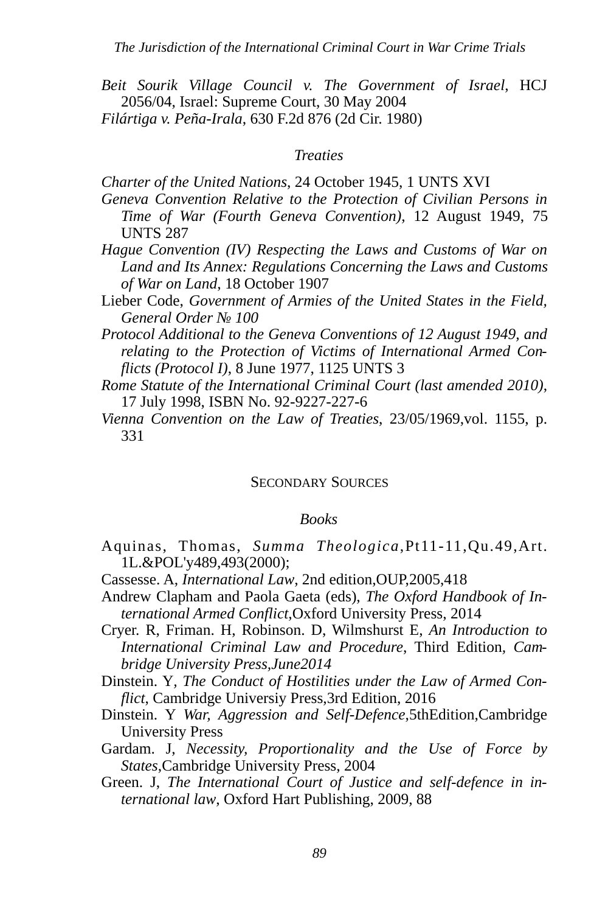*Beit Sourik Village Council v. The Government of Israel*, HCJ 2056/04, Israel: Supreme Court, 30 May 2004

*Filártiga v. Peña-Irala*, 630 F.2d 876 (2d Cir. 1980)

### *Treaties*

*Charter of the United Nations*, 24 October 1945, 1 UNTS XVI

*Geneva Convention Relative to the Protection of Civilian Persons in Time of War (Fourth Geneva Convention)*, 12 August 1949, 75 UNTS 287

*Hague Convention (IV) Respecting the Laws and Customs of War on Land and Its Annex: Regulations Concerning the Laws and Customs of War on Land*, 18 October 1907

Lieber Code, *Government of Armies of the United States in the Field, General Order № 100*

*Protocol Additional to the Geneva Conventions of 12 August 1949, and relating to the Protection of Victims of International Armed Conflicts (Protocol I)*, 8 June 1977, 1125 UNTS 3

*Rome Statute of the International Criminal Court (last amended 2010)*, 17 July 1998, ISBN No. 92-9227-227-6

*Vienna Convention on the Law of Treaties*, 23/05/1969,vol. 1155, p. 331

## Secondary Sources

### *Books*

Aquinas, Thomas, *Summa Theologica*,Pt11-11,Qu.49,Art. 1L.&POL'y489,493(2000);

Cassesse. A, *International Law*, 2nd edition,OUP,2005,418

Andrew Clapham and Paola Gaeta (eds), *The Oxford Handbook of International Armed Conflict*,Oxford University Press, 2014

Cryer. R, Friman. H, Robinson. D, Wilmshurst E, *An Introduction to International Criminal Law and Procedure*, Third Edition, *Cambridge University Press,June2014*

Dinstein. Y, *The Conduct of Hostilities under the Law of Armed Conflict*, Cambridge Universiy Press,3rd Edition, 2016

Dinstein. Y *War, Aggression and Self-Defence*,5thEdition,Cambridge University Press

Gardam. J, *Necessity, Proportionality and the Use of Force by States*,Cambridge University Press, 2004

Green. J, *The International Court of Justice and self-defence in international law*, Oxford Hart Publishing, 2009, 88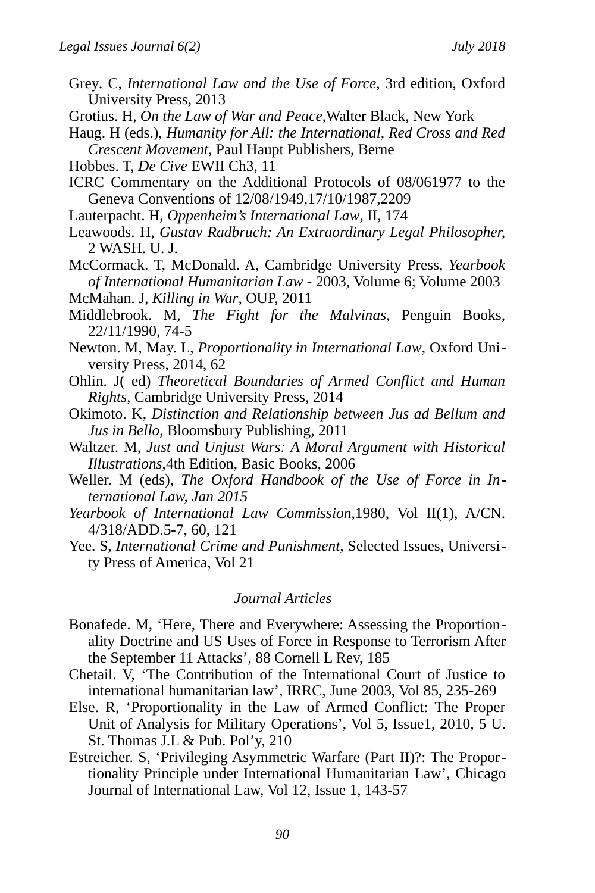Grey. C, *International Law and the Use of Force*, 3rd edition, Oxford University Press, 2013

Grotius. H, *On the Law of War and Peace*,Walter Black, New York

Haug. H (eds.), *Humanity for All: the International, Red Cross and Red Crescent Movement*, Paul Haupt Publishers, Berne

Hobbes. T, *De Cive* EWII Ch3, 11

ICRC Commentary on the Additional Protocols of 08/061977 to the Geneva Conventions of 12/08/1949,17/10/1987,2209

Lauterpacht. H, *Oppenheim's International Law*, II, 174

Leawoods. H, *Gustav Radbruch: An Extraordinary Legal Philosopher,* 2 WASH. U. J.

McCormack. T, McDonald. A, Cambridge University Press, *Yearbook of International Humanitarian Law* - 2003, Volume 6; Volume 2003

McMahan. J, *Killing in War*, OUP, 2011

Middlebrook. M, *The Fight for the Malvinas*, Penguin Books, 22/11/1990, 74-5

Newton. M, May. L, *Proportionality in International Law*, Oxford University Press, 2014, 62

Ohlin. J( ed) *Theoretical Boundaries of Armed Conflict and Human Rights*, Cambridge University Press, 2014

Okimoto. K, *Distinction and Relationship between Jus ad Bellum and Jus in Bello,* Bloomsbury Publishing, 2011

Waltzer. M, *Just and Unjust Wars: A Moral Argument with Historical Illustrations*,4th Edition, Basic Books, 2006

Weller. M (eds), *The Oxford Handbook of the Use of Force in International Law, Jan 2015*

*Yearbook of International Law Commission*,1980, Vol II(1), A/CN. 4/318/ADD.5-7, 60, 121

Yee. S, *International Crime and Punishment*, Selected Issues, University Press of America, Vol 21

### *Journal Articles*

Bonafede. M, 'Here, There and Everywhere: Assessing the Proportionality Doctrine and US Uses of Force in Response to Terrorism After the September 11 Attacks', 88 Cornell L Rev, 185

Chetail. V, 'The Contribution of the International Court of Justice to international humanitarian law', IRRC, June 2003, Vol 85, 235-269

Else. R, 'Proportionality in the Law of Armed Conflict: The Proper Unit of Analysis for Military Operations', Vol 5, Issue1, 2010, 5 U. St. Thomas J.L & Pub. Pol'y, 210

Estreicher. S, 'Privileging Asymmetric Warfare (Part II)?: The Proportionality Principle under International Humanitarian Law', Chicago Journal of International Law, Vol 12, Issue 1, 143-57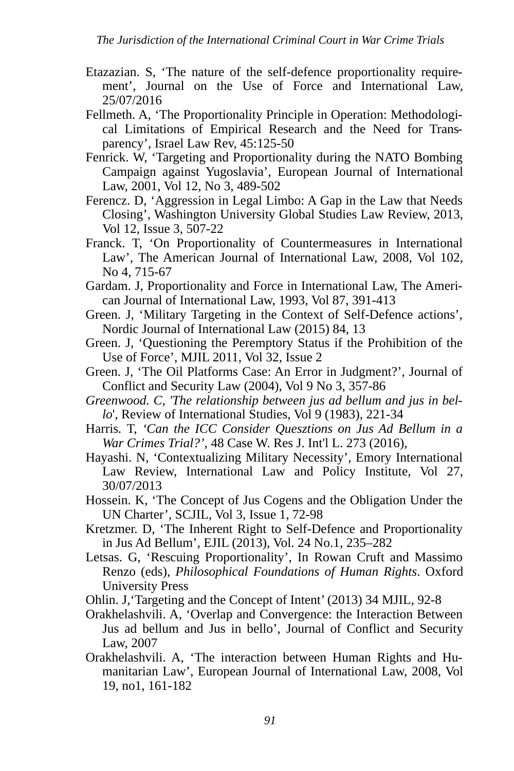Etazazian. S, 'The nature of the self-defence proportionality requirement', Journal on the Use of Force and International Law, 25/07/2016

Fellmeth. A, 'The Proportionality Principle in Operation: Methodological Limitations of Empirical Research and the Need for Transparency', Israel Law Rev, 45:125-50

Fenrick. W, 'Targeting and Proportionality during the NATO Bombing Campaign against Yugoslavia', European Journal of International Law, 2001, Vol 12, No 3, 489-502

Ferencz. D, 'Aggression in Legal Limbo: A Gap in the Law that Needs Closing', Washington University Global Studies Law Review, 2013, Vol 12, Issue 3, 507-22

Franck. T, 'On Proportionality of Countermeasures in International Law', The American Journal of International Law, 2008, Vol 102, No 4, 715-67

Gardam. J, Proportionality and Force in International Law, The American Journal of International Law, 1993, Vol 87, 391-413

Green. J, 'Military Targeting in the Context of Self-Defence actions', Nordic Journal of International Law (2015) 84, 13

Green. J, 'Questioning the Peremptory Status if the Prohibition of the Use of Force', MJIL 2011, Vol 32, Issue 2

Green. J, 'The Oil Platforms Case: An Error in Judgment?', Journal of Conflict and Security Law (2004), Vol 9 No 3, 357-86

*Greenwood. C, 'The relationship between jus ad bellum and jus in bello*', Review of International Studies, Vol 9 (1983), 221-34

Harris. T, *'Can the ICC Consider Quesztions on Jus Ad Bellum in a War Crimes Trial?'*, 48 Case W. Res J. Int'l L. 273 (2016),

Hayashi. N, 'Contextualizing Military Necessity', Emory International Law Review, International Law and Policy Institute, Vol 27, 30/07/2013

Hossein. K, 'The Concept of Jus Cogens and the Obligation Under the UN Charter', SCJIL, Vol 3, Issue 1, 72-98

Kretzmer. D, 'The Inherent Right to Self-Defence and Proportionality in Jus Ad Bellum', EJIL (2013), Vol. 24 No.1, 235–282

Letsas. G, 'Rescuing Proportionality', In Rowan Cruft and Massimo Renzo (eds), *Philosophical Foundations of Human Rights*. Oxford University Press

Ohlin. J,'Targeting and the Concept of Intent' (2013) 34 MJIL, 92-8

Orakhelashvili. A, 'Overlap and Convergence: the Interaction Between Jus ad bellum and Jus in bello', Journal of Conflict and Security Law, 2007

Orakhelashvili. A, 'The interaction between Human Rights and Humanitarian Law', European Journal of International Law, 2008, Vol 19, no1, 161-182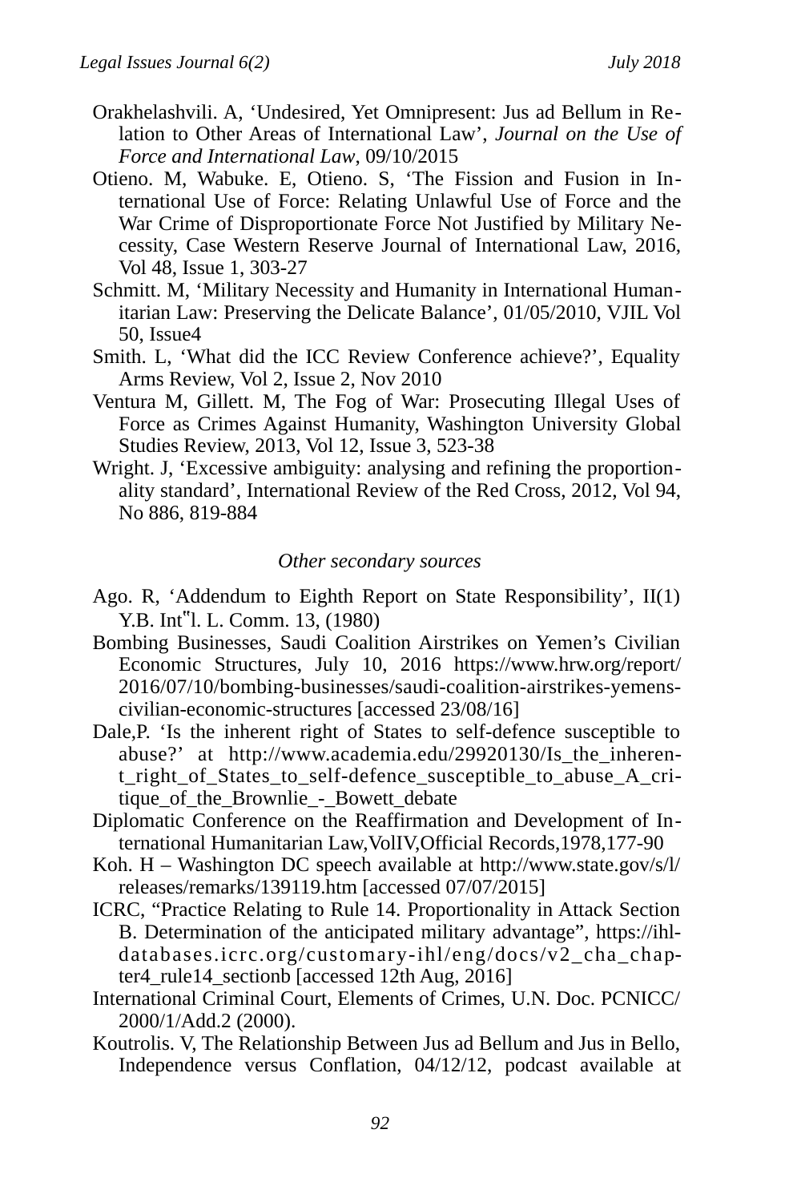Orakhelashvili. A, 'Undesired, Yet Omnipresent: Jus ad Bellum in Relation to Other Areas of International Law', *Journal on the Use of Force and International Law*, 09/10/2015

Otieno. M, Wabuke. E, Otieno. S, 'The Fission and Fusion in International Use of Force: Relating Unlawful Use of Force and the War Crime of Disproportionate Force Not Justified by Military Necessity, Case Western Reserve Journal of International Law, 2016, Vol 48, Issue 1, 303-27

Schmitt. M, 'Military Necessity and Humanity in International Humanitarian Law: Preserving the Delicate Balance', 01/05/2010, VJIL Vol 50, Issue4

Smith. L, 'What did the ICC Review Conference achieve?', Equality Arms Review, Vol 2, Issue 2, Nov 2010

Ventura M, Gillett. M, The Fog of War: Prosecuting Illegal Uses of Force as Crimes Against Humanity, Washington University Global Studies Review, 2013, Vol 12, Issue 3, 523-38

Wright. J, 'Excessive ambiguity: analysing and refining the proportionality standard', International Review of the Red Cross, 2012, Vol 94, No 886, 819-884

*Other secondary sources*

Ago. R, 'Addendum to Eighth Report on State Responsibility', II(1) Y.B. Int"l. L. Comm. 13, (1980)

Bombing Businesses, Saudi Coalition Airstrikes on Yemen's Civilian Economic Structures, July 10, 2016 https://www.hrw.org/report/2016/07/10/bombing-businesses/saudi-coalition-airstrikes-yemens-civilian-economic-structures [accessed 23/08/16]

Dale,P. 'Is the inherent right of States to self-defence susceptible to abuse?' at http://www.academia.edu/29920130/Is_the_inherent_right_of_States_to_self-defence_susceptible_to_abuse_A_critique_of_the_Brownlie_-_Bowett_debate

Diplomatic Conference on the Reaffirmation and Development of International Humanitarian Law,VolIV,Official Records,1978,177-90

Koh. H – Washington DC speech available at http://www.state.gov/s/l/releases/remarks/139119.htm [accessed 07/07/2015]

ICRC, "Practice Relating to Rule 14. Proportionality in Attack Section B. Determination of the anticipated military advantage", https://ihl-databases.icrc.org/customary-ihl/eng/docs/v2_cha_chapter4_rule14_sectionb [accessed 12th Aug, 2016]

International Criminal Court, Elements of Crimes, U.N. Doc. PCNICC/2000/1/Add.2 (2000).

Koutrolis. V, The Relationship Between Jus ad Bellum and Jus in Bello, Independence versus Conflation, 04/12/12, podcast available at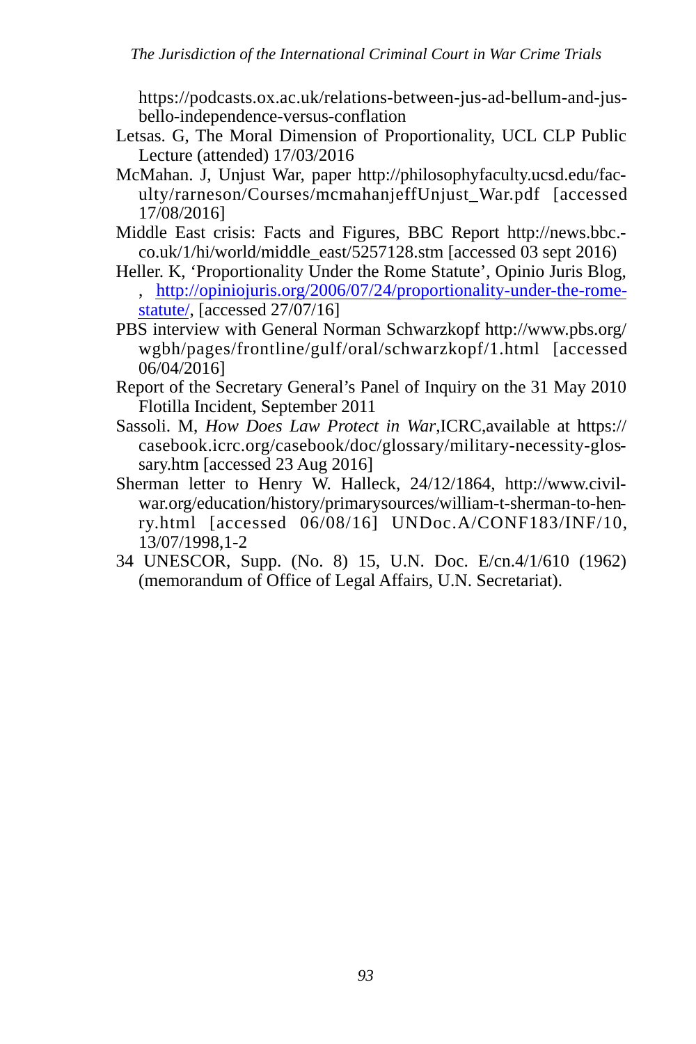https://podcasts.ox.ac.uk/relations-between-jus-ad-bellum-and-jus-bello-independence-versus-conflation

Letsas. G, The Moral Dimension of Proportionality, UCL CLP Public Lecture (attended) 17/03/2016

McMahan. J, Unjust War, paper http://philosophyfaculty.ucsd.edu/faculty/rarneson/Courses/mcmahanjeffUnjust_War.pdf [accessed 17/08/2016]

Middle East crisis: Facts and Figures, BBC Report http://news.bbc.co.uk/1/hi/world/middle_east/5257128.stm [accessed 03 sept 2016)

Heller. K, 'Proportionality Under the Rome Statute', Opinio Juris Blog, , http://opiniojuris.org/2006/07/24/proportionality-under-the-rome-statute/, [accessed 27/07/16]

PBS interview with General Norman Schwarzkopf http://www.pbs.org/wgbh/pages/frontline/gulf/oral/schwarzkopf/1.html [accessed 06/04/2016]

Report of the Secretary General's Panel of Inquiry on the 31 May 2010 Flotilla Incident, September 2011

Sassoli. M, *How Does Law Protect in War*,ICRC,available at https://casebook.icrc.org/casebook/doc/glossary/military-necessity-glossary.htm [accessed 23 Aug 2016]

Sherman letter to Henry W. Halleck, 24/12/1864, http://www.civilwar.org/education/history/primarysources/william-t-sherman-to-henry.html [accessed 06/08/16] UNDoc.A/CONF183/INF/10, 13/07/1998,1-2

34 UNESCOR, Supp. (No. 8) 15, U.N. Doc. E/cn.4/1/610 (1962) (memorandum of Office of Legal Affairs, U.N. Secretariat).